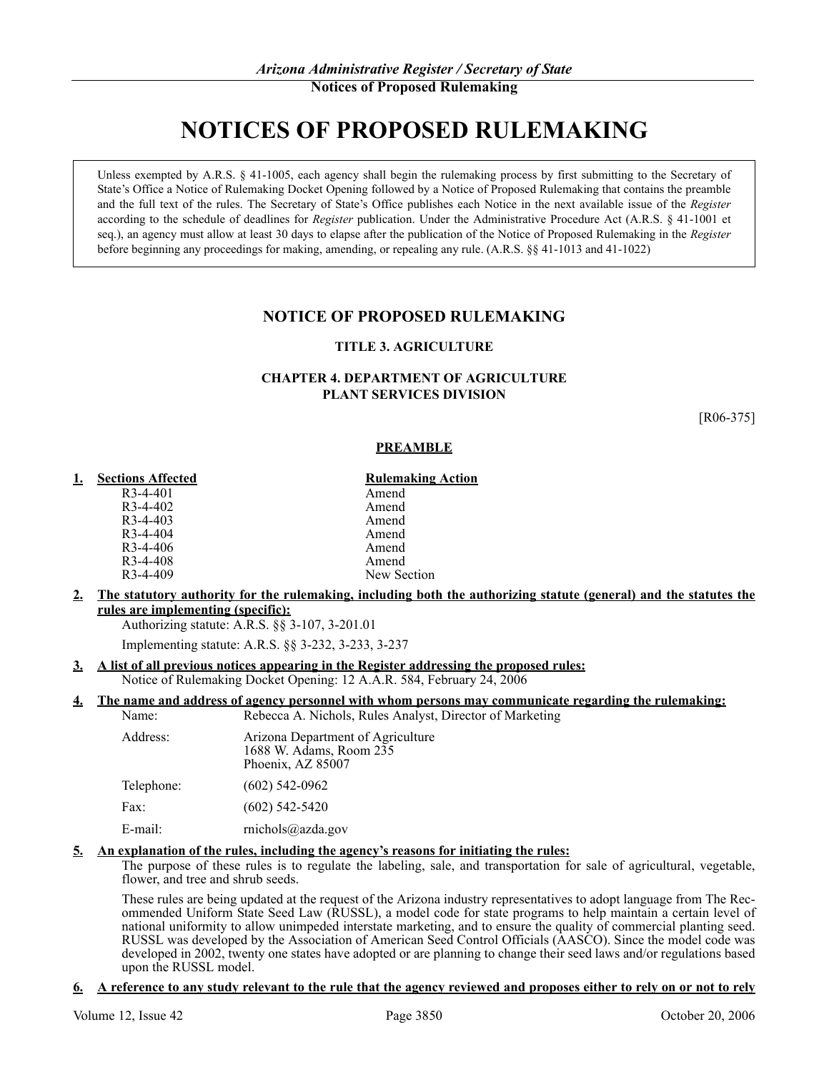# NOTICES OF PROPOSED RULEMAKING

> Unless exempted by A.R.S. § 41-1005, each agency shall begin the rulemaking process by first submitting to the Secretary of State's Office a Notice of Rulemaking Docket Opening followed by a Notice of Proposed Rulemaking that contains the preamble and the full text of the rules. The Secretary of State's Office publishes each Notice in the next available issue of the *Register* according to the schedule of deadlines for *Register* publication. Under the Administrative Procedure Act (A.R.S. § 41-1001 et seq.), an agency must allow at least 30 days to elapse after the publication of the Notice of Proposed Rulemaking in the *Register* before beginning any proceedings for making, amending, or repealing any rule. (A.R.S. §§ 41-1013 and 41-1022)

## NOTICE OF PROPOSED RULEMAKING

### TITLE 3. AGRICULTURE

### CHAPTER 4. DEPARTMENT OF AGRICULTURE PLANT SERVICES DIVISION

[R06-375]

**PREAMBLE**

1. **Sections Affected** / **Rulemaking Action**

| Sections Affected | Rulemaking Action |
|---|---|
| R3-4-401 | Amend |
| R3-4-402 | Amend |
| R3-4-403 | Amend |
| R3-4-404 | Amend |
| R3-4-406 | Amend |
| R3-4-408 | Amend |
| R3-4-409 | New Section |

2. **The statutory authority for the rulemaking, including both the authorizing statute (general) and the statutes the rules are implementing (specific):**

   Authorizing statute: A.R.S. §§ 3-107, 3-201.01

   Implementing statute: A.R.S. §§ 3-232, 3-233, 3-237

3. **A list of all previous notices appearing in the Register addressing the proposed rules:**

   Notice of Rulemaking Docket Opening: 12 A.A.R. 584, February 24, 2006

4. **The name and address of agency personnel with whom persons may communicate regarding the rulemaking:**

   Name: Rebecca A. Nichols, Rules Analyst, Director of Marketing

   Address: Arizona Department of Agriculture
   1688 W. Adams, Room 235
   Phoenix, AZ 85007

   Telephone: (602) 542-0962

   Fax: (602) 542-5420

   E-mail: rnichols@azda.gov

5. **An explanation of the rules, including the agency's reasons for initiating the rules:**

   The purpose of these rules is to regulate the labeling, sale, and transportation for sale of agricultural, vegetable, flower, and tree and shrub seeds.

   These rules are being updated at the request of the Arizona industry representatives to adopt language from The Recommended Uniform State Seed Law (RUSSL), a model code for state programs to help maintain a certain level of national uniformity to allow unimpeded interstate marketing, and to ensure the quality of commercial planting seed. RUSSL was developed by the Association of American Seed Control Officials (AASCO). Since the model code was developed in 2002, twenty one states have adopted or are planning to change their seed laws and/or regulations based upon the RUSSL model.

6. **A reference to any study relevant to the rule that the agency reviewed and proposes either to rely on or not to rely**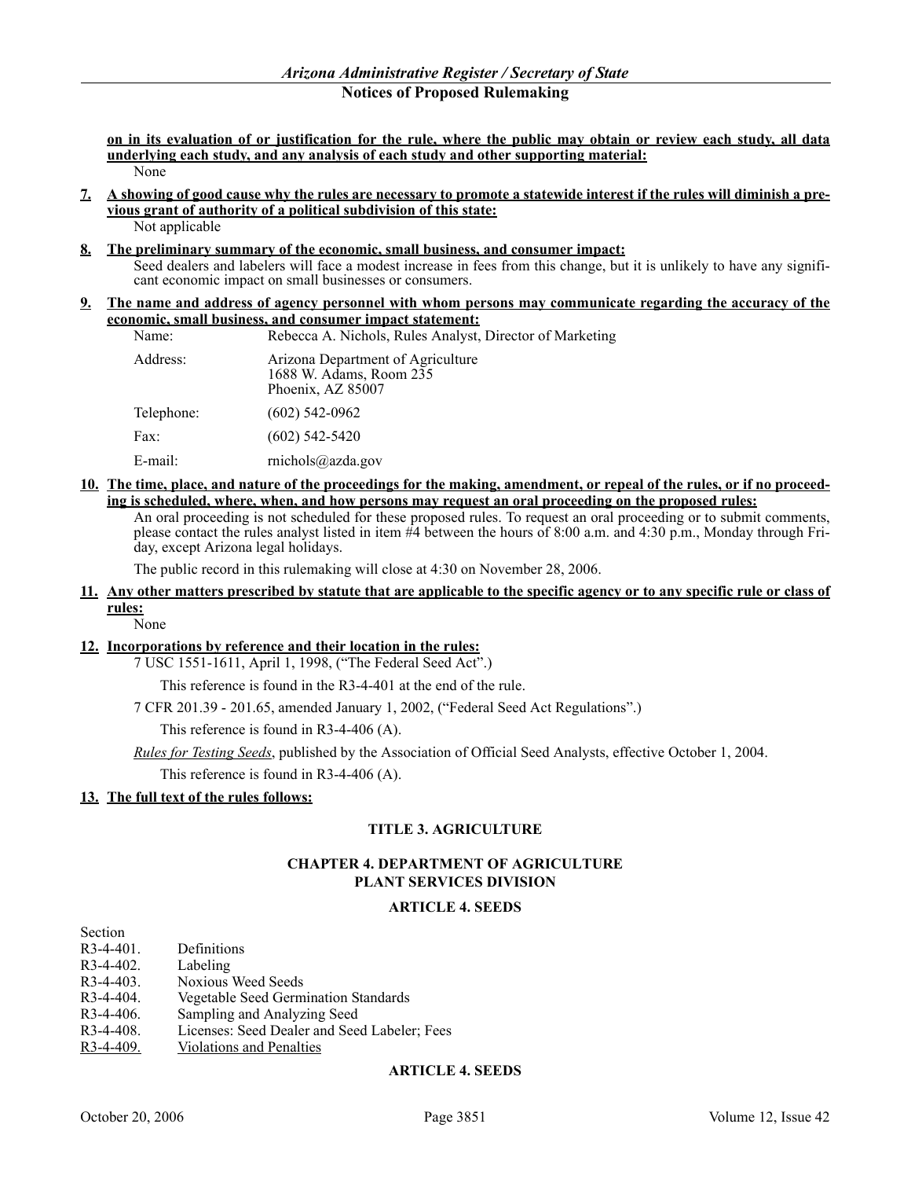**on in its evaluation of or justification for the rule, where the public may obtain or review each study, all data underlying each study, and any analysis of each study and other supporting material:**

None

**7. A showing of good cause why the rules are necessary to promote a statewide interest if the rules will diminish a previous grant of authority of a political subdivision of this state:**

Not applicable

**8. The preliminary summary of the economic, small business, and consumer impact:**

Seed dealers and labelers will face a modest increase in fees from this change, but it is unlikely to have any significant economic impact on small businesses or consumers.

**9. The name and address of agency personnel with whom persons may communicate regarding the accuracy of the economic, small business, and consumer impact statement:**

| | |
|---|---|
| Name: | Rebecca A. Nichols, Rules Analyst, Director of Marketing |
| Address: | Arizona Department of Agriculture<br>1688 W. Adams, Room 235<br>Phoenix, AZ 85007 |
| Telephone: | (602) 542-0962 |
| Fax: | (602) 542-5420 |
| E-mail: | rnichols@azda.gov |

**10. The time, place, and nature of the proceedings for the making, amendment, or repeal of the rules, or if no proceeding is scheduled, where, when, and how persons may request an oral proceeding on the proposed rules:**

An oral proceeding is not scheduled for these proposed rules. To request an oral proceeding or to submit comments, please contact the rules analyst listed in item #4 between the hours of 8:00 a.m. and 4:30 p.m., Monday through Friday, except Arizona legal holidays.

The public record in this rulemaking will close at 4:30 on November 28, 2006.

**11. Any other matters prescribed by statute that are applicable to the specific agency or to any specific rule or class of rules:**

None

**12. Incorporations by reference and their location in the rules:**

7 USC 1551-1611, April 1, 1998, ("The Federal Seed Act".)

This reference is found in the R3-4-401 at the end of the rule.

7 CFR 201.39 - 201.65, amended January 1, 2002, ("Federal Seed Act Regulations".)

This reference is found in R3-4-406 (A).

*Rules for Testing Seeds*, published by the Association of Official Seed Analysts, effective October 1, 2004.

This reference is found in R3-4-406 (A).

**13. The full text of the rules follows:**

## TITLE 3. AGRICULTURE

## CHAPTER 4. DEPARTMENT OF AGRICULTURE PLANT SERVICES DIVISION

## ARTICLE 4. SEEDS

Section

R3-4-401. Definitions
R3-4-402. Labeling
R3-4-403. Noxious Weed Seeds
R3-4-404. Vegetable Seed Germination Standards
R3-4-406. Sampling and Analyzing Seed
R3-4-408. Licenses: Seed Dealer and Seed Labeler; Fees
R3-4-409. Violations and Penalties

## ARTICLE 4. SEEDS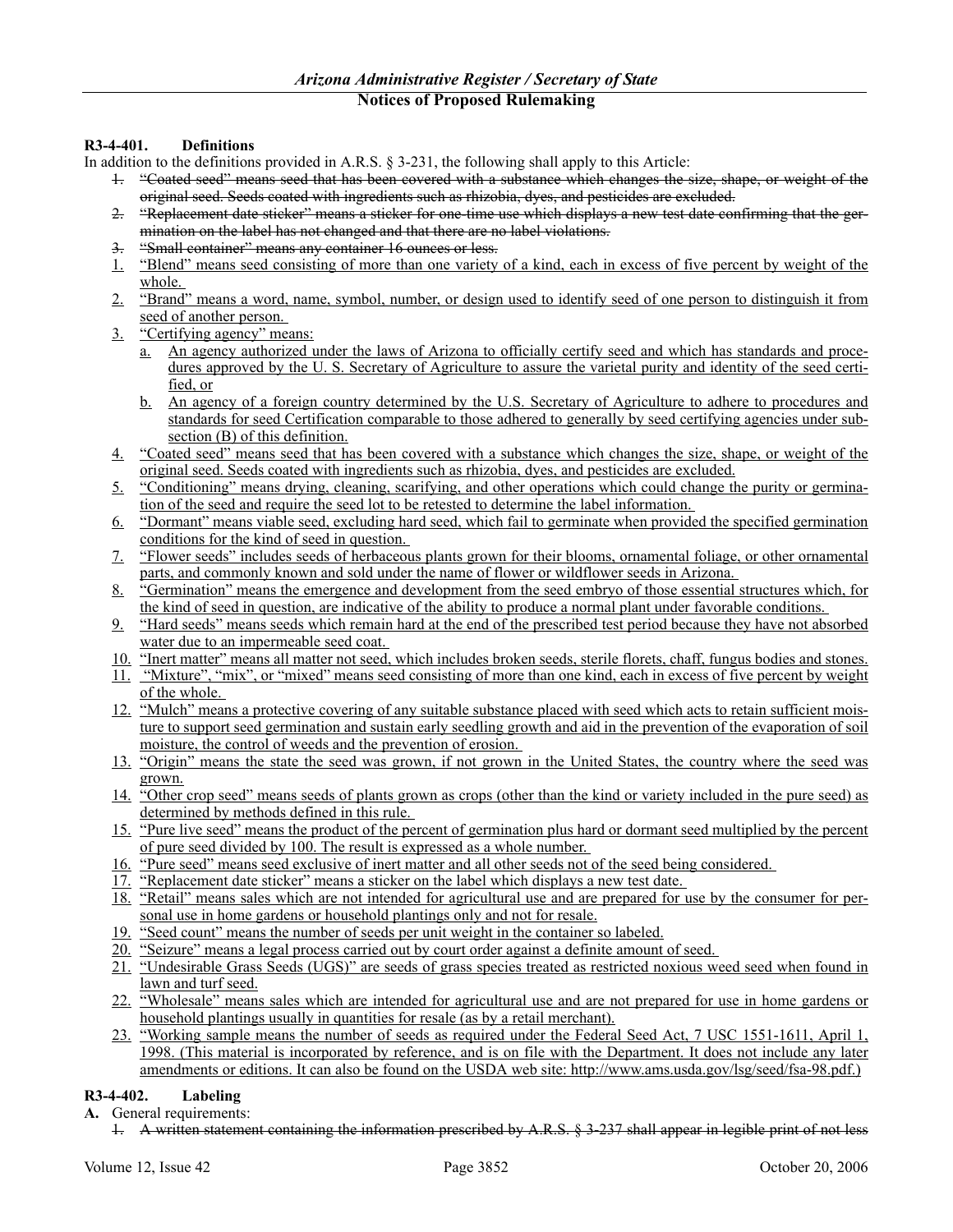**R3-4-401. Definitions**

In addition to the definitions provided in A.R.S. § 3-231, the following shall apply to this Article:

~~1. "Coated seed" means seed that has been covered with a substance which changes the size, shape, or weight of the original seed. Seeds coated with ingredients such as rhizobia, dyes, and pesticides are excluded.~~

~~2. "Replacement date sticker" means a sticker for one-time use which displays a new test date confirming that the germination on the label has not changed and that there are no label violations.~~

~~3. "Small container" means any container 16 ounces or less.~~

1. "Blend" means seed consisting of more than one variety of a kind, each in excess of five percent by weight of the whole.
2. "Brand" means a word, name, symbol, number, or design used to identify seed of one person to distinguish it from seed of another person.
3. "Certifying agency" means:
   a. An agency authorized under the laws of Arizona to officially certify seed and which has standards and procedures approved by the U. S. Secretary of Agriculture to assure the varietal purity and identity of the seed certified, or
   b. An agency of a foreign country determined by the U.S. Secretary of Agriculture to adhere to procedures and standards for seed Certification comparable to those adhered to generally by seed certifying agencies under subsection (B) of this definition.
4. "Coated seed" means seed that has been covered with a substance which changes the size, shape, or weight of the original seed. Seeds coated with ingredients such as rhizobia, dyes, and pesticides are excluded.
5. "Conditioning" means drying, cleaning, scarifying, and other operations which could change the purity or germination of the seed and require the seed lot to be retested to determine the label information.
6. "Dormant" means viable seed, excluding hard seed, which fail to germinate when provided the specified germination conditions for the kind of seed in question.
7. "Flower seeds" includes seeds of herbaceous plants grown for their blooms, ornamental foliage, or other ornamental parts, and commonly known and sold under the name of flower or wildflower seeds in Arizona.
8. "Germination" means the emergence and development from the seed embryo of those essential structures which, for the kind of seed in question, are indicative of the ability to produce a normal plant under favorable conditions.
9. "Hard seeds" means seeds which remain hard at the end of the prescribed test period because they have not absorbed water due to an impermeable seed coat.
10. "Inert matter" means all matter not seed, which includes broken seeds, sterile florets, chaff, fungus bodies and stones.
11. "Mixture", "mix", or "mixed" means seed consisting of more than one kind, each in excess of five percent by weight of the whole.
12. "Mulch" means a protective covering of any suitable substance placed with seed which acts to retain sufficient moisture to support seed germination and sustain early seedling growth and aid in the prevention of the evaporation of soil moisture, the control of weeds and the prevention of erosion.
13. "Origin" means the state the seed was grown, if not grown in the United States, the country where the seed was grown.
14. "Other crop seed" means seeds of plants grown as crops (other than the kind or variety included in the pure seed) as determined by methods defined in this rule.
15. "Pure live seed" means the product of the percent of germination plus hard or dormant seed multiplied by the percent of pure seed divided by 100. The result is expressed as a whole number.
16. "Pure seed" means seed exclusive of inert matter and all other seeds not of the seed being considered.
17. "Replacement date sticker" means a sticker on the label which displays a new test date.
18. "Retail" means sales which are not intended for agricultural use and are prepared for use by the consumer for personal use in home gardens or household plantings only and not for resale.
19. "Seed count" means the number of seeds per unit weight in the container so labeled.
20. "Seizure" means a legal process carried out by court order against a definite amount of seed.
21. "Undesirable Grass Seeds (UGS)" are seeds of grass species treated as restricted noxious weed seed when found in lawn and turf seed.
22. "Wholesale" means sales which are intended for agricultural use and are not prepared for use in home gardens or household plantings usually in quantities for resale (as by a retail merchant).
23. "Working sample means the number of seeds as required under the Federal Seed Act, 7 USC 1551-1611, April 1, 1998. (This material is incorporated by reference, and is on file with the Department. It does not include any later amendments or editions. It can also be found on the USDA web site: http://www.ams.usda.gov/lsg/seed/fsa-98.pdf.)

**R3-4-402. Labeling**

**A.** General requirements:

~~1. A written statement containing the information prescribed by A.R.S. § 3-237 shall appear in legible print of not less~~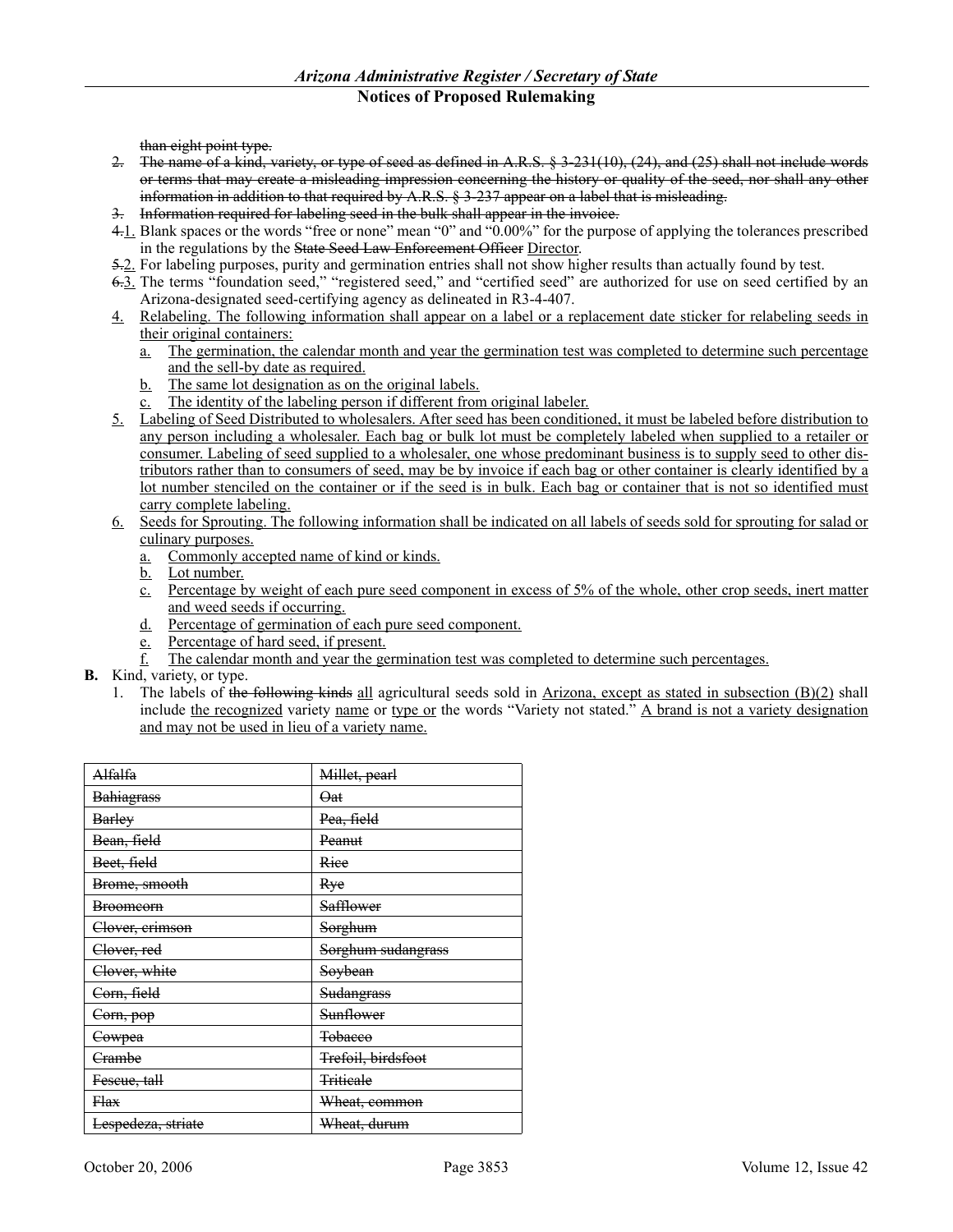than eight point type.

2. ~~The name of a kind, variety, or type of seed as defined in A.R.S. § 3-231(10), (24), and (25) shall not include words or terms that may create a misleading impression concerning the history or quality of the seed, nor shall any other information in addition to that required by A.R.S. § 3-237 appear on a label that is misleading.~~
3. ~~Information required for labeling seed in the bulk shall appear in the invoice.~~

~~4.~~1. Blank spaces or the words "free or none" mean "0" and "0.00%" for the purpose of applying the tolerances prescribed in the regulations by the ~~State Seed Law Enforcement Officer~~ Director.

~~5.~~2. For labeling purposes, purity and germination entries shall not show higher results than actually found by test.

~~6.~~3. The terms "foundation seed," "registered seed," and "certified seed" are authorized for use on seed certified by an Arizona-designated seed-certifying agency as delineated in R3-4-407.

4. Relabeling. The following information shall appear on a label or a replacement date sticker for relabeling seeds in their original containers:
   a. The germination, the calendar month and year the germination test was completed to determine such percentage and the sell-by date as required.
   b. The same lot designation as on the original labels.
   c. The identity of the labeling person if different from original labeler.
5. Labeling of Seed Distributed to wholesalers. After seed has been conditioned, it must be labeled before distribution to any person including a wholesaler. Each bag or bulk lot must be completely labeled when supplied to a retailer or consumer. Labeling of seed supplied to a wholesaler, one whose predominant business is to supply seed to other distributors rather than to consumers of seed, may be by invoice if each bag or other container is clearly identified by a lot number stenciled on the container or if the seed is in bulk. Each bag or container that is not so identified must carry complete labeling.
6. Seeds for Sprouting. The following information shall be indicated on all labels of seeds sold for sprouting for salad or culinary purposes.
   a. Commonly accepted name of kind or kinds.
   b. Lot number.
   c. Percentage by weight of each pure seed component in excess of 5% of the whole, other crop seeds, inert matter and weed seeds if occurring.
   d. Percentage of germination of each pure seed component.
   e. Percentage of hard seed, if present.
   f. The calendar month and year the germination test was completed to determine such percentages.

**B.** Kind, variety, or type.

1. The labels of ~~the following kinds~~ all agricultural seeds sold in Arizona, except as stated in subsection (B)(2) shall include the recognized variety name or type or the words "Variety not stated." A brand is not a variety designation and may not be used in lieu of a variety name.

| ~~Alfalfa~~ | ~~Millet, pearl~~ |
|---|---|
| ~~Bahiagrass~~ | ~~Oat~~ |
| ~~Barley~~ | ~~Pea, field~~ |
| ~~Bean, field~~ | ~~Peanut~~ |
| ~~Beet, field~~ | ~~Rice~~ |
| ~~Brome, smooth~~ | ~~Rye~~ |
| ~~Broomcorn~~ | ~~Safflower~~ |
| ~~Clover, crimson~~ | ~~Sorghum~~ |
| ~~Clover, red~~ | ~~Sorghum sudangrass~~ |
| ~~Clover, white~~ | ~~Soybean~~ |
| ~~Corn, field~~ | ~~Sudangrass~~ |
| ~~Corn, pop~~ | ~~Sunflower~~ |
| ~~Cowpea~~ | ~~Tobacco~~ |
| ~~Crambe~~ | ~~Trefoil, birdsfoot~~ |
| ~~Fescue, tall~~ | ~~Triticale~~ |
| ~~Flax~~ | ~~Wheat, common~~ |
| ~~Lespedeza, striate~~ | ~~Wheat, durum~~ |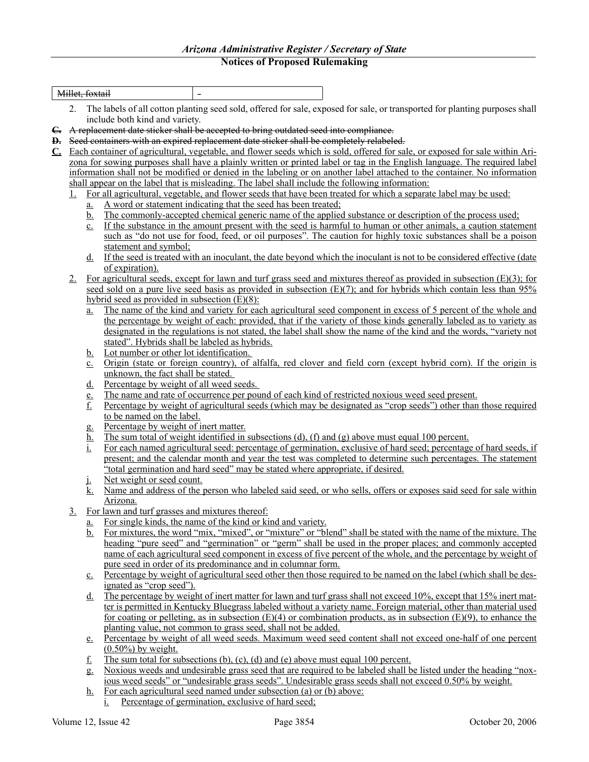| ~~Millet, foxtail~~ | ~~-~~ |
|---|---|

2. The labels of all cotton planting seed sold, offered for sale, exposed for sale, or transported for planting purposes shall include both kind and variety.

~~C. A replacement date sticker shall be accepted to bring outdated seed into compliance.~~

~~D. Seed containers with an expired replacement date sticker shall be completely relabeled.~~

C. Each container of agricultural, vegetable, and flower seeds which is sold, offered for sale, or exposed for sale within Arizona for sowing purposes shall have a plainly written or printed label or tag in the English language. The required label information shall not be modified or denied in the labeling or on another label attached to the container. No information shall appear on the label that is misleading. The label shall include the following information:

1. For all agricultural, vegetable, and flower seeds that have been treated for which a separate label may be used:
   a. A word or statement indicating that the seed has been treated;
   b. The commonly-accepted chemical generic name of the applied substance or description of the process used;
   c. If the substance in the amount present with the seed is harmful to human or other animals, a caution statement such as "do not use for food, feed, or oil purposes". The caution for highly toxic substances shall be a poison statement and symbol;
   d. If the seed is treated with an inoculant, the date beyond which the inoculant is not to be considered effective (date of expiration).
2. For agricultural seeds, except for lawn and turf grass seed and mixtures thereof as provided in subsection (E)(3); for seed sold on a pure live seed basis as provided in subsection (E)(7); and for hybrids which contain less than 95% hybrid seed as provided in subsection (E)(8):
   a. The name of the kind and variety for each agricultural seed component in excess of 5 percent of the whole and the percentage by weight of each: provided, that if the variety of those kinds generally labeled as to variety as designated in the regulations is not stated, the label shall show the name of the kind and the words, "variety not stated". Hybrids shall be labeled as hybrids.
   b. Lot number or other lot identification.
   c. Origin (state or foreign country), of alfalfa, red clover and field corn (except hybrid corn). If the origin is unknown, the fact shall be stated.
   d. Percentage by weight of all weed seeds.
   e. The name and rate of occurrence per pound of each kind of restricted noxious weed seed present.
   f. Percentage by weight of agricultural seeds (which may be designated as "crop seeds") other than those required to be named on the label.
   g. Percentage by weight of inert matter.
   h. The sum total of weight identified in subsections (d), (f) and (g) above must equal 100 percent.
   i. For each named agricultural seed: percentage of germination, exclusive of hard seed; percentage of hard seeds, if present; and the calendar month and year the test was completed to determine such percentages. The statement "total germination and hard seed" may be stated where appropriate, if desired.
   j. Net weight or seed count.
   k. Name and address of the person who labeled said seed, or who sells, offers or exposes said seed for sale within Arizona.
3. For lawn and turf grasses and mixtures thereof:
   a. For single kinds, the name of the kind or kind and variety.
   b. For mixtures, the word "mix, "mixed", or "mixture" or "blend" shall be stated with the name of the mixture. The heading "pure seed" and "germination" or "germ" shall be used in the proper places; and commonly accepted name of each agricultural seed component in excess of five percent of the whole, and the percentage by weight of pure seed in order of its predominance and in columnar form.
   c. Percentage by weight of agricultural seed other then those required to be named on the label (which shall be designated as "crop seed").
   d. The percentage by weight of inert matter for lawn and turf grass shall not exceed 10%, except that 15% inert matter is permitted in Kentucky Bluegrass labeled without a variety name. Foreign material, other than material used for coating or pelleting, as in subsection (E)(4) or combination products, as in subsection (E)(9), to enhance the planting value, not common to grass seed, shall not be added.
   e. Percentage by weight of all weed seeds. Maximum weed seed content shall not exceed one-half of one percent (0.50%) by weight.
   f. The sum total for subsections (b), (c), (d) and (e) above must equal 100 percent.
   g. Noxious weeds and undesirable grass seed that are required to be labeled shall be listed under the heading "noxious weed seeds" or "undesirable grass seeds". Undesirable grass seeds shall not exceed 0.50% by weight.
   h. For each agricultural seed named under subsection (a) or (b) above:
      i. Percentage of germination, exclusive of hard seed;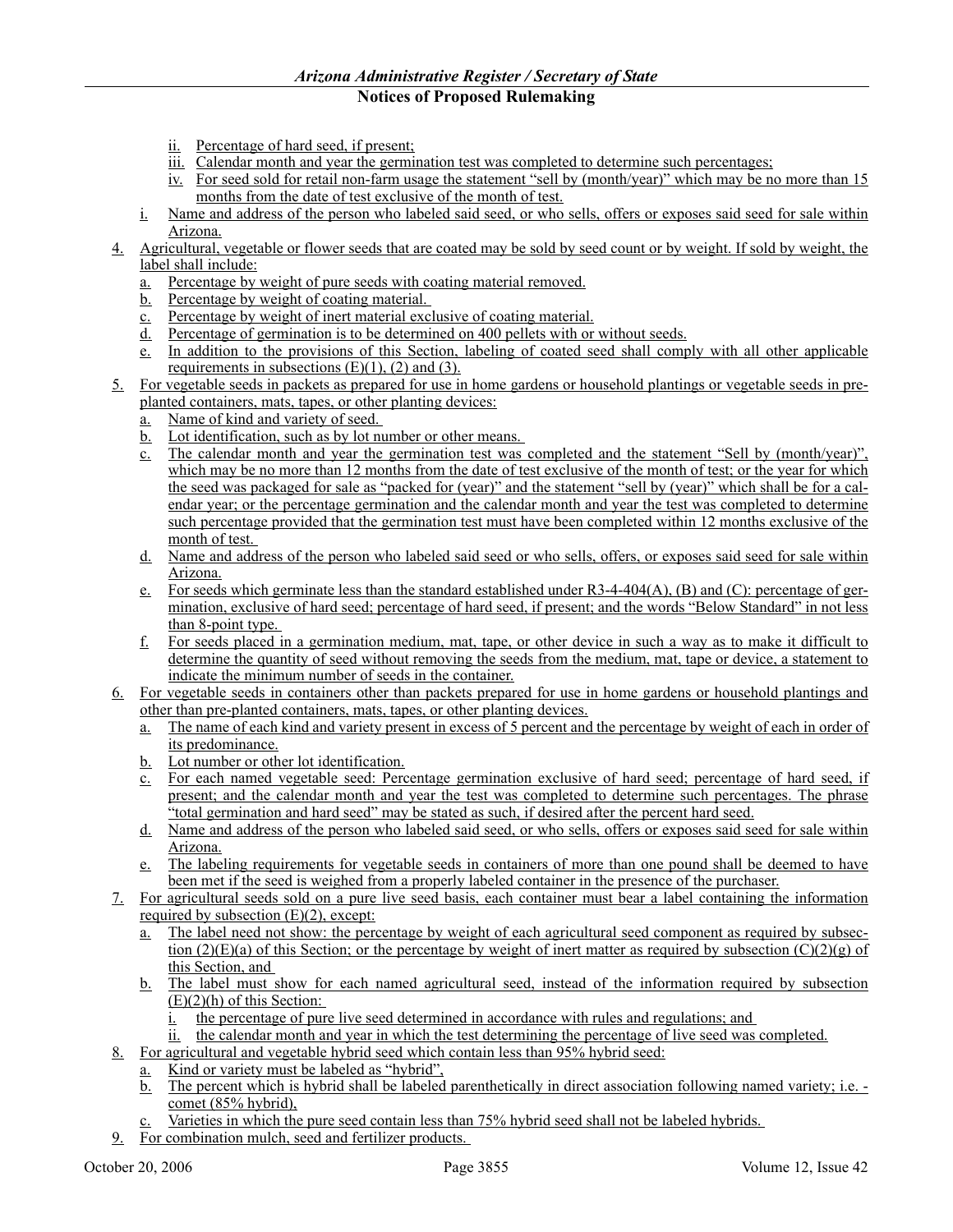ii. Percentage of hard seed, if present;
iii. Calendar month and year the germination test was completed to determine such percentages;
iv. For seed sold for retail non-farm usage the statement "sell by (month/year)" which may be no more than 15 months from the date of test exclusive of the month of test.

i. Name and address of the person who labeled said seed, or who sells, offers or exposes said seed for sale within Arizona.

4. Agricultural, vegetable or flower seeds that are coated may be sold by seed count or by weight. If sold by weight, the label shall include:
   a. Percentage by weight of pure seeds with coating material removed.
   b. Percentage by weight of coating material.
   c. Percentage by weight of inert material exclusive of coating material.
   d. Percentage of germination is to be determined on 400 pellets with or without seeds.
   e. In addition to the provisions of this Section, labeling of coated seed shall comply with all other applicable requirements in subsections (E)(1), (2) and (3).
5. For vegetable seeds in packets as prepared for use in home gardens or household plantings or vegetable seeds in pre-planted containers, mats, tapes, or other planting devices:
   a. Name of kind and variety of seed.
   b. Lot identification, such as by lot number or other means.
   c. The calendar month and year the germination test was completed and the statement "Sell by (month/year)", which may be no more than 12 months from the date of test exclusive of the month of test; or the year for which the seed was packaged for sale as "packed for (year)" and the statement "sell by (year)" which shall be for a calendar year; or the percentage germination and the calendar month and year the test was completed to determine such percentage provided that the germination test must have been completed within 12 months exclusive of the month of test.
   d. Name and address of the person who labeled said seed or who sells, offers, or exposes said seed for sale within Arizona.
   e. For seeds which germinate less than the standard established under R3-4-404(A), (B) and (C): percentage of germination, exclusive of hard seed; percentage of hard seed, if present; and the words "Below Standard" in not less than 8-point type.
   f. For seeds placed in a germination medium, mat, tape, or other device in such a way as to make it difficult to determine the quantity of seed without removing the seeds from the medium, mat, tape or device, a statement to indicate the minimum number of seeds in the container.
6. For vegetable seeds in containers other than packets prepared for use in home gardens or household plantings and other than pre-planted containers, mats, tapes, or other planting devices.
   a. The name of each kind and variety present in excess of 5 percent and the percentage by weight of each in order of its predominance.
   b. Lot number or other lot identification.
   c. For each named vegetable seed: Percentage germination exclusive of hard seed; percentage of hard seed, if present; and the calendar month and year the test was completed to determine such percentages. The phrase "total germination and hard seed" may be stated as such, if desired after the percent hard seed.
   d. Name and address of the person who labeled said seed, or who sells, offers or exposes said seed for sale within Arizona.
   e. The labeling requirements for vegetable seeds in containers of more than one pound shall be deemed to have been met if the seed is weighed from a properly labeled container in the presence of the purchaser.
7. For agricultural seeds sold on a pure live seed basis, each container must bear a label containing the information required by subsection (E)(2), except:
   a. The label need not show: the percentage by weight of each agricultural seed component as required by subsection (2)(E)(a) of this Section; or the percentage by weight of inert matter as required by subsection (C)(2)(g) of this Section, and
   b. The label must show for each named agricultural seed, instead of the information required by subsection (E)(2)(h) of this Section:
      i. the percentage of pure live seed determined in accordance with rules and regulations; and
      ii. the calendar month and year in which the test determining the percentage of live seed was completed.
8. For agricultural and vegetable hybrid seed which contain less than 95% hybrid seed:
   a. Kind or variety must be labeled as "hybrid",
   b. The percent which is hybrid shall be labeled parenthetically in direct association following named variety; i.e. - comet (85% hybrid),
   c. Varieties in which the pure seed contain less than 75% hybrid seed shall not be labeled hybrids.
9. For combination mulch, seed and fertilizer products.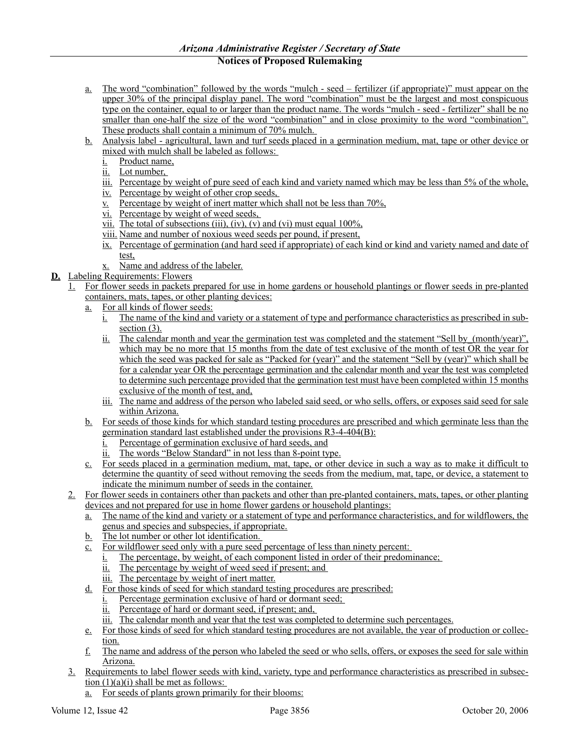a. The word "combination" followed by the words "mulch - seed – fertilizer (if appropriate)" must appear on the upper 30% of the principal display panel. The word "combination" must be the largest and most conspicuous type on the container, equal to or larger than the product name. The words "mulch - seed - fertilizer" shall be no smaller than one-half the size of the word "combination" and in close proximity to the word "combination". These products shall contain a minimum of 70% mulch.

b. Analysis label - agricultural, lawn and turf seeds placed in a germination medium, mat, tape or other device or mixed with mulch shall be labeled as follows:

   i. Product name,
   ii. Lot number,
   iii. Percentage by weight of pure seed of each kind and variety named which may be less than 5% of the whole,
   iv. Percentage by weight of other crop seeds,
   v. Percentage by weight of inert matter which shall not be less than 70%,
   vi. Percentage by weight of weed seeds,
   vii. The total of subsections (iii), (iv), (v) and (vi) must equal 100%,
   viii. Name and number of noxious weed seeds per pound, if present,
   ix. Percentage of germination (and hard seed if appropriate) of each kind or kind and variety named and date of test,
   x. Name and address of the labeler.

**D.** Labeling Requirements: Flowers

1. For flower seeds in packets prepared for use in home gardens or household plantings or flower seeds in pre-planted containers, mats, tapes, or other planting devices:
   a. For all kinds of flower seeds:
      i. The name of the kind and variety or a statement of type and performance characteristics as prescribed in subsection (3).
      ii. The calendar month and year the germination test was completed and the statement "Sell by (month/year)", which may be no more that 15 months from the date of test exclusive of the month of test OR the year for which the seed was packed for sale as "Packed for (year)" and the statement "Sell by (year)" which shall be for a calendar year OR the percentage germination and the calendar month and year the test was completed to determine such percentage provided that the germination test must have been completed within 15 months exclusive of the month of test, and,
      iii. The name and address of the person who labeled said seed, or who sells, offers, or exposes said seed for sale within Arizona.
   b. For seeds of those kinds for which standard testing procedures are prescribed and which germinate less than the germination standard last established under the provisions R3-4-404(B):
      i. Percentage of germination exclusive of hard seeds, and
      ii. The words "Below Standard" in not less than 8-point type.
   c. For seeds placed in a germination medium, mat, tape, or other device in such a way as to make it difficult to determine the quantity of seed without removing the seeds from the medium, mat, tape, or device, a statement to indicate the minimum number of seeds in the container.
2. For flower seeds in containers other than packets and other than pre-planted containers, mats, tapes, or other planting devices and not prepared for use in home flower gardens or household plantings:
   a. The name of the kind and variety or a statement of type and performance characteristics, and for wildflowers, the genus and species and subspecies, if appropriate.
   b. The lot number or other lot identification.
   c. For wildflower seed only with a pure seed percentage of less than ninety percent:
      i. The percentage, by weight, of each component listed in order of their predominance;
      ii. The percentage by weight of weed seed if present; and
      iii. The percentage by weight of inert matter.
   d. For those kinds of seed for which standard testing procedures are prescribed:
      i. Percentage germination exclusive of hard or dormant seed;
      ii. Percentage of hard or dormant seed, if present; and,
      iii. The calendar month and year that the test was completed to determine such percentages.
   e. For those kinds of seed for which standard testing procedures are not available, the year of production or collection.
   f. The name and address of the person who labeled the seed or who sells, offers, or exposes the seed for sale within Arizona.
3. Requirements to label flower seeds with kind, variety, type and performance characteristics as prescribed in subsection (1)(a)(i) shall be met as follows:
   a. For seeds of plants grown primarily for their blooms: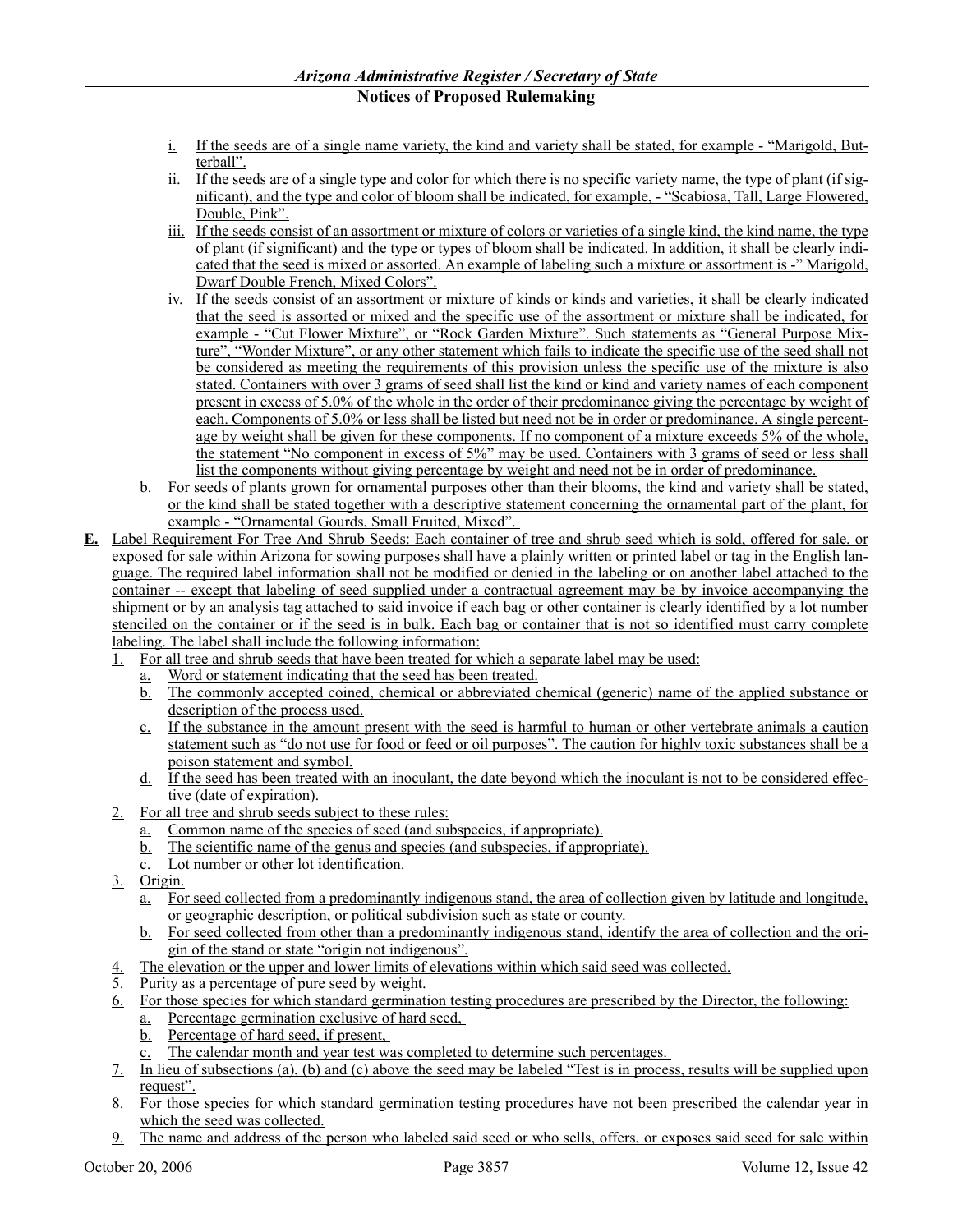i. If the seeds are of a single name variety, the kind and variety shall be stated, for example - "Marigold, Butterball".

ii. If the seeds are of a single type and color for which there is no specific variety name, the type of plant (if significant), and the type and color of bloom shall be indicated, for example, - "Scabiosa, Tall, Large Flowered, Double, Pink".

iii. If the seeds consist of an assortment or mixture of colors or varieties of a single kind, the kind name, the type of plant (if significant) and the type or types of bloom shall be indicated. In addition, it shall be clearly indicated that the seed is mixed or assorted. An example of labeling such a mixture or assortment is -" Marigold, Dwarf Double French, Mixed Colors".

iv. If the seeds consist of an assortment or mixture of kinds or kinds and varieties, it shall be clearly indicated that the seed is assorted or mixed and the specific use of the assortment or mixture shall be indicated, for example - "Cut Flower Mixture", or "Rock Garden Mixture". Such statements as "General Purpose Mixture", "Wonder Mixture", or any other statement which fails to indicate the specific use of the seed shall not be considered as meeting the requirements of this provision unless the specific use of the mixture is also stated. Containers with over 3 grams of seed shall list the kind or kind and variety names of each component present in excess of 5.0% of the whole in the order of their predominance giving the percentage by weight of each. Components of 5.0% or less shall be listed but need not be in order or predominance. A single percentage by weight shall be given for these components. If no component of a mixture exceeds 5% of the whole, the statement "No component in excess of 5%" may be used. Containers with 3 grams of seed or less shall list the components without giving percentage by weight and need not be in order of predominance.

b. For seeds of plants grown for ornamental purposes other than their blooms, the kind and variety shall be stated, or the kind shall be stated together with a descriptive statement concerning the ornamental part of the plant, for example - "Ornamental Gourds, Small Fruited, Mixed".

**E.** Label Requirement For Tree And Shrub Seeds: Each container of tree and shrub seed which is sold, offered for sale, or exposed for sale within Arizona for sowing purposes shall have a plainly written or printed label or tag in the English language. The required label information shall not be modified or denied in the labeling or on another label attached to the container -- except that labeling of seed supplied under a contractual agreement may be by invoice accompanying the shipment or by an analysis tag attached to said invoice if each bag or other container is clearly identified by a lot number stenciled on the container or if the seed is in bulk. Each bag or container that is not so identified must carry complete labeling. The label shall include the following information:

1. For all tree and shrub seeds that have been treated for which a separate label may be used:
   a. Word or statement indicating that the seed has been treated.
   b. The commonly accepted coined, chemical or abbreviated chemical (generic) name of the applied substance or description of the process used.
   c. If the substance in the amount present with the seed is harmful to human or other vertebrate animals a caution statement such as "do not use for food or feed or oil purposes". The caution for highly toxic substances shall be a poison statement and symbol.
   d. If the seed has been treated with an inoculant, the date beyond which the inoculant is not to be considered effective (date of expiration).
2. For all tree and shrub seeds subject to these rules:
   a. Common name of the species of seed (and subspecies, if appropriate).
   b. The scientific name of the genus and species (and subspecies, if appropriate).
   c. Lot number or other lot identification.
3. Origin.
   a. For seed collected from a predominantly indigenous stand, the area of collection given by latitude and longitude, or geographic description, or political subdivision such as state or county.
   b. For seed collected from other than a predominantly indigenous stand, identify the area of collection and the origin of the stand or state "origin not indigenous".
4. The elevation or the upper and lower limits of elevations within which said seed was collected.
5. Purity as a percentage of pure seed by weight.
6. For those species for which standard germination testing procedures are prescribed by the Director, the following:
   a. Percentage germination exclusive of hard seed,
   b. Percentage of hard seed, if present,
   c. The calendar month and year test was completed to determine such percentages.
7. In lieu of subsections (a), (b) and (c) above the seed may be labeled "Test is in process, results will be supplied upon request".
8. For those species for which standard germination testing procedures have not been prescribed the calendar year in which the seed was collected.
9. The name and address of the person who labeled said seed or who sells, offers, or exposes said seed for sale within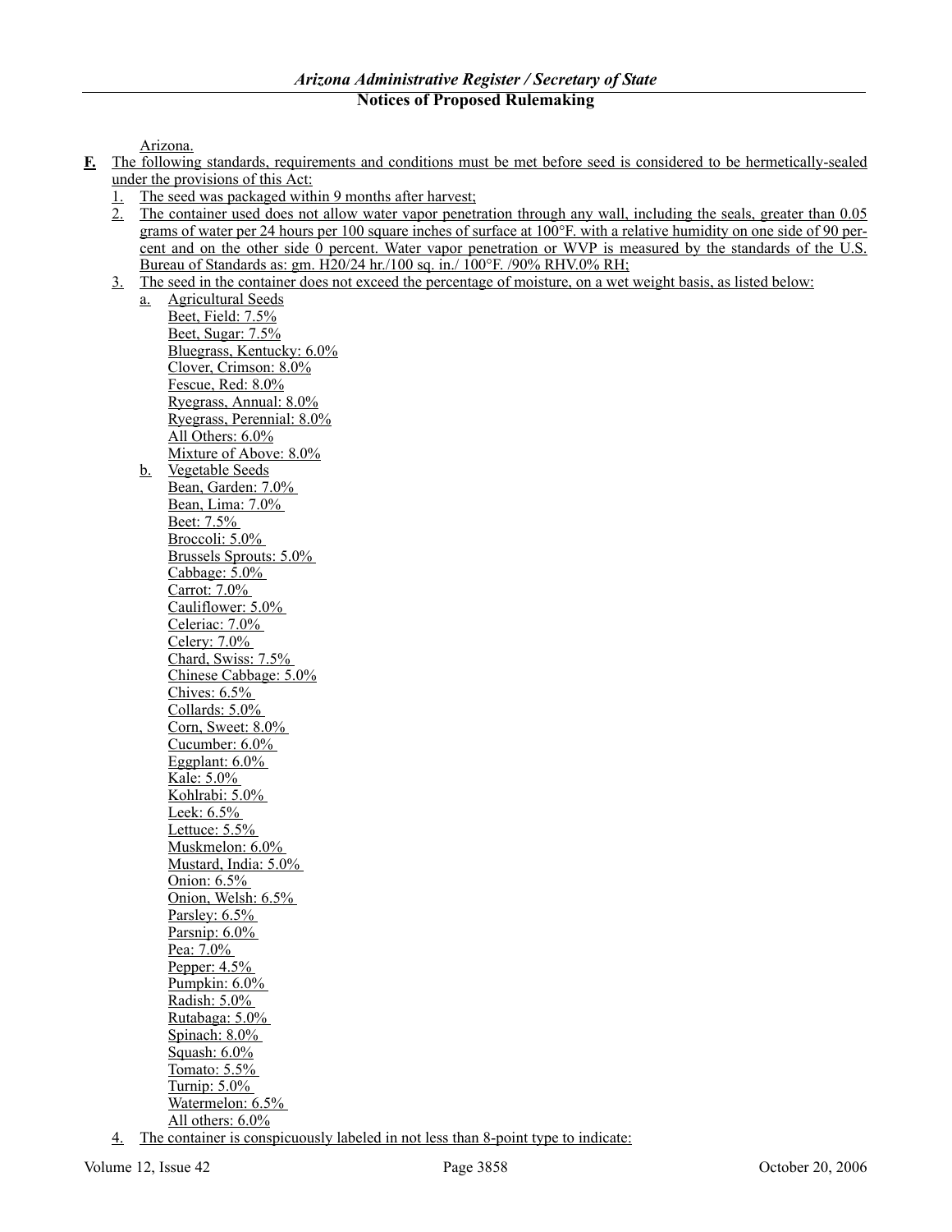Arizona.

**F.** The following standards, requirements and conditions must be met before seed is considered to be hermetically-sealed under the provisions of this Act:

1. The seed was packaged within 9 months after harvest;
2. The container used does not allow water vapor penetration through any wall, including the seals, greater than 0.05 grams of water per 24 hours per 100 square inches of surface at 100°F. with a relative humidity on one side of 90 percent and on the other side 0 percent. Water vapor penetration or WVP is measured by the standards of the U.S. Bureau of Standards as: gm. H20/24 hr./100 sq. in./ 100°F. /90% RHV.0% RH;
3. The seed in the container does not exceed the percentage of moisture, on a wet weight basis, as listed below:
   a. Agricultural Seeds
      Beet, Field: 7.5%
      Beet, Sugar: 7.5%
      Bluegrass, Kentucky: 6.0%
      Clover, Crimson: 8.0%
      Fescue, Red: 8.0%
      Ryegrass, Annual: 8.0%
      Ryegrass, Perennial: 8.0%
      All Others: 6.0%
      Mixture of Above: 8.0%
   b. Vegetable Seeds
      Bean, Garden: 7.0%
      Bean, Lima: 7.0%
      Beet: 7.5%
      Broccoli: 5.0%
      Brussels Sprouts: 5.0%
      Cabbage: 5.0%
      Carrot: 7.0%
      Cauliflower: 5.0%
      Celeriac: 7.0%
      Celery: 7.0%
      Chard, Swiss: 7.5%
      Chinese Cabbage: 5.0%
      Chives: 6.5%
      Collards: 5.0%
      Corn, Sweet: 8.0%
      Cucumber: 6.0%
      Eggplant: 6.0%
      Kale: 5.0%
      Kohlrabi: 5.0%
      Leek: 6.5%
      Lettuce: 5.5%
      Muskmelon: 6.0%
      Mustard, India: 5.0%
      Onion: 6.5%
      Onion, Welsh: 6.5%
      Parsley: 6.5%
      Parsnip: 6.0%
      Pea: 7.0%
      Pepper: 4.5%
      Pumpkin: 6.0%
      Radish: 5.0%
      Rutabaga: 5.0%
      Spinach: 8.0%
      Squash: 6.0%
      Tomato: 5.5%
      Turnip: 5.0%
      Watermelon: 6.5%
      All others: 6.0%
4. The container is conspicuously labeled in not less than 8-point type to indicate: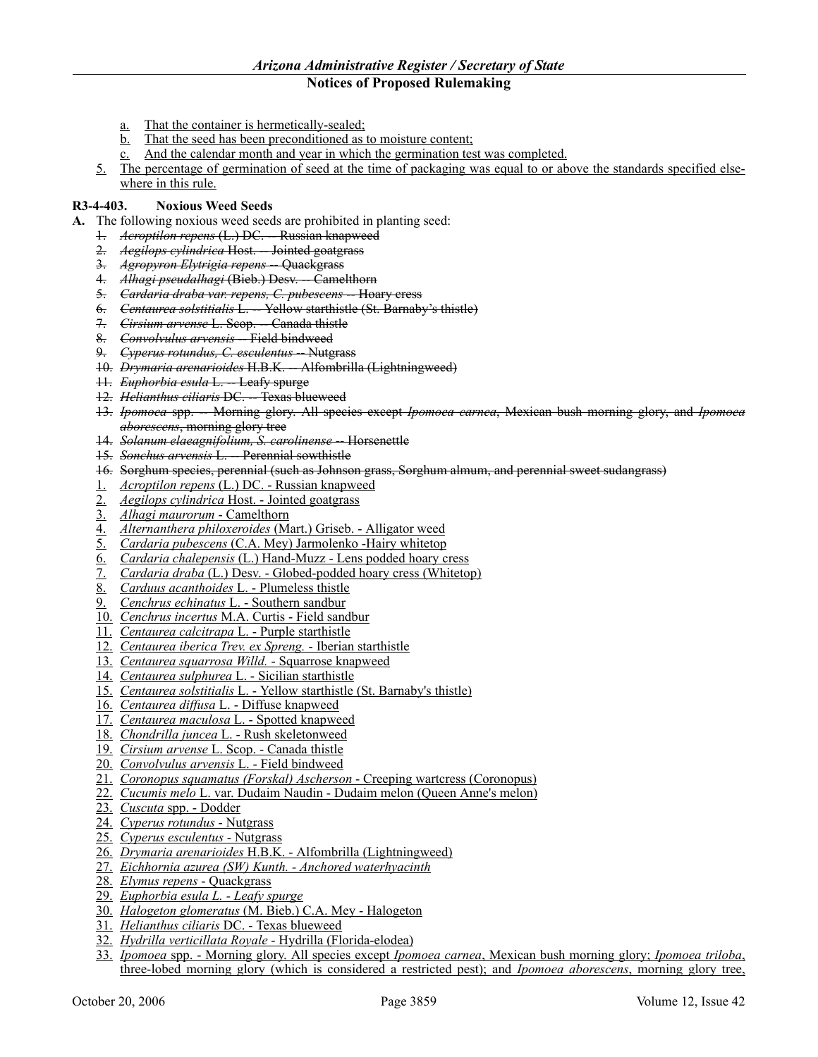a. That the container is hermetically-sealed;
b. That the seed has been preconditioned as to moisture content;
c. And the calendar month and year in which the germination test was completed.

5. The percentage of germination of seed at the time of packaging was equal to or above the standards specified elsewhere in this rule.

**R3-4-403. Noxious Weed Seeds**

**A.** The following noxious weed seeds are prohibited in planting seed:

~~1. *Acroptilon repens* (L.) DC. -- Russian knapweed~~
~~2. *Aegilops cylindrica* Host. -- Jointed goatgrass~~
~~3. *Agropyron Elytrigia repens* -- Quackgrass~~
~~4. *Alhagi pseudalhagi* (Bieb.) Desv. -- Camelthorn~~
~~5. *Cardaria draba var. repens, C. pubescens* -- Hoary cress~~
~~6. *Centaurea solstitialis* L. -- Yellow starthistle (St. Barnaby's thistle)~~
~~7. *Cirsium arvense* L. Scop. -- Canada thistle~~
~~8. *Convolvulus arvensis* -- Field bindweed~~
~~9. *Cyperus rotundus, C. esculentus* -- Nutgrass~~
~~10. *Drymaria arenarioides* H.B.K. -- Alfombrilla (Lightningweed)~~
~~11. *Euphorbia esula* L. -- Leafy spurge~~
~~12. *Helianthus ciliaris* DC. -- Texas blueweed~~
~~13. *Ipomoea* spp. -- Morning glory. All species except *Ipomoea carnea*, Mexican bush morning glory, and *Ipomoea aborescens*, morning glory tree~~
~~14. *Solanum elaeagnifolium, S. carolinense* -- Horsenettle~~
~~15. *Sonchus arvensis* L. -- Perennial sowthistle~~
~~16. Sorghum species, perennial (such as Johnson grass, Sorghum almum, and perennial sweet sudangrass)~~

1. *Acroptilon repens* (L.) DC. - Russian knapweed
2. *Aegilops cylindrica* Host. - Jointed goatgrass
3. *Alhagi maurorum* - Camelthorn
4. *Alternanthera philoxeroides* (Mart.) Griseb. - Alligator weed
5. *Cardaria pubescens* (C.A. Mey) Jarmolenko -Hairy whitetop
6. *Cardaria chalepensis* (L.) Hand-Muzz - Lens podded hoary cress
7. *Cardaria draba* (L.) Desv. - Globed-podded hoary cress (Whitetop)
8. *Carduus acanthoides* L. - Plumeless thistle
9. *Cenchrus echinatus* L. - Southern sandbur
10. *Cenchrus incertus* M.A. Curtis - Field sandbur
11. *Centaurea calcitrapa* L. - Purple starthistle
12. *Centaurea iberica Trev. ex Spreng.* - Iberian starthistle
13. *Centaurea squarrosa Willd.* - Squarrose knapweed
14. *Centaurea sulphurea* L. - Sicilian starthistle
15. *Centaurea solstitialis* L. - Yellow starthistle (St. Barnaby's thistle)
16. *Centaurea diffusa* L. - Diffuse knapweed
17. *Centaurea maculosa* L. - Spotted knapweed
18. *Chondrilla juncea* L. - Rush skeletonweed
19. *Cirsium arvense* L. Scop. - Canada thistle
20. *Convolvulus arvensis* L. - Field bindweed
21. *Coronopus squamatus (Forskal) Ascherson* - Creeping wartcress (Coronopus)
22. *Cucumis melo* L. var. Dudaim Naudin - Dudaim melon (Queen Anne's melon)
23. *Cuscuta* spp. - Dodder
24. *Cyperus rotundus* - Nutgrass
25. *Cyperus esculentus* - Nutgrass
26. *Drymaria arenarioides* H.B.K. - Alfombrilla (Lightningweed)
27. *Eichhornia azurea (SW) Kunth. - Anchored waterhyacinth*
28. *Elymus repens* - Quackgrass
29. *Euphorbia esula L. - Leafy spurge*
30. *Halogeton glomeratus* (M. Bieb.) C.A. Mey - Halogeton
31. *Helianthus ciliaris* DC. - Texas blueweed
32. *Hydrilla verticillata Royale* - Hydrilla (Florida-elodea)
33. *Ipomoea* spp. - Morning glory. All species except *Ipomoea carnea*, Mexican bush morning glory; *Ipomoea triloba*, three-lobed morning glory (which is considered a restricted pest); and *Ipomoea aborescens*, morning glory tree,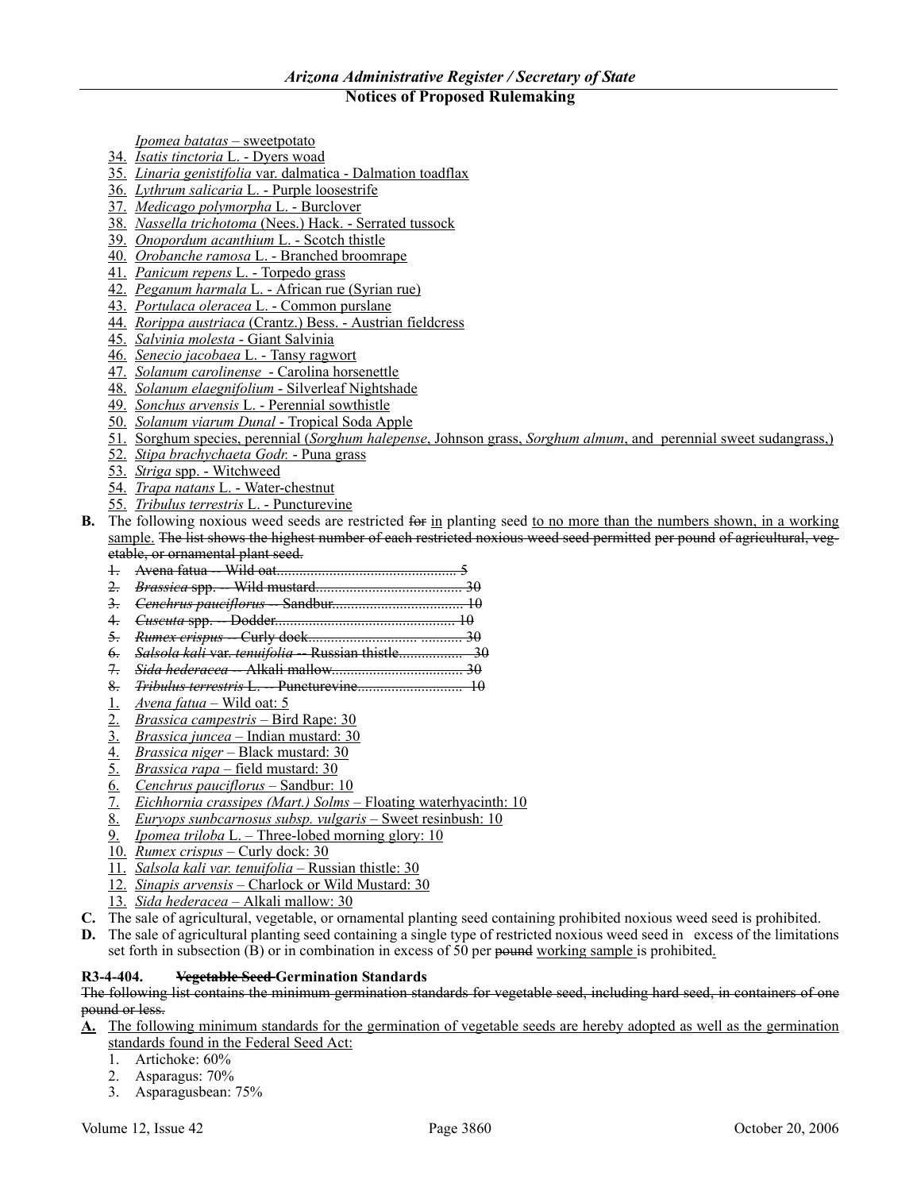*Ipomea batatas* – sweetpotato

34. *Isatis tinctoria* L. - Dyers woad
35. *Linaria genistifolia* var. dalmatica - Dalmation toadflax
36. *Lythrum salicaria* L. - Purple loosestrife
37. *Medicago polymorpha* L. - Burclover
38. *Nassella trichotoma* (Nees.) Hack. - Serrated tussock
39. *Onopordum acanthium* L. - Scotch thistle
40. *Orobanche ramosa* L. - Branched broomrape
41. *Panicum repens* L. - Torpedo grass
42. *Peganum harmala* L. - African rue (Syrian rue)
43. *Portulaca oleracea* L. - Common purslane
44. *Rorippa austriaca* (Crantz.) Bess. - Austrian fieldcress
45. *Salvinia molesta* - Giant Salvinia
46. *Senecio jacobaea* L. - Tansy ragwort
47. *Solanum carolinense* - Carolina horsenettle
48. *Solanum elaegnifolium* - Silverleaf Nightshade
49. *Sonchus arvensis* L. - Perennial sowthistle
50. *Solanum viarum Dunal* - Tropical Soda Apple
51. Sorghum species, perennial (*Sorghum halepense*, Johnson grass, *Sorghum almum*, and perennial sweet sudangrass,)
52. *Stipa brachychaeta Godr.* - Puna grass
53. *Striga* spp. - Witchweed
54. *Trapa natans* L. - Water-chestnut
55. *Tribulus terrestris* L. - Puncturevine

**B.** The following noxious weed seeds are restricted ~~for~~ in planting seed to no more than the numbers shown, in a working sample. ~~The list shows the highest number of each restricted noxious weed seed permitted~~ ~~per pound~~ ~~of agricultural, vegetable, or ornamental plant seed.~~

~~1. Avena fatua -- Wild oat................................................ 5~~
~~2. *Brassica* spp. -- Wild mustard....................................... 30~~
~~3. *Cenchrus pauciflorus* -- Sandbur.................................. 10~~
~~4. *Cuscuta* spp. -- Dodder................................................ 10~~
~~5. *Rumex crispus* -- Curly dock.......................... ........... 30~~
~~6. *Salsola kali* var. *tenuifolia* -- Russian thistle................. 30~~
~~7. *Sida hederacea* -- Alkali mallow................................... 30~~
~~8. *Tribulus terrestris* L. -- Puncturevine............................ 10~~

1. *Avena fatua* – Wild oat: 5
2. *Brassica campestris* – Bird Rape: 30
3. *Brassica juncea* – Indian mustard: 30
4. *Brassica niger* – Black mustard: 30
5. *Brassica rapa* – field mustard: 30
6. *Cenchrus pauciflorus* – Sandbur: 10
7. *Eichhornia crassipes (Mart.) Solms* – Floating waterhyacinth: 10
8. *Euryops sunbcarnosus subsp. vulgaris* – Sweet resinbush: 10
9. *Ipomea triloba* L. – Three-lobed morning glory: 10
10. *Rumex crispus* – Curly dock: 30
11. *Salsola kali var. tenuifolia* – Russian thistle: 30
12. *Sinapis arvensis* – Charlock or Wild Mustard: 30
13. *Sida hederacea* – Alkali mallow: 30

**C.** The sale of agricultural, vegetable, or ornamental planting seed containing prohibited noxious weed seed is prohibited.

**D.** The sale of agricultural planting seed containing a single type of restricted noxious weed seed in excess of the limitations set forth in subsection (B) or in combination in excess of 50 per ~~pound~~ working sample is prohibited.

**R3-4-404. ~~Vegetable Seed~~ Germination Standards**

~~The following list contains the minimum germination standards for vegetable seed, including hard seed, in containers of one pound or less.~~

**A.** The following minimum standards for the germination of vegetable seeds are hereby adopted as well as the germination standards found in the Federal Seed Act:

1. Artichoke: 60%
2. Asparagus: 70%
3. Asparagusbean: 75%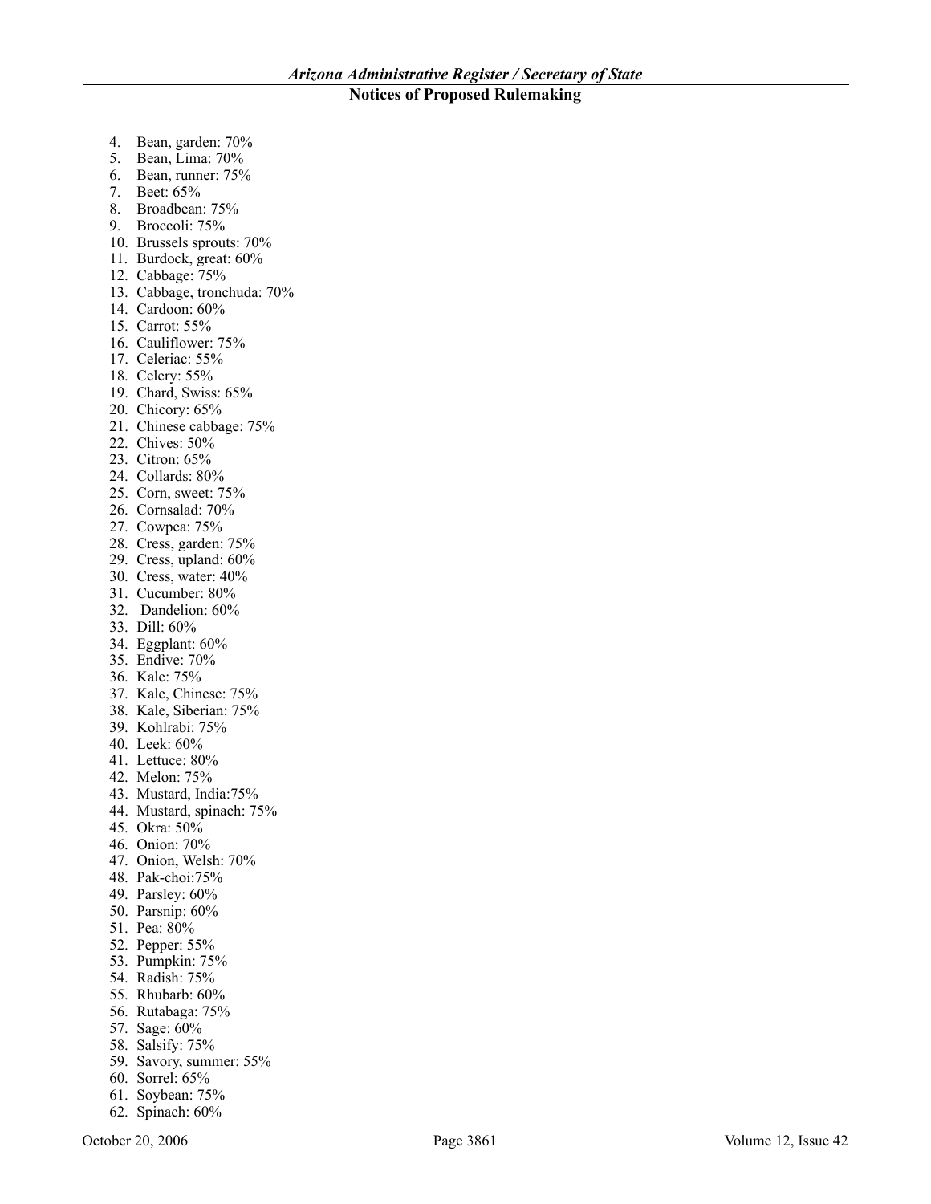4. Bean, garden: 70%
5. Bean, Lima: 70%
6. Bean, runner: 75%
7. Beet: 65%
8. Broadbean: 75%
9. Broccoli: 75%
10. Brussels sprouts: 70%
11. Burdock, great: 60%
12. Cabbage: 75%
13. Cabbage, tronchuda: 70%
14. Cardoon: 60%
15. Carrot: 55%
16. Cauliflower: 75%
17. Celeriac: 55%
18. Celery: 55%
19. Chard, Swiss: 65%
20. Chicory: 65%
21. Chinese cabbage: 75%
22. Chives: 50%
23. Citron: 65%
24. Collards: 80%
25. Corn, sweet: 75%
26. Cornsalad: 70%
27. Cowpea: 75%
28. Cress, garden: 75%
29. Cress, upland: 60%
30. Cress, water: 40%
31. Cucumber: 80%
32. Dandelion: 60%
33. Dill: 60%
34. Eggplant: 60%
35. Endive: 70%
36. Kale: 75%
37. Kale, Chinese: 75%
38. Kale, Siberian: 75%
39. Kohlrabi: 75%
40. Leek: 60%
41. Lettuce: 80%
42. Melon: 75%
43. Mustard, India:75%
44. Mustard, spinach: 75%
45. Okra: 50%
46. Onion: 70%
47. Onion, Welsh: 70%
48. Pak-choi:75%
49. Parsley: 60%
50. Parsnip: 60%
51. Pea: 80%
52. Pepper: 55%
53. Pumpkin: 75%
54. Radish: 75%
55. Rhubarb: 60%
56. Rutabaga: 75%
57. Sage: 60%
58. Salsify: 75%
59. Savory, summer: 55%
60. Sorrel: 65%
61. Soybean: 75%
62. Spinach: 60%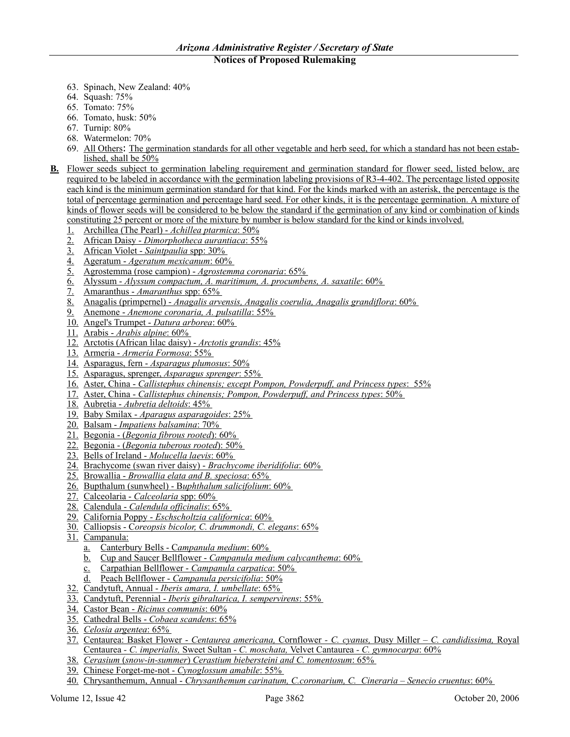63. Spinach, New Zealand: 40%
64. Squash: 75%
65. Tomato: 75%
66. Tomato, husk: 50%
67. Turnip: 80%
68. Watermelon: 70%
69. All Others**:** The germination standards for all other vegetable and herb seed, for which a standard has not been established, shall be 50%

**B.** Flower seeds subject to germination labeling requirement and germination standard for flower seed, listed below, are required to be labeled in accordance with the germination labeling provisions of R3-4-402. The percentage listed opposite each kind is the minimum germination standard for that kind. For the kinds marked with an asterisk, the percentage is the total of percentage germination and percentage hard seed. For other kinds, it is the percentage germination. A mixture of kinds of flower seeds will be considered to be below the standard if the germination of any kind or combination of kinds constituting 25 percent or more of the mixture by number is below standard for the kind or kinds involved.

1. Archillea (The Pearl) - *Achillea ptarmica*: 50%
2. African Daisy - *Dimorphotheca aurantiaca*: 55%
3. African Violet - *Saintpaulia* spp: 30%
4. Ageratum - *Ageratum mexicanum*: 60%
5. Agrostemma (rose campion) - *Agrostemma coronaria*: 65%
6. Alyssum - *Alyssum compactum, A. maritimum, A. procumbens, A. saxatile*: 60%
7. Amaranthus - *Amaranthus* spp: 65%
8. Anagalis (primpernel) - *Anagalis arvensis, Anagalis coerulia, Anagalis grandiflora*: 60%
9. Anemone - *Anemone coronaria, A. pulsatilla*: 55%
10. Angel's Trumpet - *Datura arborea*: 60%
11. Arabis - *Arabis alpine*: 60%
12. Arctotis (African lilac daisy) - *Arctotis grandis*: 45%
13. Armeria - *Armeria Formosa*: 55%
14. Asparagus, fern - *Asparagus plumosus*: 50%
15. Asparagus, sprenger, *Asparagus sprenger*: 55%
16. Aster, China - *Callistephus chinensis; except Pompon, Powderpuff, and Princess types*: 55%
17. Aster, China - *Callistephus chinensis; Pompon, Powderpuff, and Princess types*: 50%
18. Aubretia - *Aubretia deltoids*: 45%
19. Baby Smilax - *Aparagus asparagoides*: 25%
20. Balsam - *Impatiens balsamina*: 70%
21. Begonia - (*Begonia fibrous rooted*): 60%
22. Begonia - (*Begonia tuberous rooted*): 50%
23. Bells of Ireland - *Molucella laevis*: 60%
24. Brachycome (swan river daisy) - *Brachycome iberidifolia*: 60%
25. Browallia - *Browallia elata and B. speciosa*: 65%
26. Bupthalum (sunwheel) - B*uphthalum salicifolium*: 60%
27. Calceolaria - *Calceolaria* spp: 60%
28. Calendula - *Calendula officinalis*: 65%
29. California Poppy - *Eschscholtzia californica*: 60%
30. Calliopsis - C*oreopsis bicolor, C. drummondi, C. elegans*: 65%
31. Campanula:
    a. Canterbury Bells - C*ampanula medium*: 60%
    b. Cup and Saucer Bellflower - *Campanula medium calycanthema*: 60%
    c. Carpathian Bellflower - *Campanula carpatica*: 50%
    d. Peach Bellflower - *Campanula persicifolia*: 50%
32. Candytuft, Annual - *Iberis amara, I. umbellate*: 65%
33. Candytuft, Perennial - *Iberis gibraltarica, I. sempervirens*: 55%
34. Castor Bean - *Ricinus communis*: 60%
35. Cathedral Bells - *Cobaea scandens*: 65%
36. *Celosia argentea*: 65%
37. Centaurea: Basket Flower - *Centaurea americana,* Cornflower - *C. cyanus,* Dusy Miller – *C. candidissima,* Royal Centaurea - *C. imperialis,* Sweet Sultan - *C. moschata,* Velvet Cantaurea - *C. gymnocarpa*: 60%
38. *Cerasium* (*snow-in-summer*) *Cerastium biebersteini and C. tomentosum*: 65%
39. Chinese Forget-me-not - *Cynoglossum amabile*: 55%
40. Chrysanthemum, Annual - *Chrysanthemum carinatum, C.coronarium, C. Cineraria – Senecio cruentus*: 60%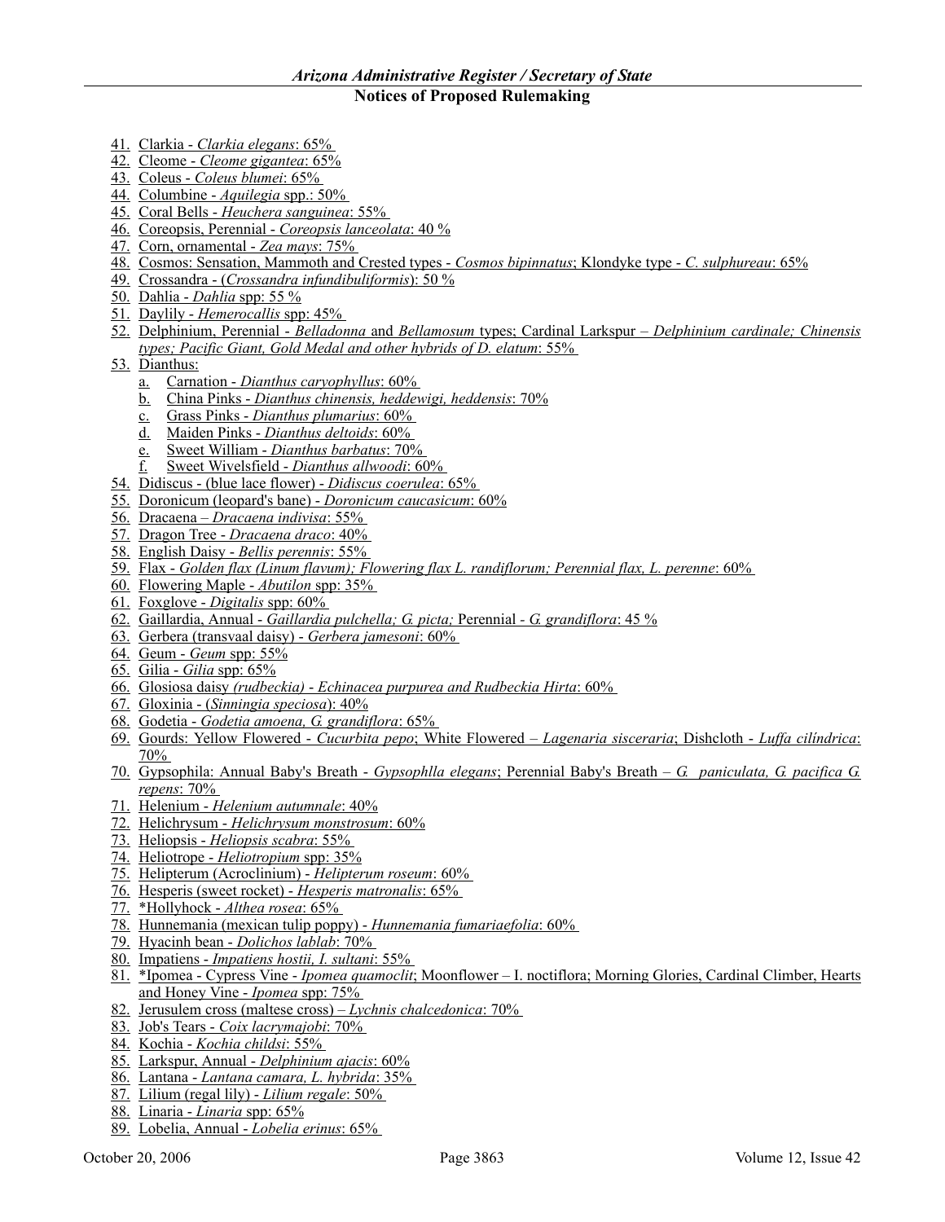41. Clarkia - *Clarkia elegans*: 65%
42. Cleome - *Cleome gigantea*: 65%
43. Coleus - *Coleus blumei*: 65%
44. Columbine - *Aquilegia* spp.: 50%
45. Coral Bells - *Heuchera sanguinea*: 55%
46. Coreopsis, Perennial - *Coreopsis lanceolata*: 40 %
47. Corn, ornamental - *Zea mays*: 75%
48. Cosmos: Sensation, Mammoth and Crested types - *Cosmos bipinnatus*; Klondyke type - *C. sulphureau*: 65%
49. Crossandra - (*Crossandra infundibuliformis*): 50 %
50. Dahlia - *Dahlia* spp: 55 %
51. Daylily - *Hemerocallis* spp: 45%
52. Delphinium, Perennial - *Belladonna* and *Bellamosum* types; Cardinal Larkspur – *Delphinium cardinale; Chinensis types; Pacific Giant, Gold Medal and other hybrids of D. elatum*: 55%
53. Dianthus:
    a. Carnation - *Dianthus caryophyllus*: 60%
    b. China Pinks - *Dianthus chinensis, heddewigi, heddensis*: 70%
    c. Grass Pinks - *Dianthus plumarius*: 60%
    d. Maiden Pinks - *Dianthus deltoids*: 60%
    e. Sweet William - *Dianthus barbatus*: 70%
    f. Sweet Wivelsfield - *Dianthus allwoodi*: 60%
54. Didiscus - (blue lace flower) - *Didiscus coerulea*: 65%
55. Doronicum (leopard's bane) - *Doronicum caucasicum*: 60%
56. Dracaena – *Dracaena indivisa*: 55%
57. Dragon Tree - *Dracaena draco*: 40%
58. English Daisy - *Bellis perennis*: 55%
59. Flax - *Golden flax (Linum flavum); Flowering flax L. randiflorum; Perennial flax, L. perenne*: 60%
60. Flowering Maple - *Abutilon* spp: 35%
61. Foxglove - *Digitalis* spp: 60%
62. Gaillardia, Annual - *Gaillardia pulchella; G. picta;* Perennial - *G. grandiflora*: 45 %
63. Gerbera (transvaal daisy) - *Gerbera jamesoni*: 60%
64. Geum - *Geum* spp: 55%
65. Gilia - *Gilia* spp: 65%
66. Glosiosa daisy *(rudbeckia) - Echinacea purpurea and Rudbeckia Hirta*: 60%
67. Gloxinia - (*Sinningia speciosa*): 40%
68. Godetia - *Godetia amoena, G. grandiflora*: 65%
69. Gourds: Yellow Flowered - *Cucurbita pepo*; White Flowered – *Lagenaria sisceraria*; Dishcloth - *Luffa cilíndrica*: 70%
70. Gypsophila: Annual Baby's Breath - *Gypsophlla elegans*; Perennial Baby's Breath – *G. paniculata, G. pacifica G. repens*: 70%
71. Helenium - *Helenium autumnale*: 40%
72. Helichrysum - *Helichrysum monstrosum*: 60%
73. Heliopsis - *Heliopsis scabra*: 55%
74. Heliotrope - *Heliotropium* spp: 35%
75. Helipterum (Acroclinium) - *Helipterum roseum*: 60%
76. Hesperis (sweet rocket) - *Hesperis matronalis*: 65%
77. *Hollyhock - *Althea rosea*: 65%
78. Hunnemania (mexican tulip poppy) - *Hunnemania fumariaefolia*: 60%
79. Hyacinh bean - *Dolichos lablab*: 70%
80. Impatiens - *Impatiens hostii, I. sultani*: 55%
81. *Ipomea - Cypress Vine - *Ipomea quamoclit*; Moonflower – I. noctiflora; Morning Glories, Cardinal Climber, Hearts and Honey Vine - *Ipomea* spp: 75%
82. Jerusulem cross (maltese cross) – *Lychnis chalcedonica*: 70%
83. Job's Tears - *Coix lacrymajobi*: 70%
84. Kochia - *Kochia childsi*: 55%
85. Larkspur, Annual - *Delphinium ajacis*: 60%
86. Lantana - *Lantana camara, L. hybrida*: 35%
87. Lilium (regal lily) - *Lilium regale*: 50%
88. Linaria - *Linaria* spp: 65%
89. Lobelia, Annual - *Lobelia erinus*: 65%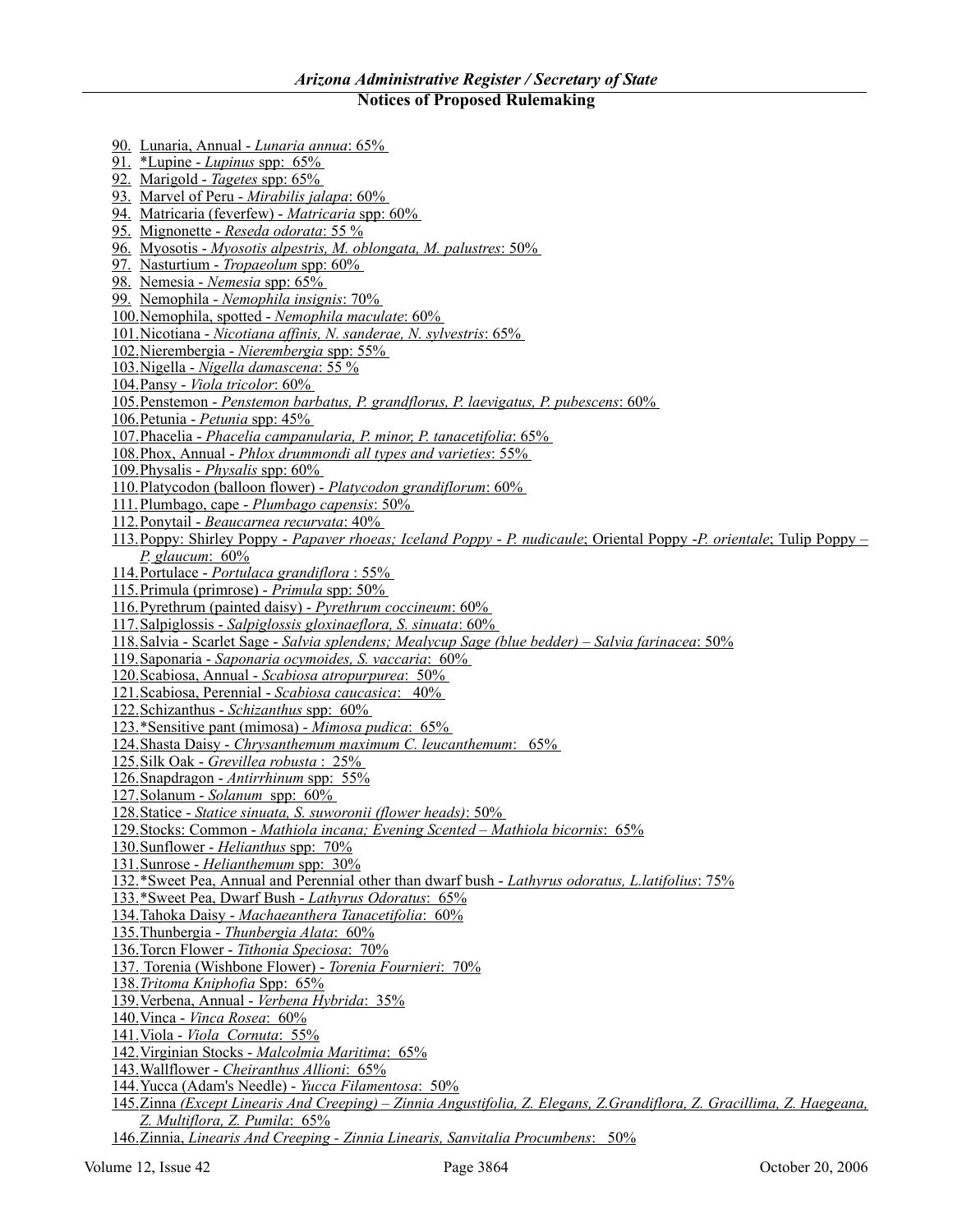90. Lunaria, Annual - *Lunaria annua*: 65%
91. *Lupine - *Lupinus* spp: 65%
92. Marigold - *Tagetes* spp: 65%
93. Marvel of Peru - *Mirabilis jalapa*: 60%
94. Matricaria (feverfew) - *Matricaria* spp: 60%
95. Mignonette - *Reseda odorata*: 55 %
96. Myosotis - *Myosotis alpestris, M. oblongata, M. palustres*: 50%
97. Nasturtium - *Tropaeolum* spp: 60%
98. Nemesia - *Nemesia* spp: 65%
99. Nemophila - *Nemophila insignis*: 70%
100. Nemophila, spotted - *Nemophila maculate*: 60%
101. Nicotiana - *Nicotiana affinis, N. sanderae, N. sylvestris*: 65%
102. Nierembergia - *Nierembergia* spp: 55%
103. Nigella - *Nigella damascena*: 55 %
104. Pansy - *Viola tricolor*: 60%
105. Penstemon - *Penstemon barbatus, P. grandflorus, P. laevigatus, P. pubescens*: 60%
106. Petunia - *Petunia* spp: 45%
107. Phacelia - *Phacelia campanularia, P. minor, P. tanacetifolia*: 65%
108. Phox, Annual - *Phlox drummondi all types and varieties*: 55%
109. Physalis - *Physalis* spp: 60%
110. Platycodon (balloon flower) - *Platycodon grandiflorum*: 60%
111. Plumbago, cape - *Plumbago capensis*: 50%
112. Ponytail - *Beaucarnea recurvata*: 40%
113. Poppy: Shirley Poppy - *Papaver rhoeas; Iceland Poppy* - *P. nudicaule*; Oriental Poppy -*P. orientale*; Tulip Poppy – *P. glaucum*: 60%
114. Portulace - *Portulaca grandiflora* : 55%
115. Primula (primrose) - *Primula* spp: 50%
116. Pyrethrum (painted daisy) - *Pyrethrum coccineum*: 60%
117. Salpiglossis - *Salpiglossis gloxinaeflora, S. sinuata*: 60%
118. Salvia - Scarlet Sage - *Salvia splendens; Mealycup Sage (blue bedder) – Salvia farinacea*: 50%
119. Saponaria - *Saponaria ocymoides, S. vaccaria*: 60%
120. Scabiosa, Annual - *Scabiosa atropurpurea*: 50%
121. Scabiosa, Perennial - *Scabiosa caucasica*: 40%
122. Schizanthus - *Schizanthus* spp: 60%
123. *Sensitive pant (mimosa) - *Mimosa pudica*: 65%
124. Shasta Daisy - *Chrysanthemum maximum C. leucanthemum*: 65%
125. Silk Oak - *Grevillea robusta* : 25%
126. Snapdragon - *Antirrhinum* spp: 55%
127. Solanum - *Solanum* spp: 60%
128. Statice - *Statice sinuata, S. suworonii (flower heads)*: 50%
129. Stocks: Common - *Mathiola incana; Evening Scented – Mathiola bicornis*: 65%
130. Sunflower - *Helianthus* spp: 70%
131. Sunrose - *Helianthemum* spp: 30%
132. *Sweet Pea, Annual and Perennial other than dwarf bush - *Lathyrus odoratus, L.latifolius*: 75%
133. *Sweet Pea, Dwarf Bush - *Lathyrus Odoratus*: 65%
134. Tahoka Daisy - *Machaeanthera Tanacetifolia*: 60%
135. Thunbergia - *Thunbergia Alata*: 60%
136. Torcn Flower - *Tithonia Speciosa*: 70%
137. Torenia (Wishbone Flower) - *Torenia Fournieri*: 70%
138. *Tritoma Kniphofia* Spp: 65%
139. Verbena, Annual - *Verbena Hybrida*: 35%
140. Vinca - *Vinca Rosea*: 60%
141. Viola - *Viola Cornuta*: 55%
142. Virginian Stocks - *Malcolmia Maritima*: 65%
143. Wallflower - *Cheiranthus Allioni*: 65%
144. Yucca (Adam's Needle) - *Yucca Filamentosa*: 50%
145. Zinna *(Except Linearis And Creeping) – Zinnia Angustifolia, Z. Elegans, Z.Grandiflora, Z. Gracillima, Z. Haegeana, Z. Multiflora, Z. Pumila*: 65%
146. Zinnia, *Linearis And Creeping - Zinnia Linearis, Sanvitalia Procumbens*: 50%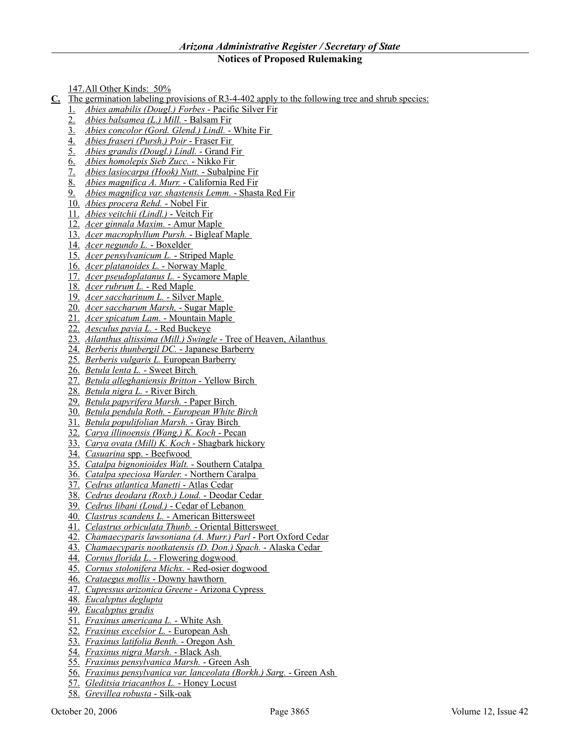147. All Other Kinds: 50%

**C.** The germination labeling provisions of R3-4-402 apply to the following tree and shrub species:

1. *Abies amabilis (Dougl.) Forbes* - Pacific Silver Fir
2. *Abies balsamea (L.) Mill.* - Balsam Fir
3. *Abies concolor (Gord. Glend.) Lindl.* - White Fir
4. *Abies fraseri (Pursh.) Poir* - Fraser Fir
5. *Abies grandis (Dougl.) Lindl.* - Grand Fir
6. *Abies homolepis Sieb Zucc.* - Nikko Fir
7. *Abies lasiocarpa (Hook) Nutt.* - Subalpine Fir
8. *Abies magnifica A. Murr.* - California Red Fir
9. *Abies magnifica var. shastensis Lemm.* - Shasta Red Fir
10. *Abies procera Rehd.* - Nobel Fir
11. *Abies veitchii (Lindl.)* - Veitch Fir
12. *Acer ginnala Maxim.* - Amur Maple
13. *Acer macrophyllum Pursh.* - Bigleaf Maple
14. *Acer negundo L.* - Boxelder
15. *Acer pensylvanicum L.* - Striped Maple
16. *Acer platanoides L.* - Norway Maple
17. *Acer pseudoplatanus L.* - Sycamore Maple
18. *Acer rubrum L.* - Red Maple
19. *Acer saccharinum L.* - Silver Maple
20. *Acer saccharum Marsh,* - Sugar Maple
21. *Acer spicatum Lam.* - Mountain Maple
22. *Aesculus pavia L.* - Red Buckeye
23. *Ailanthus altissima (Mill.) Swingle* - Tree of Heaven, Ailanthus
24. *Berberis thunbergil DC.* - Japanese Barberry
25. *Berberis vulgaris L.* European Barberry
26. *Betula lenta L.* - Sweet Birch
27. *Betula alleghaniensis Britton* - Yellow Birch
28. *Betula nigra L.* - River Birch
29. *Betula papyrifera Marsh.* - Paper Birch
30. *Betula pendula Roth. - European White Birch*
31. *Betula populifolian Marsh.* - Gray Birch
32. *Carya illinoensis (Wang.) K. Koch* - Pecan
33. *Carya ovata (Mill) K. Koch* - Shagbark hickory
34. *Casuarina* spp. - Beefwood
35. *Catalpa bignonioides Walt.* - Southern Catalpa
36. *Catalpa speciosa Warder.* - Northern Caralpa
37. *Cedrus atlantica Manetti* - Atlas Cedar
38. *Cedrus deodara (Roxb.) Loud.* - Deodar Cedar
39. *Cedrus libani (Loud.)* - Cedar of Lebanon
40. *Clastrus scandens L.* - American Bittersweet
41. *Celastrus orbiculata Thunb.* - Oriental Bittersweet
42. *Chamaecyparis lawsoniana (A. Murr.) Parl* - Port Oxford Cedar
43. *Chamaecyparis nootkatensis (D. Don.) Spach.* - Alaska Cedar
44. *Cornus florida L.* - Flowering dogwood
45. *Cornus stolonifera Michx.* - Red-osier dogwood
46. *Crataegus mollis* - Downy hawthorn
47. *Cupressus arizonica Greene* - Arizona Cypress
48. *Eucalyptus deglupta*
49. *Eucalyptus gradis*
51. *Fraxinus americana L.* - White Ash
52. *Fraxinus excelsior L.* - European Ash
53. *Fraxinus latifolia Benth.* - Oregon Ash
54. *Fraxinus nigra Marsh.* - Black Ash
55. *Fraxinus pensylvanica Marsh.* - Green Ash
56. *Fraxinus pensylvanica var. lanceolata (Borkh.) Sarg.* - Green Ash
57. *Gleditsia triacanthos L.* - Honey Locust
58. *Grevillea robusta* - Silk-oak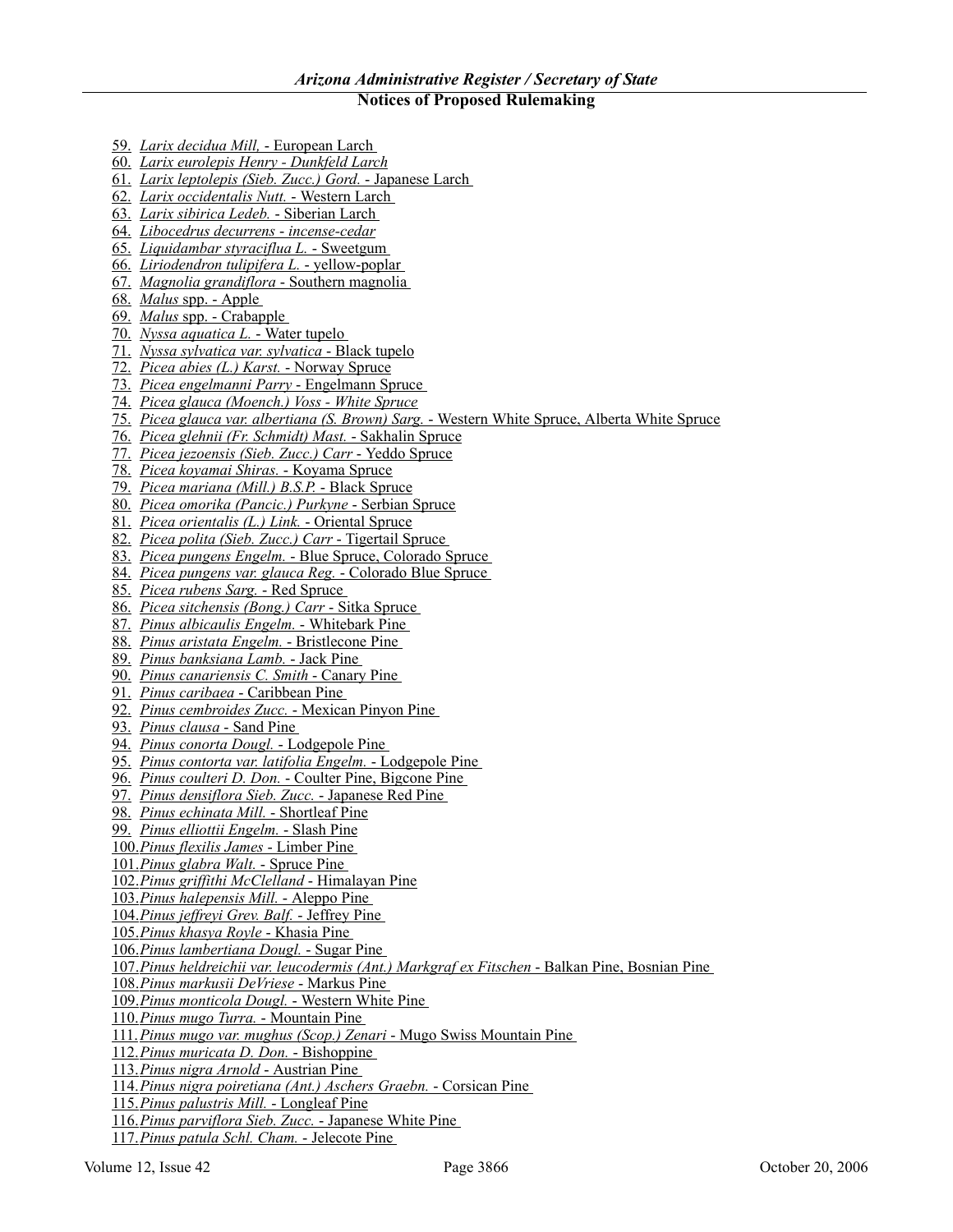59. *Larix decidua Mill,* - European Larch
60. *Larix eurolepis Henry - Dunkfeld Larch*
61. *Larix leptolepis (Sieb. Zucc.) Gord.* - Japanese Larch
62. *Larix occidentalis Nutt.* - Western Larch
63. *Larix sibirica Ledeb.* - Siberian Larch
64. *Libocedrus decurrens - incense-cedar*
65. *Liquidambar styraciflua L.* - Sweetgum
66. *Liriodendron tulipifera L.* - yellow-poplar
67. *Magnolia grandiflora* - Southern magnolia
68. *Malus* spp. - Apple
69. *Malus* spp. - Crabapple
70. *Nyssa aquatica L.* - Water tupelo
71. *Nyssa sylvatica var. sylvatica* - Black tupelo
72. *Picea abies (L.) Karst.* - Norway Spruce
73. *Picea engelmanni Parry* - Engelmann Spruce
74. *Picea glauca (Moench.) Voss - White Spruce*
75. *Picea glauca var. albertiana (S. Brown) Sarg.* - Western White Spruce, Alberta White Spruce
76. *Picea glehnii (Fr. Schmidt) Mast.* - Sakhalin Spruce
77. *Picea jezoensis (Sieb. Zucc.) Carr* - Yeddo Spruce
78. *Picea koyamai Shiras.* - Koyama Spruce
79. *Picea mariana (Mill.) B.S.P.* - Black Spruce
80. *Picea omorika (Pancic.) Purkyne* - Serbian Spruce
81. *Picea orientalis (L.) Link.* - Oriental Spruce
82. *Picea polita (Sieb. Zucc.) Carr* - Tigertail Spruce
83. *Picea pungens Engelm.* - Blue Spruce, Colorado Spruce
84. *Picea pungens var. glauca Reg.* - Colorado Blue Spruce
85. *Picea rubens Sarg.* - Red Spruce
86. *Picea sitchensis (Bong.) Carr* - Sitka Spruce
87. *Pinus albicaulis Engelm.* - Whitebark Pine
88. *Pinus aristata Engelm.* - Bristlecone Pine
89. *Pinus banksiana Lamb.* - Jack Pine
90. *Pinus canariensis C. Smith* - Canary Pine
91. *Pinus caribaea* - Caribbean Pine
92. *Pinus cembroides Zucc.* - Mexican Pinyon Pine
93. *Pinus clausa* - Sand Pine
94. *Pinus conorta Dougl.* - Lodgepole Pine
95. *Pinus contorta var. latifolia Engelm.* - Lodgepole Pine
96. *Pinus coulteri D. Don.* - Coulter Pine, Bigcone Pine
97. *Pinus densiflora Sieb. Zucc.* - Japanese Red Pine
98. *Pinus echinata Mill.* - Shortleaf Pine
99. *Pinus elliottii Engelm.* - Slash Pine
100. *Pinus flexilis James* - Limber Pine
101. *Pinus glabra Walt.* - Spruce Pine
102. *Pinus griffithi McClelland* - Himalayan Pine
103. *Pinus halepensis Mill.* - Aleppo Pine
104. *Pinus jeffreyi Grev. Balf.* - Jeffrey Pine
105. *Pinus khasya Royle* - Khasia Pine
106. *Pinus lambertiana Dougl.* - Sugar Pine
107. *Pinus heldreichii var. leucodermis (Ant.) Markgraf ex Fitschen* - Balkan Pine, Bosnian Pine
108. *Pinus markusii DeVriese* - Markus Pine
109. *Pinus monticola Dougl.* - Western White Pine
110. *Pinus mugo Turra.* - Mountain Pine
111. *Pinus mugo var. mughus (Scop.) Zenari* - Mugo Swiss Mountain Pine
112. *Pinus muricata D. Don.* - Bishoppine
113. *Pinus nigra Arnold* - Austrian Pine
114. *Pinus nigra poiretiana (Ant.) Aschers Graebn.* - Corsican Pine
115. *Pinus palustris Mill.* - Longleaf Pine
116. *Pinus parviflora Sieb. Zucc.* - Japanese White Pine
117. *Pinus patula Schl. Cham.* - Jelecote Pine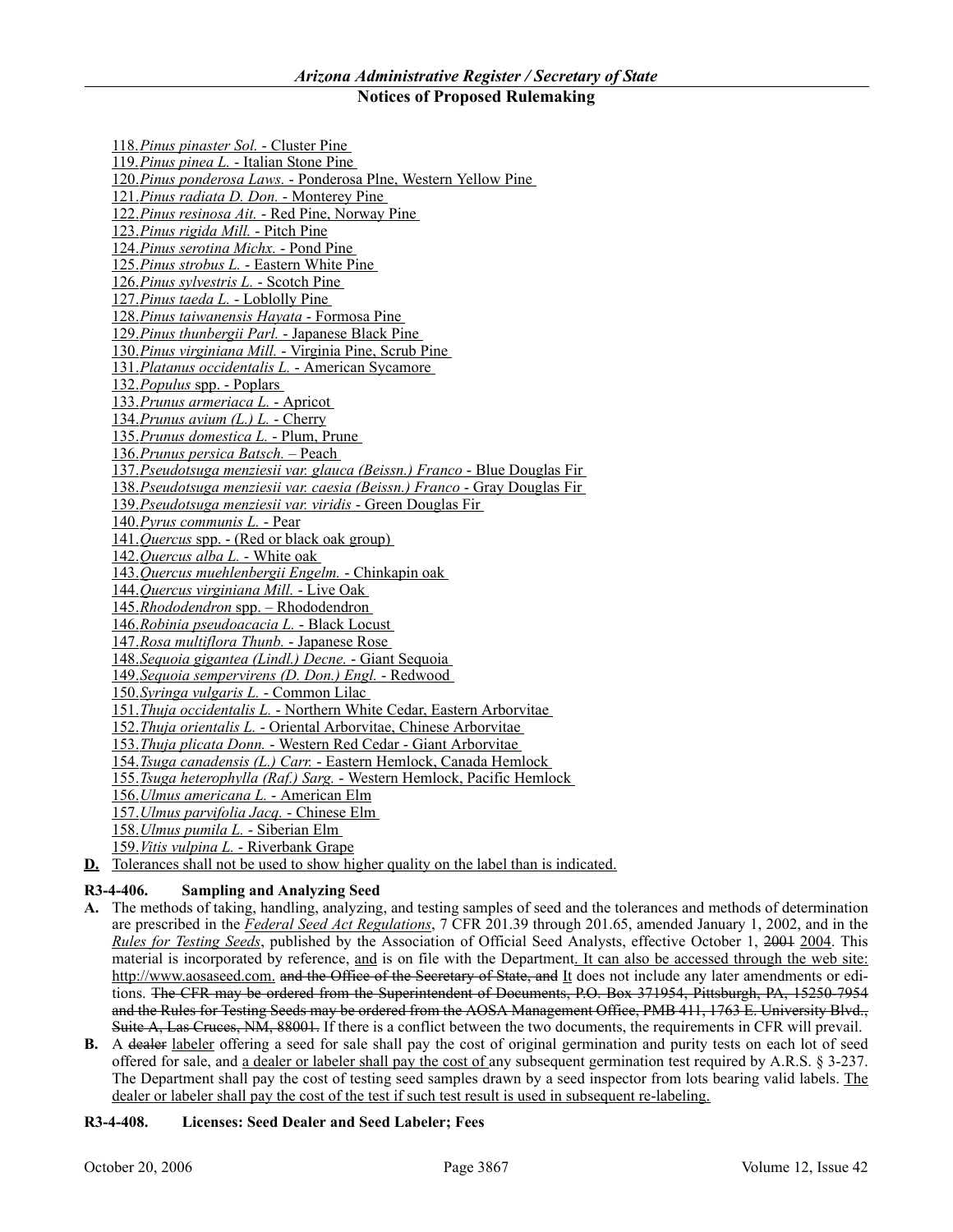118. *Pinus pinaster Sol.* - Cluster Pine
119. *Pinus pinea L.* - Italian Stone Pine
120. *Pinus ponderosa Laws.* - Ponderosa Plne, Western Yellow Pine
121. *Pinus radiata D. Don.* - Monterey Pine
122. *Pinus resinosa Ait.* - Red Pine, Norway Pine
123. *Pinus rigida Mill.* - Pitch Pine
124. *Pinus serotina Michx.* - Pond Pine
125. *Pinus strobus L.* - Eastern White Pine
126. *Pinus sylvestris L.* - Scotch Pine
127. *Pinus taeda L.* - Loblolly Pine
128. *Pinus taiwanensis Hayata* - Formosa Pine
129. *Pinus thunbergii Parl.* - Japanese Black Pine
130. *Pinus virginiana Mill.* - Virginia Pine, Scrub Pine
131. *Platanus occidentalis L.* - American Sycamore
132. *Populus* spp. - Poplars
133. *Prunus armeriaca L.* - Apricot
134. *Prunus avium (L.) L.* - Cherry
135. *Prunus domestica L.* - Plum, Prune
136. *Prunus persica Batsch.* – Peach
137. *Pseudotsuga menziesii var. glauca (Beissn.) Franco* - Blue Douglas Fir
138. *Pseudotsuga menziesii var. caesia (Beissn.) Franco* - Gray Douglas Fir
139. *Pseudotsuga menziesii var. viridis* - Green Douglas Fir
140. *Pyrus communis L.* - Pear
141. *Quercus* spp. - (Red or black oak group)
142. *Quercus alba L.* - White oak
143. *Quercus muehlenbergii Engelm.* - Chinkapin oak
144. *Quercus virginiana Mill.* - Live Oak
145. *Rhododendron* spp. – Rhododendron
146. *Robinia pseudoacacia L.* - Black Locust
147. *Rosa multiflora Thunb.* - Japanese Rose
148. *Sequoia gigantea (Lindl.) Decne.* - Giant Sequoia
149. *Sequoia sempervirens (D. Don.) Engl.* - Redwood
150. *Syringa vulgaris L.* - Common Lilac
151. *Thuja occidentalis L.* - Northern White Cedar, Eastern Arborvitae
152. *Thuja orientalis L.* - Oriental Arborvitae, Chinese Arborvitae
153. *Thuja plicata Donn.* - Western Red Cedar - Giant Arborvitae
154. *Tsuga canadensis (L.) Carr.* - Eastern Hemlock, Canada Hemlock
155. *Tsuga heterophylla (Raf.) Sarg.* - Western Hemlock, Pacific Hemlock
156. *Ulmus americana L.* - American Elm
157. *Ulmus parvifolia Jacq.* - Chinese Elm
158. *Ulmus pumila L.* - Siberian Elm
159. *Vitis vulpina L.* - Riverbank Grape

**D.** Tolerances shall not be used to show higher quality on the label than is indicated.

**R3-4-406. Sampling and Analyzing Seed**

**A.** The methods of taking, handling, analyzing, and testing samples of seed and the tolerances and methods of determination are prescribed in the *Federal Seed Act Regulations*, 7 CFR 201.39 through 201.65, amended January 1, 2002, and in the *Rules for Testing Seeds*, published by the Association of Official Seed Analysts, effective October 1, ~~2001~~ 2004. This material is incorporated by reference, and is on file with the Department. It can also be accessed through the web site: http://www.aosaseed.com. ~~and the Office of the Secretary of State, and~~ It does not include any later amendments or editions. ~~The CFR may be ordered from the Superintendent of Documents, P.O. Box 371954, Pittsburgh, PA, 15250-7954 and the Rules for Testing Seeds may be ordered from the AOSA Management Office, PMB 411, 1763 E. University Blvd., Suite A, Las Cruces, NM, 88001.~~ If there is a conflict between the two documents, the requirements in CFR will prevail.

**B.** A ~~dealer~~ labeler offering a seed for sale shall pay the cost of original germination and purity tests on each lot of seed offered for sale, and a dealer or labeler shall pay the cost of any subsequent germination test required by A.R.S. § 3-237. The Department shall pay the cost of testing seed samples drawn by a seed inspector from lots bearing valid labels. The dealer or labeler shall pay the cost of the test if such test result is used in subsequent re-labeling.

**R3-4-408. Licenses: Seed Dealer and Seed Labeler; Fees**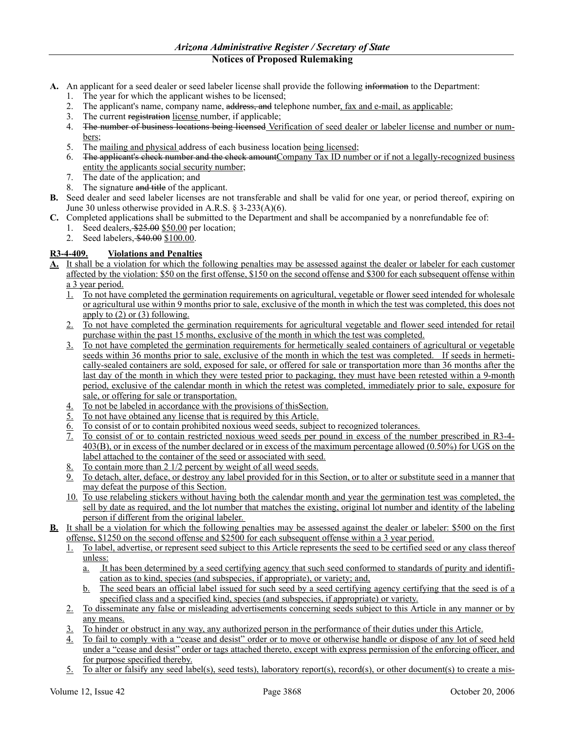**A.** An applicant for a seed dealer or seed labeler license shall provide the following ~~information~~ to the Department:

1. The year for which the applicant wishes to be licensed;
2. The applicant's name, company name, ~~address, and~~ telephone number, fax and e-mail, as applicable;
3. The current ~~registration~~ license number, if applicable;
4. ~~The number of business locations being licensed~~ Verification of seed dealer or labeler license and number or numbers;
5. The mailing and physical address of each business location being licensed;
6. ~~The applicant's check number and the check amount~~Company Tax ID number or if not a legally-recognized business entity the applicants social security number;
7. The date of the application; and
8. The signature ~~and title~~ of the applicant.

**B.** Seed dealer and seed labeler licenses are not transferable and shall be valid for one year, or period thereof, expiring on June 30 unless otherwise provided in A.R.S. § 3-233(A)(6).

**C.** Completed applications shall be submitted to the Department and shall be accompanied by a nonrefundable fee of:

1. Seed dealers, ~~$25.00~~ $50.00 per location;
2. Seed labelers, ~~$40.00~~ $100.00.

**R3-4-409. Violations and Penalties**

**A.** It shall be a violation for which the following penalties may be assessed against the dealer or labeler for each customer affected by the violation: $50 on the first offense, $150 on the second offense and $300 for each subsequent offense within a 3 year period.

1. To not have completed the germination requirements on agricultural, vegetable or flower seed intended for wholesale or agricultural use within 9 months prior to sale, exclusive of the month in which the test was completed, this does not apply to (2) or (3) following.
2. To not have completed the germination requirements for agricultural vegetable and flower seed intended for retail purchase within the past 15 months, exclusive of the month in which the test was completed.
3. To not have completed the germination requirements for hermetically sealed containers of agricultural or vegetable seeds within 36 months prior to sale, exclusive of the month in which the test was completed. If seeds in hermetically-sealed containers are sold, exposed for sale, or offered for sale or transportation more than 36 months after the last day of the month in which they were tested prior to packaging, they must have been retested within a 9-month period, exclusive of the calendar month in which the retest was completed, immediately prior to sale, exposure for sale, or offering for sale or transportation.
4. To not be labeled in accordance with the provisions of thisSection.
5. To not have obtained any license that is required by this Article.
6. To consist of or to contain prohibited noxious weed seeds, subject to recognized tolerances.
7. To consist of or to contain restricted noxious weed seeds per pound in excess of the number prescribed in R3-4-403(B), or in excess of the number declared or in excess of the maximum percentage allowed (0.50%) for UGS on the label attached to the container of the seed or associated with seed.
8. To contain more than 2 1/2 percent by weight of all weed seeds.
9. To detach, alter, deface, or destroy any label provided for in this Section, or to alter or substitute seed in a manner that may defeat the purpose of this Section.
10. To use relabeling stickers without having both the calendar month and year the germination test was completed, the sell by date as required, and the lot number that matches the existing, original lot number and identity of the labeling person if different from the original labeler.

**B.** It shall be a violation for which the following penalties may be assessed against the dealer or labeler: $500 on the first offense, $1250 on the second offense and $2500 for each subsequent offense within a 3 year period.

1. To label, advertise, or represent seed subject to this Article represents the seed to be certified seed or any class thereof unless:
   a. It has been determined by a seed certifying agency that such seed conformed to standards of purity and identification as to kind, species (and subspecies, if appropriate), or variety; and,
   b. The seed bears an official label issued for such seed by a seed certifying agency certifying that the seed is of a specified class and a specified kind, species (and subspecies, if appropriate) or variety.
2. To disseminate any false or misleading advertisements concerning seeds subject to this Article in any manner or by any means.
3. To hinder or obstruct in any way, any authorized person in the performance of their duties under this Article.
4. To fail to comply with a "cease and desist" order or to move or otherwise handle or dispose of any lot of seed held under a "cease and desist" order or tags attached thereto, except with express permission of the enforcing officer, and for purpose specified thereby.
5. To alter or falsify any seed label(s), seed tests), laboratory report(s), record(s), or other document(s) to create a mis-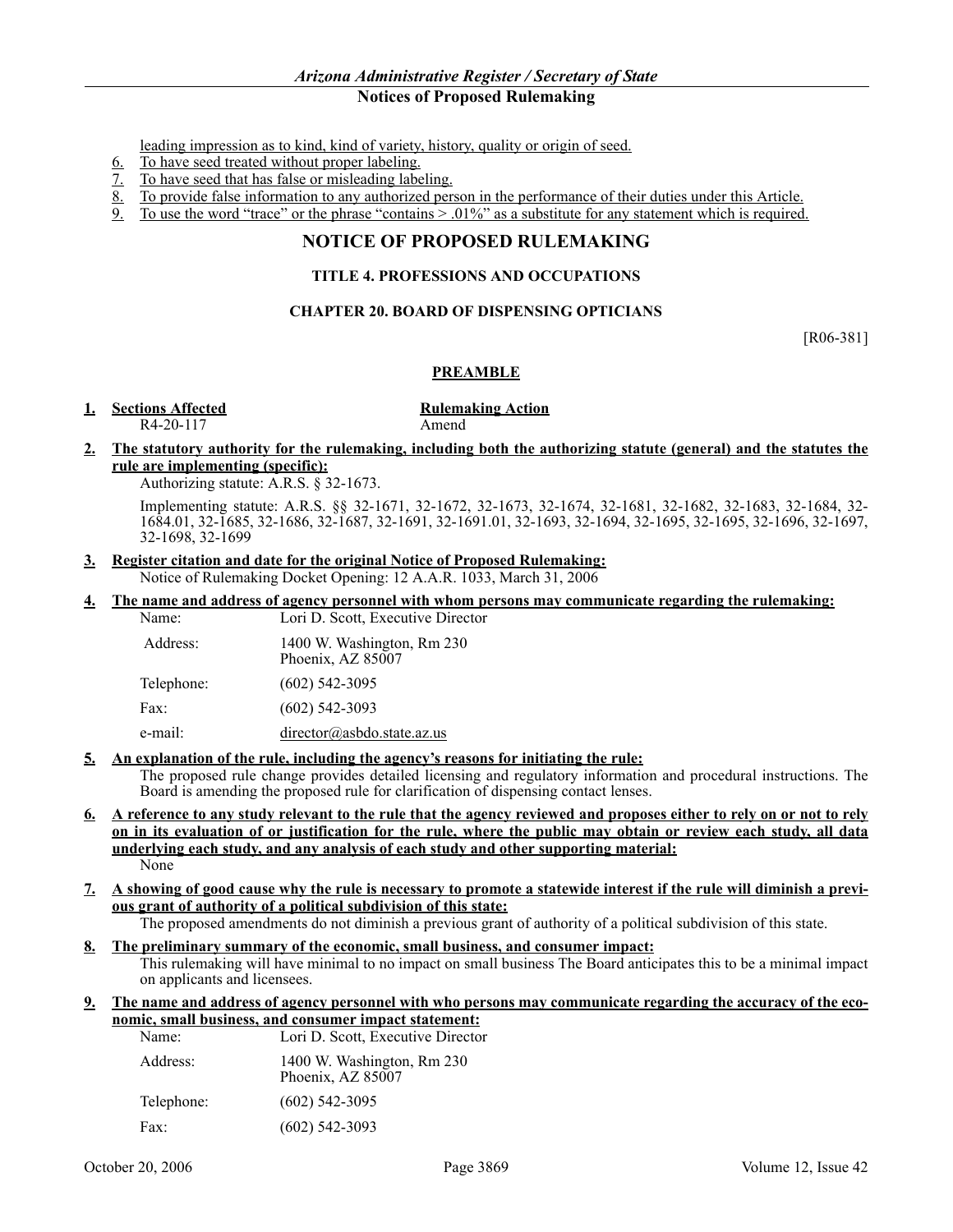leading impression as to kind, kind of variety, history, quality or origin of seed.

6. To have seed treated without proper labeling.
7. To have seed that has false or misleading labeling.
8. To provide false information to any authorized person in the performance of their duties under this Article.
9. To use the word "trace" or the phrase "contains > .01%" as a substitute for any statement which is required.

## NOTICE OF PROPOSED RULEMAKING

### TITLE 4. PROFESSIONS AND OCCUPATIONS

### CHAPTER 20. BOARD OF DISPENSING OPTICIANS

[R06-381]

**PREAMBLE**

**1. Sections Affected** — **Rulemaking Action**

R4-20-117 — Amend

**2. The statutory authority for the rulemaking, including both the authorizing statute (general) and the statutes the rule are implementing (specific):**

Authorizing statute: A.R.S. § 32-1673.

Implementing statute: A.R.S. §§ 32-1671, 32-1672, 32-1673, 32-1674, 32-1681, 32-1682, 32-1683, 32-1684, 32-1684.01, 32-1685, 32-1686, 32-1687, 32-1691, 32-1691.01, 32-1693, 32-1694, 32-1695, 32-1695, 32-1696, 32-1697, 32-1698, 32-1699

**3. Register citation and date for the original Notice of Proposed Rulemaking:**

Notice of Rulemaking Docket Opening: 12 A.A.R. 1033, March 31, 2006

**4. The name and address of agency personnel with whom persons may communicate regarding the rulemaking:**

| | |
|---|---|
| Name: | Lori D. Scott, Executive Director |
| Address: | 1400 W. Washington, Rm 230<br>Phoenix, AZ 85007 |
| Telephone: | (602) 542-3095 |
| Fax: | (602) 542-3093 |
| e-mail: | director@asbdo.state.az.us |

**5. An explanation of the rule, including the agency's reasons for initiating the rule:**

The proposed rule change provides detailed licensing and regulatory information and procedural instructions. The Board is amending the proposed rule for clarification of dispensing contact lenses.

**6. A reference to any study relevant to the rule that the agency reviewed and proposes either to rely on or not to rely on in its evaluation of or justification for the rule, where the public may obtain or review each study, all data underlying each study, and any analysis of each study and other supporting material:**

None

**7. A showing of good cause why the rule is necessary to promote a statewide interest if the rule will diminish a previous grant of authority of a political subdivision of this state:**

The proposed amendments do not diminish a previous grant of authority of a political subdivision of this state.

**8. The preliminary summary of the economic, small business, and consumer impact:**

This rulemaking will have minimal to no impact on small business The Board anticipates this to be a minimal impact on applicants and licensees.

**9. The name and address of agency personnel with who persons may communicate regarding the accuracy of the economic, small business, and consumer impact statement:**

| | |
|---|---|
| Name: | Lori D. Scott, Executive Director |
| Address: | 1400 W. Washington, Rm 230<br>Phoenix, AZ 85007 |
| Telephone: | (602) 542-3095 |
| Fax: | (602) 542-3093 |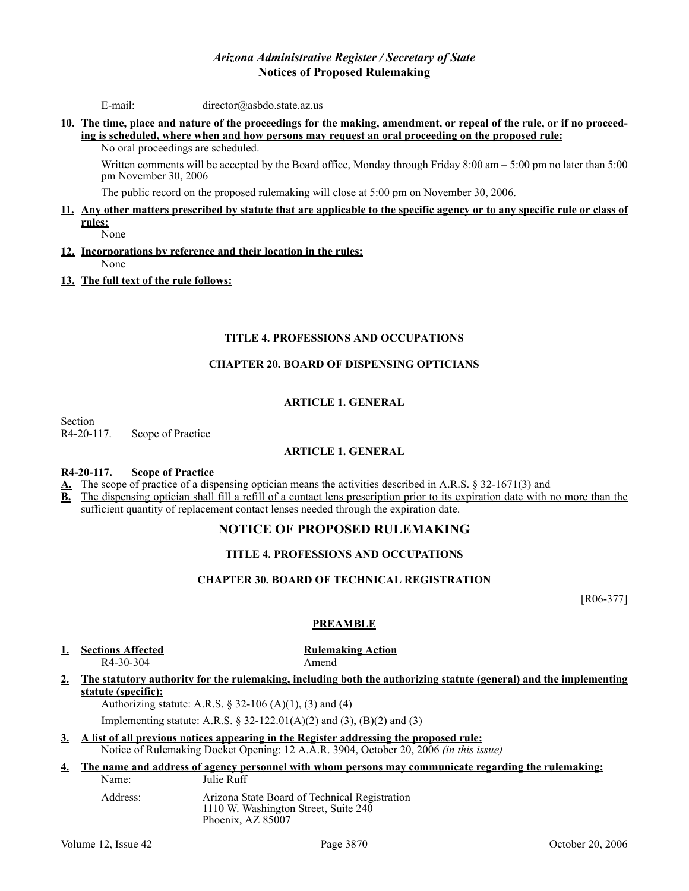E-mail: director@asbdo.state.az.us

**10. The time, place and nature of the proceedings for the making, amendment, or repeal of the rule, or if no proceeding is scheduled, where when and how persons may request an oral proceeding on the proposed rule:**

No oral proceedings are scheduled.

Written comments will be accepted by the Board office, Monday through Friday 8:00 am – 5:00 pm no later than 5:00 pm November 30, 2006

The public record on the proposed rulemaking will close at 5:00 pm on November 30, 2006.

**11. Any other matters prescribed by statute that are applicable to the specific agency or to any specific rule or class of rules:**

None

**12. Incorporations by reference and their location in the rules:**

None

**13. The full text of the rule follows:**

### TITLE 4. PROFESSIONS AND OCCUPATIONS

### CHAPTER 20. BOARD OF DISPENSING OPTICIANS

### ARTICLE 1. GENERAL

Section
R4-20-117. Scope of Practice

### ARTICLE 1. GENERAL

**R4-20-117. Scope of Practice**

**A.** The scope of practice of a dispensing optician means the activities described in A.R.S. § 32-1671(3) and

**B.** The dispensing optician shall fill a refill of a contact lens prescription prior to its expiration date with no more than the sufficient quantity of replacement contact lenses needed through the expiration date.

## NOTICE OF PROPOSED RULEMAKING

### TITLE 4. PROFESSIONS AND OCCUPATIONS

### CHAPTER 30. BOARD OF TECHNICAL REGISTRATION

[R06-377]

### PREAMBLE

**1. Sections Affected** — **Rulemaking Action**

R4-30-304 — Amend

**2. The statutory authority for the rulemaking, including both the authorizing statute (general) and the implementing statute (specific):**

Authorizing statute: A.R.S. § 32-106 (A)(1), (3) and (4)

Implementing statute: A.R.S. § 32-122.01(A)(2) and (3), (B)(2) and (3)

**3. A list of all previous notices appearing in the Register addressing the proposed rule:**

Notice of Rulemaking Docket Opening: 12 A.A.R. 3904, October 20, 2006 *(in this issue)*

**4. The name and address of agency personnel with whom persons may communicate regarding the rulemaking:**

Name: Julie Ruff

Address: Arizona State Board of Technical Registration
1110 W. Washington Street, Suite 240
Phoenix, AZ 85007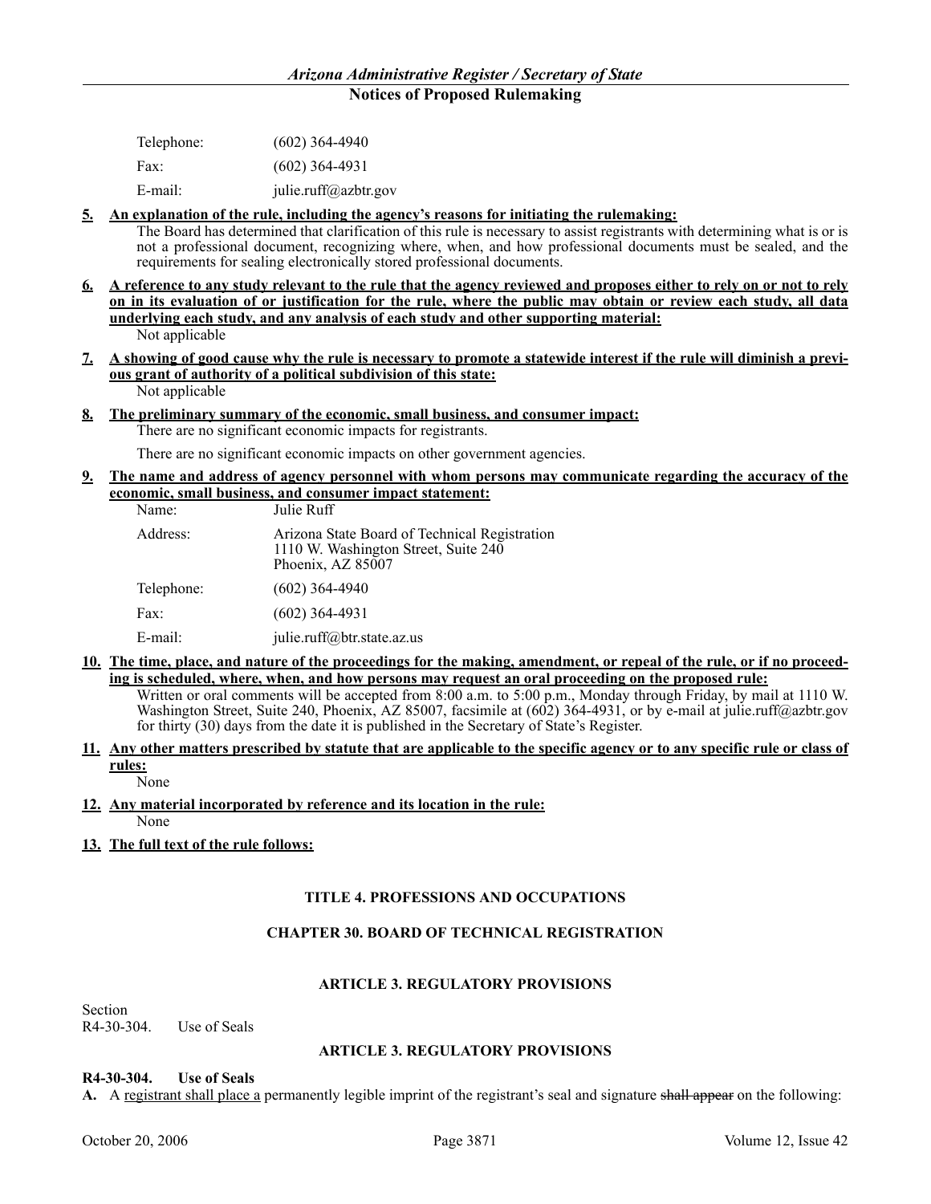| | |
|---|---|
| Telephone: | (602) 364-4940 |
| Fax: | (602) 364-4931 |
| E-mail: | julie.ruff@azbtr.gov |

**5. An explanation of the rule, including the agency's reasons for initiating the rulemaking:**

The Board has determined that clarification of this rule is necessary to assist registrants with determining what is or is not a professional document, recognizing where, when, and how professional documents must be sealed, and the requirements for sealing electronically stored professional documents.

**6. A reference to any study relevant to the rule that the agency reviewed and proposes either to rely on or not to rely on in its evaluation of or justification for the rule, where the public may obtain or review each study, all data underlying each study, and any analysis of each study and other supporting material:**

Not applicable

**7. A showing of good cause why the rule is necessary to promote a statewide interest if the rule will diminish a previous grant of authority of a political subdivision of this state:**

Not applicable

**8. The preliminary summary of the economic, small business, and consumer impact:**

There are no significant economic impacts for registrants.

There are no significant economic impacts on other government agencies.

**9. The name and address of agency personnel with whom persons may communicate regarding the accuracy of the economic, small business, and consumer impact statement:**

| | |
|---|---|
| Name: | Julie Ruff |
| Address: | Arizona State Board of Technical Registration<br>1110 W. Washington Street, Suite 240<br>Phoenix, AZ 85007 |
| Telephone: | (602) 364-4940 |
| Fax: | (602) 364-4931 |
| E-mail: | julie.ruff@btr.state.az.us |

**10. The time, place, and nature of the proceedings for the making, amendment, or repeal of the rule, or if no proceeding is scheduled, where, when, and how persons may request an oral proceeding on the proposed rule:**

Written or oral comments will be accepted from 8:00 a.m. to 5:00 p.m., Monday through Friday, by mail at 1110 W. Washington Street, Suite 240, Phoenix, AZ 85007, facsimile at (602) 364-4931, or by e-mail at julie.ruff@azbtr.gov for thirty (30) days from the date it is published in the Secretary of State's Register.

**11. Any other matters prescribed by statute that are applicable to the specific agency or to any specific rule or class of rules:**

None

**12. Any material incorporated by reference and its location in the rule:**

None

**13. The full text of the rule follows:**

**TITLE 4. PROFESSIONS AND OCCUPATIONS**

**CHAPTER 30. BOARD OF TECHNICAL REGISTRATION**

**ARTICLE 3. REGULATORY PROVISIONS**

Section
R4-30-304. Use of Seals

**ARTICLE 3. REGULATORY PROVISIONS**

**R4-30-304. Use of Seals**

**A.** A <u>registrant shall place a</u> permanently legible imprint of the registrant's seal and signature ~~shall appear~~ on the following: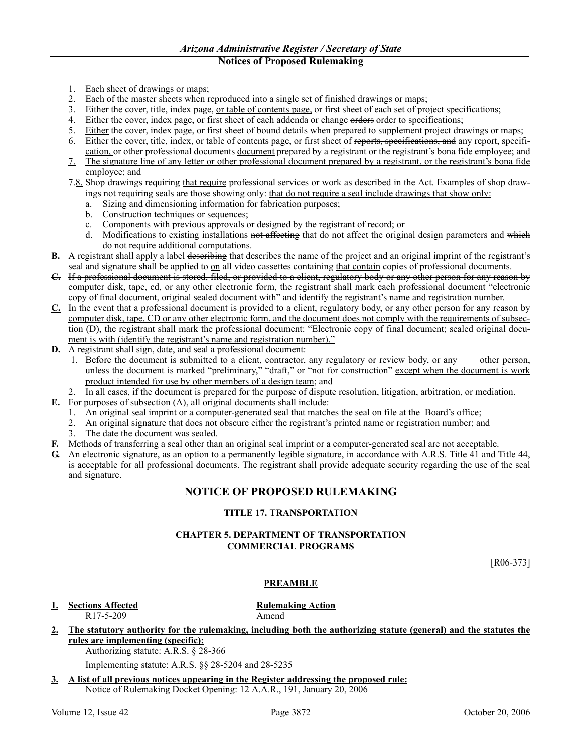1. Each sheet of drawings or maps;
2. Each of the master sheets when reproduced into a single set of finished drawings or maps;
3. Either the cover, title, index ~~page~~, <u>or table of contents page,</u> or first sheet of each set of project specifications;
4. <u>Either</u> the cover, index page, or first sheet of <u>each</u> addenda or change ~~orders~~ order to specifications;
5. <u>Either</u> the cover, index page, or first sheet of bound details when prepared to supplement project drawings or maps;
6. <u>Either</u> the cover, <u>title,</u> index, <u>or</u> table of contents page, or first sheet of ~~reports, specifications, and~~ <u>any report, specification, o</u>r other professional ~~documents~~ <u>document</u> prepared by a registrant or the registrant's bona fide employee; and
7. <u>The signature line of any letter or other professional document prepared by a registrant, or the registrant's bona fide employee; and</u>

~~7.~~<u>8.</u> Shop drawings ~~requiring~~ <u>that require</u> professional services or work as described in the Act. Examples of shop drawings ~~not requiring seals are those showing only:~~ <u>that do not require a seal include drawings that show only:</u>
   a. Sizing and dimensioning information for fabrication purposes;
   b. Construction techniques or sequences;
   c. Components with previous approvals or designed by the registrant of record; or
   d. Modifications to existing installations ~~not affecting~~ <u>that do not affect</u> the original design parameters and ~~which~~ do not require additional computations.

**B.** A <u>registrant shall apply a</u> label ~~describing~~ <u>that describes</u> the name of the project and an original imprint of the registrant's seal and signature ~~shall be applied to~~ <u>on</u> all video cassettes ~~containing~~ <u>that contain</u> copies of professional documents.

~~**C.** If a professional document is stored, filed, or provided to a client, regulatory body or any other person for any reason by computer disk, tape, cd, or any other electronic form, the registrant shall mark each professional document "electronic copy of final document, original sealed document with" and identify the registrant's name and registration number.~~

<u>**C.** In the event that a professional document is provided to a client, regulatory body, or any other person for any reason by computer disk, tape, CD or any other electronic form, and the document does not comply with the requirements of subsection (D), the registrant shall mark the professional document: "Electronic copy of final document; sealed original document is with (identify the registrant's name and registration number)."</u>

**D.** A registrant shall sign, date, and seal a professional document:
1. Before the document is submitted to a client, contractor, any regulatory or review body, or any other person, unless the document is marked "preliminary," "draft," or "not for construction" <u>except when the document is work product intended for use by other members of a design team</u>; and
2. In all cases, if the document is prepared for the purpose of dispute resolution, litigation, arbitration, or mediation.

**E.** For purposes of subsection (A), all original documents shall include:
1. An original seal imprint or a computer-generated seal that matches the seal on file at the Board's office;
2. An original signature that does not obscure either the registrant's printed name or registration number; and
3. The date the document was sealed.

**F.** Methods of transferring a seal other than an original seal imprint or a computer-generated seal are not acceptable.

**G.** An electronic signature, as an option to a permanently legible signature, in accordance with A.R.S. Title 41 and Title 44, is acceptable for all professional documents. The registrant shall provide adequate security regarding the use of the seal and signature.

## NOTICE OF PROPOSED RULEMAKING

### TITLE 17. TRANSPORTATION

### CHAPTER 5. DEPARTMENT OF TRANSPORTATION COMMERCIAL PROGRAMS

[R06-373]

### <u>PREAMBLE</u>

<u>**1.**</u> <u>**Sections Affected**</u> — <u>**Rulemaking Action**</u>

| Sections Affected | Rulemaking Action |
|---|---|
| R17-5-209 | Amend |

<u>**2.**</u> <u>**The statutory authority for the rulemaking, including both the authorizing statute (general) and the statutes the rules are implementing (specific):**</u>

Authorizing statute: A.R.S. § 28-366

Implementing statute: A.R.S. §§ 28-5204 and 28-5235

<u>**3.**</u> <u>**A list of all previous notices appearing in the Register addressing the proposed rule:**</u>

Notice of Rulemaking Docket Opening: 12 A.A.R., 191, January 20, 2006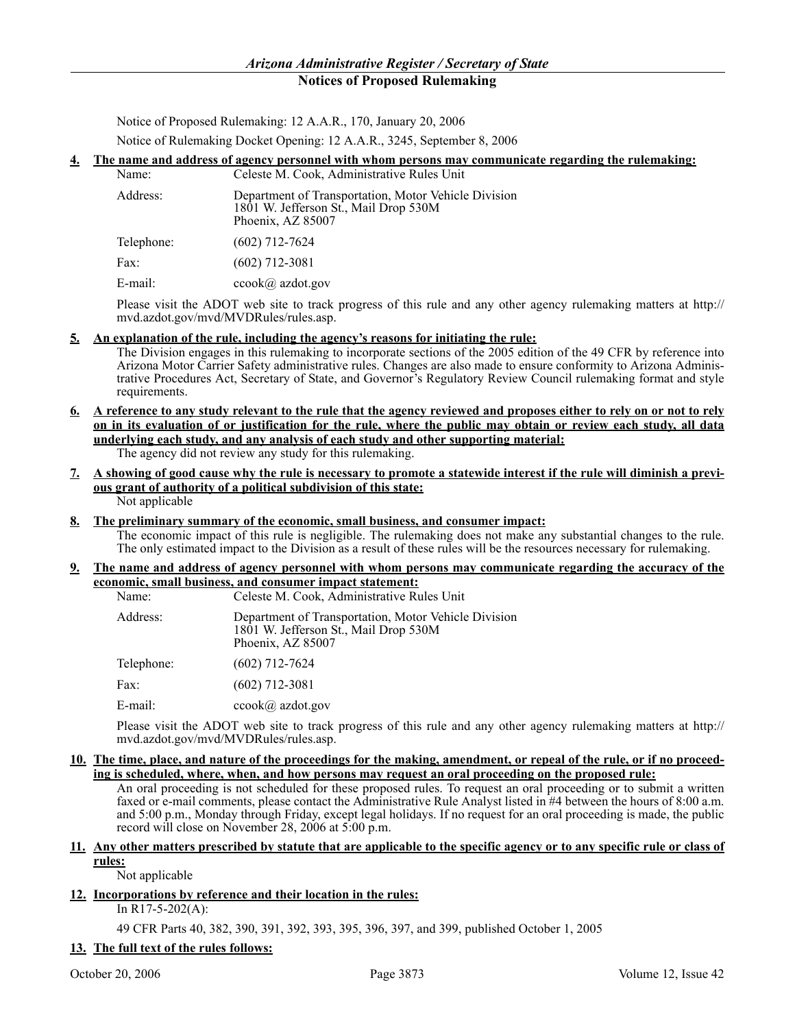Notice of Proposed Rulemaking: 12 A.A.R., 170, January 20, 2006

Notice of Rulemaking Docket Opening: 12 A.A.R., 3245, September 8, 2006

**4. The name and address of agency personnel with whom persons may communicate regarding the rulemaking:**

| | |
|---|---|
| Name: | Celeste M. Cook, Administrative Rules Unit |
| Address: | Department of Transportation, Motor Vehicle Division<br>1801 W. Jefferson St., Mail Drop 530M<br>Phoenix, AZ 85007 |
| Telephone: | (602) 712-7624 |
| Fax: | (602) 712-3081 |
| E-mail: | ccook@ azdot.gov |

Please visit the ADOT web site to track progress of this rule and any other agency rulemaking matters at http://mvd.azdot.gov/mvd/MVDRules/rules.asp.

**5. An explanation of the rule, including the agency's reasons for initiating the rule:**

The Division engages in this rulemaking to incorporate sections of the 2005 edition of the 49 CFR by reference into Arizona Motor Carrier Safety administrative rules. Changes are also made to ensure conformity to Arizona Administrative Procedures Act, Secretary of State, and Governor's Regulatory Review Council rulemaking format and style requirements.

**6. A reference to any study relevant to the rule that the agency reviewed and proposes either to rely on or not to rely on in its evaluation of or justification for the rule, where the public may obtain or review each study, all data underlying each study, and any analysis of each study and other supporting material:**

The agency did not review any study for this rulemaking.

**7. A showing of good cause why the rule is necessary to promote a statewide interest if the rule will diminish a previous grant of authority of a political subdivision of this state:**

Not applicable

**8. The preliminary summary of the economic, small business, and consumer impact:**

The economic impact of this rule is negligible. The rulemaking does not make any substantial changes to the rule. The only estimated impact to the Division as a result of these rules will be the resources necessary for rulemaking.

**9. The name and address of agency personnel with whom persons may communicate regarding the accuracy of the economic, small business, and consumer impact statement:**

| | |
|---|---|
| Name: | Celeste M. Cook, Administrative Rules Unit |
| Address: | Department of Transportation, Motor Vehicle Division<br>1801 W. Jefferson St., Mail Drop 530M<br>Phoenix, AZ 85007 |
| Telephone: | (602) 712-7624 |
| Fax: | (602) 712-3081 |
| E-mail: | ccook@ azdot.gov |

Please visit the ADOT web site to track progress of this rule and any other agency rulemaking matters at http://mvd.azdot.gov/mvd/MVDRules/rules.asp.

**10. The time, place, and nature of the proceedings for the making, amendment, or repeal of the rule, or if no proceeding is scheduled, where, when, and how persons may request an oral proceeding on the proposed rule:**

An oral proceeding is not scheduled for these proposed rules. To request an oral proceeding or to submit a written faxed or e-mail comments, please contact the Administrative Rule Analyst listed in #4 between the hours of 8:00 a.m. and 5:00 p.m., Monday through Friday, except legal holidays. If no request for an oral proceeding is made, the public record will close on November 28, 2006 at 5:00 p.m.

**11. Any other matters prescribed by statute that are applicable to the specific agency or to any specific rule or class of rules:**

Not applicable

**12. Incorporations by reference and their location in the rules:**

In R17-5-202(A):

49 CFR Parts 40, 382, 390, 391, 392, 393, 395, 396, 397, and 399, published October 1, 2005

**13. The full text of the rules follows:**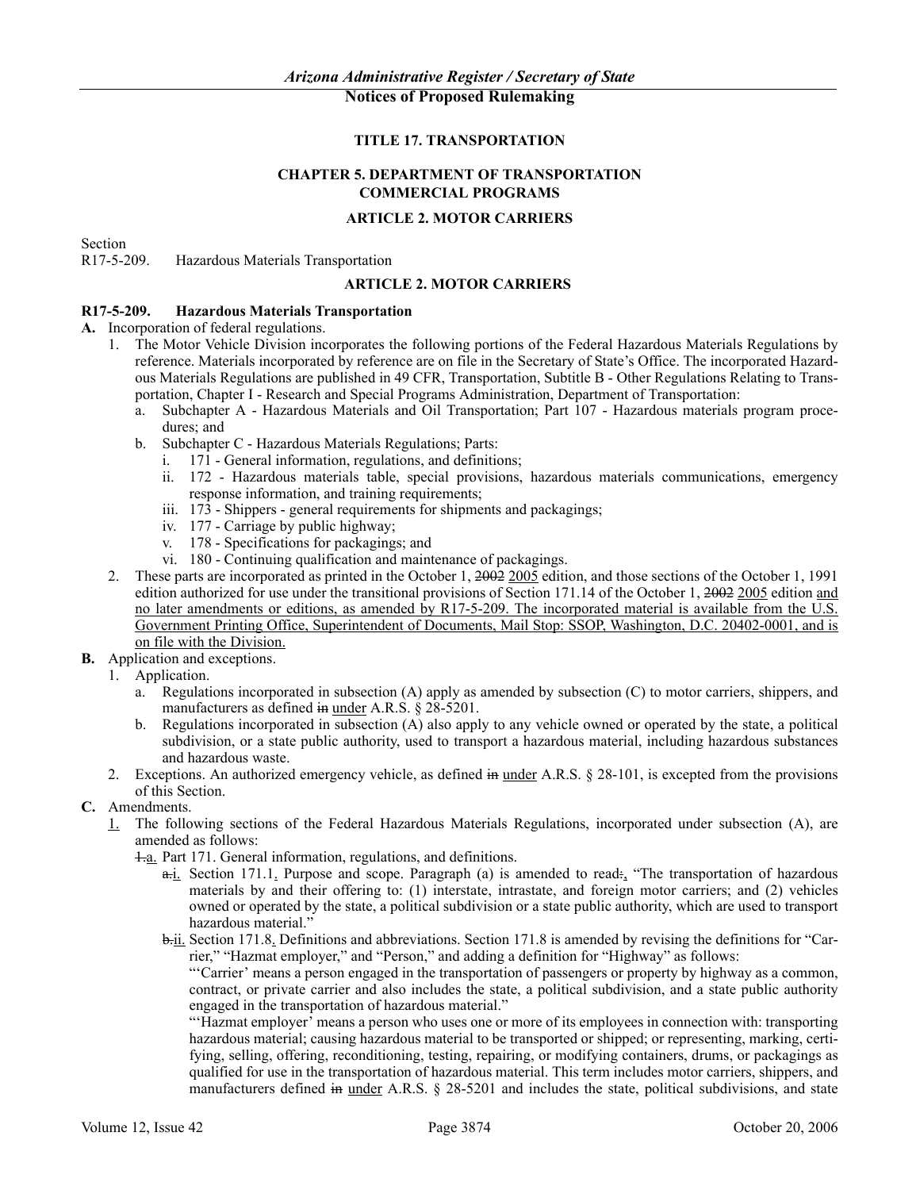**TITLE 17. TRANSPORTATION**

**CHAPTER 5. DEPARTMENT OF TRANSPORTATION**
**COMMERCIAL PROGRAMS**

**ARTICLE 2. MOTOR CARRIERS**

Section
R17-5-209. Hazardous Materials Transportation

**ARTICLE 2. MOTOR CARRIERS**

**R17-5-209. Hazardous Materials Transportation**

**A.** Incorporation of federal regulations.

1. The Motor Vehicle Division incorporates the following portions of the Federal Hazardous Materials Regulations by reference. Materials incorporated by reference are on file in the Secretary of State's Office. The incorporated Hazardous Materials Regulations are published in 49 CFR, Transportation, Subtitle B - Other Regulations Relating to Transportation, Chapter I - Research and Special Programs Administration, Department of Transportation:
   a. Subchapter A - Hazardous Materials and Oil Transportation; Part 107 - Hazardous materials program procedures; and
   b. Subchapter C - Hazardous Materials Regulations; Parts:
      i. 171 - General information, regulations, and definitions;
      ii. 172 - Hazardous materials table, special provisions, hazardous materials communications, emergency response information, and training requirements;
      iii. 173 - Shippers - general requirements for shipments and packagings;
      iv. 177 - Carriage by public highway;
      v. 178 - Specifications for packagings; and
      vi. 180 - Continuing qualification and maintenance of packagings.
2. These parts are incorporated as printed in the October 1, ~~2002~~ <u>2005</u> edition, and those sections of the October 1, 1991 edition authorized for use under the transitional provisions of Section 171.14 of the October 1, ~~2002~~ <u>2005</u> edition <u>and no later amendments or editions, as amended by R17-5-209. The incorporated material is available from the U.S. Government Printing Office, Superintendent of Documents, Mail Stop: SSOP, Washington, D.C. 20402-0001, and is on file with the Division.</u>

**B.** Application and exceptions.

1. Application.
   a. Regulations incorporated in subsection (A) apply as amended by subsection (C) to motor carriers, shippers, and manufacturers as defined ~~in~~ <u>under</u> A.R.S. § 28-5201.
   b. Regulations incorporated in subsection (A) also apply to any vehicle owned or operated by the state, a political subdivision, or a state public authority, used to transport a hazardous material, including hazardous substances and hazardous waste.
2. Exceptions. An authorized emergency vehicle, as defined ~~in~~ <u>under</u> A.R.S. § 28-101, is excepted from the provisions of this Section.

**C.** Amendments.

<u>1.</u> The following sections of the Federal Hazardous Materials Regulations, incorporated under subsection (A), are amended as follows:

~~1.~~<u>a.</u> Part 171. General information, regulations, and definitions.

~~a.~~<u>i.</u> Section 171.1<u>.</u> Purpose and scope. Paragraph (a) is amended to read~~:~~<u>,</u> "The transportation of hazardous materials by and their offering to: (1) interstate, intrastate, and foreign motor carriers; and (2) vehicles owned or operated by the state, a political subdivision or a state public authority, which are used to transport hazardous material."

~~b.~~<u>ii.</u> Section 171.8<u>.</u> Definitions and abbreviations. Section 171.8 is amended by revising the definitions for "Carrier," "Hazmat employer," and "Person," and adding a definition for "Highway" as follows:

"'Carrier' means a person engaged in the transportation of passengers or property by highway as a common, contract, or private carrier and also includes the state, a political subdivision, and a state public authority engaged in the transportation of hazardous material."

"'Hazmat employer' means a person who uses one or more of its employees in connection with: transporting hazardous material; causing hazardous material to be transported or shipped; or representing, marking, certifying, selling, offering, reconditioning, testing, repairing, or modifying containers, drums, or packagings as qualified for use in the transportation of hazardous material. This term includes motor carriers, shippers, and manufacturers defined ~~in~~ <u>under</u> A.R.S. § 28-5201 and includes the state, political subdivisions, and state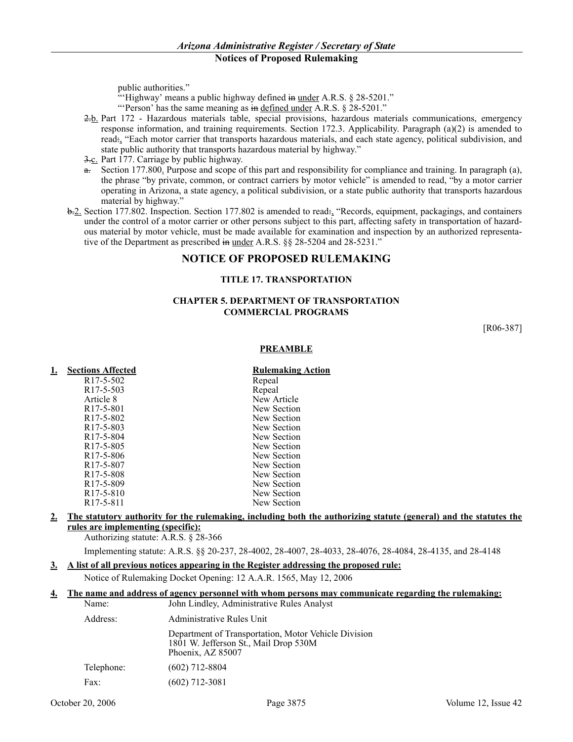public authorities."

"'Highway' means a public highway defined ~~in~~ under A.R.S. § 28-5201."

"'Person' has the same meaning as ~~in~~ defined under A.R.S. § 28-5201."

~~2.~~b. Part 172 - Hazardous materials table, special provisions, hazardous materials communications, emergency response information, and training requirements. Section 172.3. Applicability. Paragraph (a)(2) is amended to read~~:~~, "Each motor carrier that transports hazardous materials, and each state agency, political subdivision, and state public authority that transports hazardous material by highway."

~~3.~~c. Part 177. Carriage by public highway.

~~a.~~ Section 177.800. Purpose and scope of this part and responsibility for compliance and training. In paragraph (a), the phrase "by private, common, or contract carriers by motor vehicle" is amended to read, "by a motor carrier operating in Arizona, a state agency, a political subdivision, or a state public authority that transports hazardous material by highway."

~~b.~~2. Section 177.802. Inspection. Section 177.802 is amended to read~~:~~, "Records, equipment, packagings, and containers under the control of a motor carrier or other persons subject to this part, affecting safety in transportation of hazardous material by motor vehicle, must be made available for examination and inspection by an authorized representative of the Department as prescribed ~~in~~ under A.R.S. §§ 28-5204 and 28-5231."

# NOTICE OF PROPOSED RULEMAKING

## TITLE 17. TRANSPORTATION

## CHAPTER 5. DEPARTMENT OF TRANSPORTATION COMMERCIAL PROGRAMS

[R06-387]

### PREAMBLE

**1. Sections Affected** / **Rulemaking Action**

| Sections Affected | Rulemaking Action |
| --- | --- |
| R17-5-502 | Repeal |
| R17-5-503 | Repeal |
| Article 8 | New Article |
| R17-5-801 | New Section |
| R17-5-802 | New Section |
| R17-5-803 | New Section |
| R17-5-804 | New Section |
| R17-5-805 | New Section |
| R17-5-806 | New Section |
| R17-5-807 | New Section |
| R17-5-808 | New Section |
| R17-5-809 | New Section |
| R17-5-810 | New Section |
| R17-5-811 | New Section |

**2. The statutory authority for the rulemaking, including both the authorizing statute (general) and the statutes the rules are implementing (specific):**

Authorizing statute: A.R.S. § 28-366

Implementing statute: A.R.S. §§ 20-237, 28-4002, 28-4007, 28-4033, 28-4076, 28-4084, 28-4135, and 28-4148

**3. A list of all previous notices appearing in the Register addressing the proposed rule:**

Notice of Rulemaking Docket Opening: 12 A.A.R. 1565, May 12, 2006

**4. The name and address of agency personnel with whom persons may communicate regarding the rulemaking:**

Name: John Lindley, Administrative Rules Analyst

Address: Administrative Rules Unit
Department of Transportation, Motor Vehicle Division
1801 W. Jefferson St., Mail Drop 530M
Phoenix, AZ 85007

Telephone: (602) 712-8804

Fax: (602) 712-3081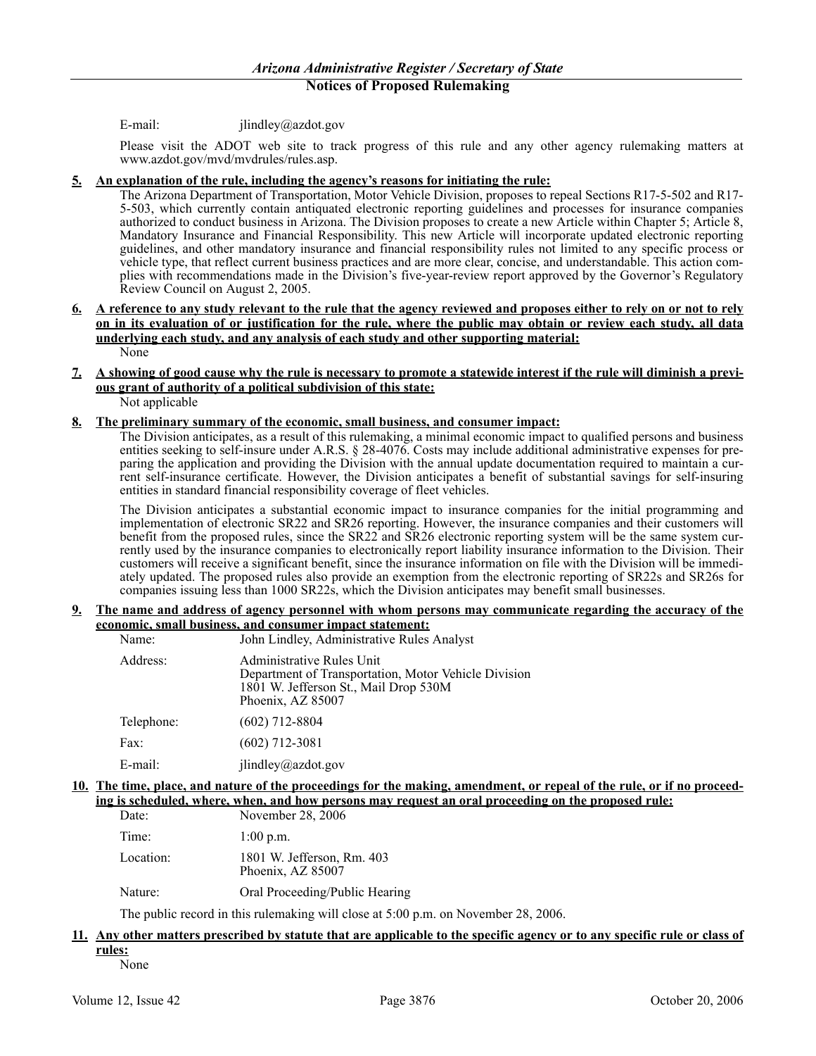E-mail: jlindley@azdot.gov

Please visit the ADOT web site to track progress of this rule and any other agency rulemaking matters at www.azdot.gov/mvd/mvdrules/rules.asp.

**5. An explanation of the rule, including the agency's reasons for initiating the rule:**

The Arizona Department of Transportation, Motor Vehicle Division, proposes to repeal Sections R17-5-502 and R17-5-503, which currently contain antiquated electronic reporting guidelines and processes for insurance companies authorized to conduct business in Arizona. The Division proposes to create a new Article within Chapter 5; Article 8, Mandatory Insurance and Financial Responsibility. This new Article will incorporate updated electronic reporting guidelines, and other mandatory insurance and financial responsibility rules not limited to any specific process or vehicle type, that reflect current business practices and are more clear, concise, and understandable. This action complies with recommendations made in the Division's five-year-review report approved by the Governor's Regulatory Review Council on August 2, 2005.

**6. A reference to any study relevant to the rule that the agency reviewed and proposes either to rely on or not to rely on in its evaluation of or justification for the rule, where the public may obtain or review each study, all data underlying each study, and any analysis of each study and other supporting material:**

None

**7. A showing of good cause why the rule is necessary to promote a statewide interest if the rule will diminish a previous grant of authority of a political subdivision of this state:**

Not applicable

**8. The preliminary summary of the economic, small business, and consumer impact:**

The Division anticipates, as a result of this rulemaking, a minimal economic impact to qualified persons and business entities seeking to self-insure under A.R.S. § 28-4076. Costs may include additional administrative expenses for preparing the application and providing the Division with the annual update documentation required to maintain a current self-insurance certificate. However, the Division anticipates a benefit of substantial savings for self-insuring entities in standard financial responsibility coverage of fleet vehicles.

The Division anticipates a substantial economic impact to insurance companies for the initial programming and implementation of electronic SR22 and SR26 reporting. However, the insurance companies and their customers will benefit from the proposed rules, since the SR22 and SR26 electronic reporting system will be the same system currently used by the insurance companies to electronically report liability insurance information to the Division. Their customers will receive a significant benefit, since the insurance information on file with the Division will be immediately updated. The proposed rules also provide an exemption from the electronic reporting of SR22s and SR26s for companies issuing less than 1000 SR22s, which the Division anticipates may benefit small businesses.

**9. The name and address of agency personnel with whom persons may communicate regarding the accuracy of the economic, small business, and consumer impact statement:**

Name: John Lindley, Administrative Rules Analyst

Address: Administrative Rules Unit
Department of Transportation, Motor Vehicle Division
1801 W. Jefferson St., Mail Drop 530M
Phoenix, AZ 85007

Telephone: (602) 712-8804

Fax: (602) 712-3081

E-mail: jlindley@azdot.gov

**10. The time, place, and nature of the proceedings for the making, amendment, or repeal of the rule, or if no proceeding is scheduled, where, when, and how persons may request an oral proceeding on the proposed rule:**

Date: November 28, 2006

Time: 1:00 p.m.

Location: 1801 W. Jefferson, Rm. 403
Phoenix, AZ 85007

Nature: Oral Proceeding/Public Hearing

The public record in this rulemaking will close at 5:00 p.m. on November 28, 2006.

**11. Any other matters prescribed by statute that are applicable to the specific agency or to any specific rule or class of rules:**

None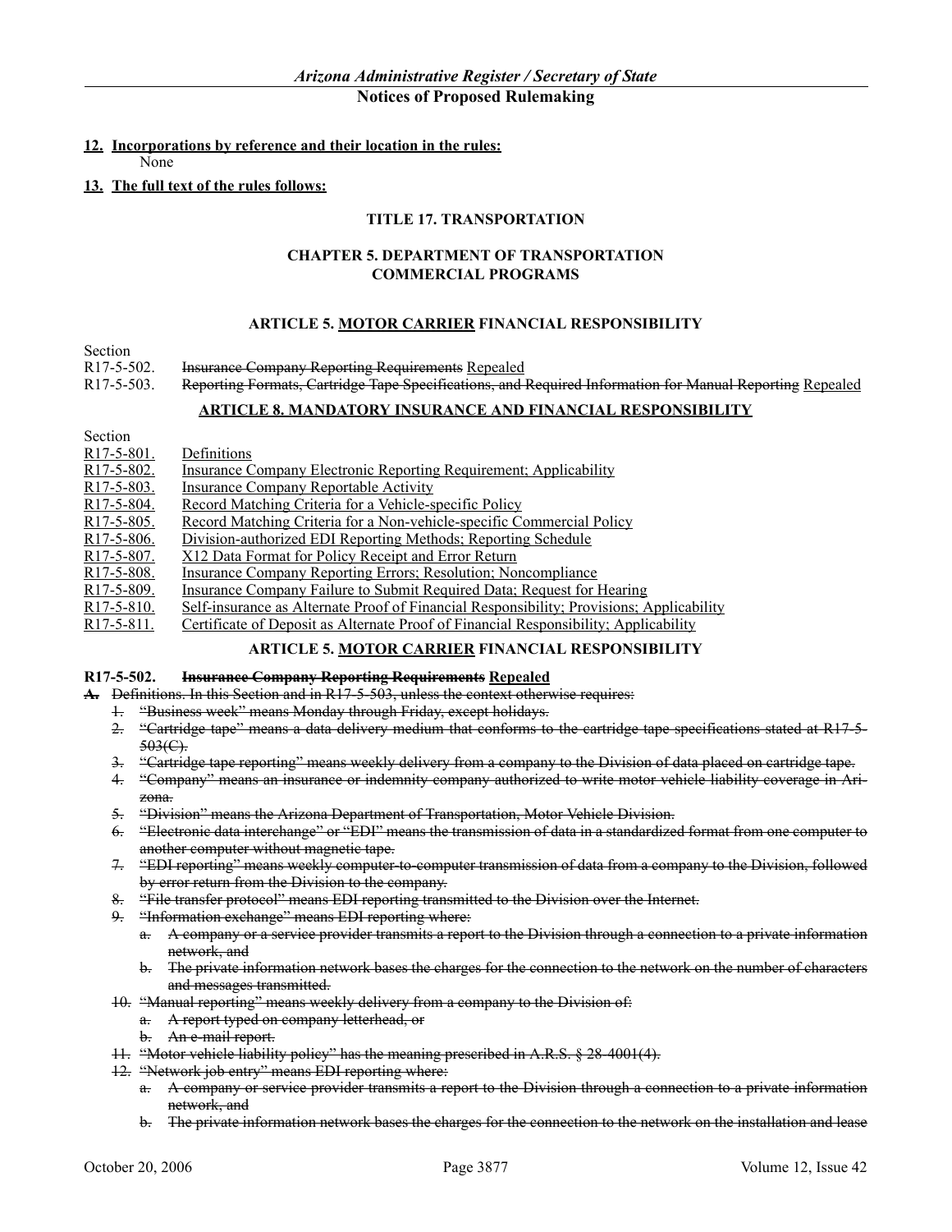**12. Incorporations by reference and their location in the rules:**

None

**13. The full text of the rules follows:**

**TITLE 17. TRANSPORTATION**

**CHAPTER 5. DEPARTMENT OF TRANSPORTATION COMMERCIAL PROGRAMS**

**ARTICLE 5. MOTOR CARRIER FINANCIAL RESPONSIBILITY**

Section

R17-5-502. ~~Insurance Company Reporting Requirements~~ Repealed

R17-5-503. ~~Reporting Formats, Cartridge Tape Specifications, and Required Information for Manual Reporting~~ Repealed

**ARTICLE 8. MANDATORY INSURANCE AND FINANCIAL RESPONSIBILITY**

Section

R17-5-801. Definitions

R17-5-802. Insurance Company Electronic Reporting Requirement; Applicability

R17-5-803. Insurance Company Reportable Activity

R17-5-804. Record Matching Criteria for a Vehicle-specific Policy

R17-5-805. Record Matching Criteria for a Non-vehicle-specific Commercial Policy

R17-5-806. Division-authorized EDI Reporting Methods; Reporting Schedule

R17-5-807. X12 Data Format for Policy Receipt and Error Return

R17-5-808. Insurance Company Reporting Errors; Resolution; Noncompliance

R17-5-809. Insurance Company Failure to Submit Required Data; Request for Hearing

R17-5-810. Self-insurance as Alternate Proof of Financial Responsibility; Provisions; Applicability

R17-5-811. Certificate of Deposit as Alternate Proof of Financial Responsibility; Applicability

**ARTICLE 5. MOTOR CARRIER FINANCIAL RESPONSIBILITY**

**R17-5-502. ~~Insurance Company Reporting Requirements~~ Repealed**

~~A. Definitions. In this Section and in R17-5-503, unless the context otherwise requires:~~

1. ~~"Business week" means Monday through Friday, except holidays.~~
2. ~~"Cartridge tape" means a data delivery medium that conforms to the cartridge tape specifications stated at R17-5-503(C).~~
3. ~~"Cartridge tape reporting" means weekly delivery from a company to the Division of data placed on cartridge tape.~~
4. ~~"Company" means an insurance or indemnity company authorized to write motor vehicle liability coverage in Arizona.~~
5. ~~"Division" means the Arizona Department of Transportation, Motor Vehicle Division.~~
6. ~~"Electronic data interchange" or "EDI" means the transmission of data in a standardized format from one computer to another computer without magnetic tape.~~
7. ~~"EDI reporting" means weekly computer-to-computer transmission of data from a company to the Division, followed by error return from the Division to the company.~~
8. ~~"File transfer protocol" means EDI reporting transmitted to the Division over the Internet.~~
9. ~~"Information exchange" means EDI reporting where:~~
   a. ~~A company or a service provider transmits a report to the Division through a connection to a private information network, and~~
   b. ~~The private information network bases the charges for the connection to the network on the number of characters and messages transmitted.~~
10. ~~"Manual reporting" means weekly delivery from a company to the Division of:~~
    a. ~~A report typed on company letterhead, or~~
    b. ~~An e-mail report.~~
11. ~~"Motor vehicle liability policy" has the meaning prescribed in A.R.S. § 28-4001(4).~~
12. ~~"Network job entry" means EDI reporting where:~~
    a. ~~A company or service provider transmits a report to the Division through a connection to a private information network, and~~
    b. ~~The private information network bases the charges for the connection to the network on the installation and lease~~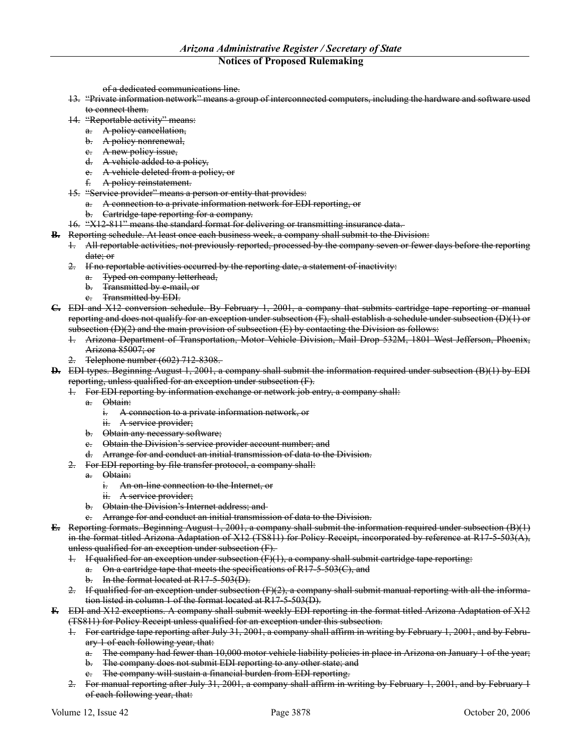~~of a dedicated communications line.~~

~~13. "Private information network" means a group of interconnected computers, including the hardware and software used to connect them.~~

~~14. "Reportable activity" means:~~
   ~~a. A policy cancellation,~~
   ~~b. A policy nonrenewal,~~
   ~~c. A new policy issue,~~
   ~~d. A vehicle added to a policy,~~
   ~~e. A vehicle deleted from a policy, or~~
   ~~f. A policy reinstatement.~~

~~15. "Service provider" means a person or entity that provides:~~
   ~~a. A connection to a private information network for EDI reporting, or~~
   ~~b. Cartridge tape reporting for a company.~~

~~16. "X12-811" means the standard format for delivering or transmitting insurance data.~~

~~**B.** Reporting schedule. At least once each business week, a company shall submit to the Division:~~

~~1. All reportable activities, not previously reported, processed by the company seven or fewer days before the reporting date; or~~

~~2. If no reportable activities occurred by the reporting date, a statement of inactivity:~~
   ~~a. Typed on company letterhead,~~
   ~~b. Transmitted by e-mail, or~~
   ~~c. Transmitted by EDI.~~

~~**C.** EDI and X12 conversion schedule. By February 1, 2001, a company that submits cartridge tape reporting or manual reporting and does not qualify for an exception under subsection (F), shall establish a schedule under subsection (D)(1) or subsection (D)(2) and the main provision of subsection (E) by contacting the Division as follows:~~

~~1. Arizona Department of Transportation, Motor Vehicle Division, Mail Drop 532M, 1801 West Jefferson, Phoenix, Arizona 85007; or~~

~~2. Telephone number (602) 712-8308.~~

~~**D.** EDI types. Beginning August 1, 2001, a company shall submit the information required under subsection (B)(1) by EDI reporting, unless qualified for an exception under subsection (F).~~

~~1. For EDI reporting by information exchange or network job entry, a company shall:~~
   ~~a. Obtain:~~
      ~~i. A connection to a private information network, or~~
      ~~ii. A service provider;~~
   ~~b. Obtain any necessary software;~~
   ~~c. Obtain the Division's service provider account number; and~~
   ~~d. Arrange for and conduct an initial transmission of data to the Division.~~

~~2. For EDI reporting by file transfer protocol, a company shall:~~
   ~~a. Obtain:~~
      ~~i. An on-line connection to the Internet, or~~
      ~~ii. A service provider;~~
   ~~b. Obtain the Division's Internet address; and~~
   ~~c. Arrange for and conduct an initial transmission of data to the Division.~~

~~**E.** Reporting formats. Beginning August 1, 2001, a company shall submit the information required under subsection (B)(1) in the format titled Arizona Adaptation of X12 (TS811) for Policy Receipt, incorporated by reference at R17-5-503(A), unless qualified for an exception under subsection (F).~~

~~1. If qualified for an exception under subsection (F)(1), a company shall submit cartridge tape reporting:~~
   ~~a. On a cartridge tape that meets the specifications of R17-5-503(C), and~~
   ~~b. In the format located at R17-5-503(D).~~

~~2. If qualified for an exception under subsection (F)(2), a company shall submit manual reporting with all the information listed in column 1 of the format located at R17-5-503(D).~~

~~**F.** EDI and X12 exceptions. A company shall submit weekly EDI reporting in the format titled Arizona Adaptation of X12 (TS811) for Policy Receipt unless qualified for an exception under this subsection.~~

~~1. For cartridge tape reporting after July 31, 2001, a company shall affirm in writing by February 1, 2001, and by February 1 of each following year, that:~~
   ~~a. The company had fewer than 10,000 motor vehicle liability policies in place in Arizona on January 1 of the year;~~
   ~~b. The company does not submit EDI reporting to any other state; and~~
   ~~c. The company will sustain a financial burden from EDI reporting.~~

~~2. For manual reporting after July 31, 2001, a company shall affirm in writing by February 1, 2001, and by February 1 of each following year, that:~~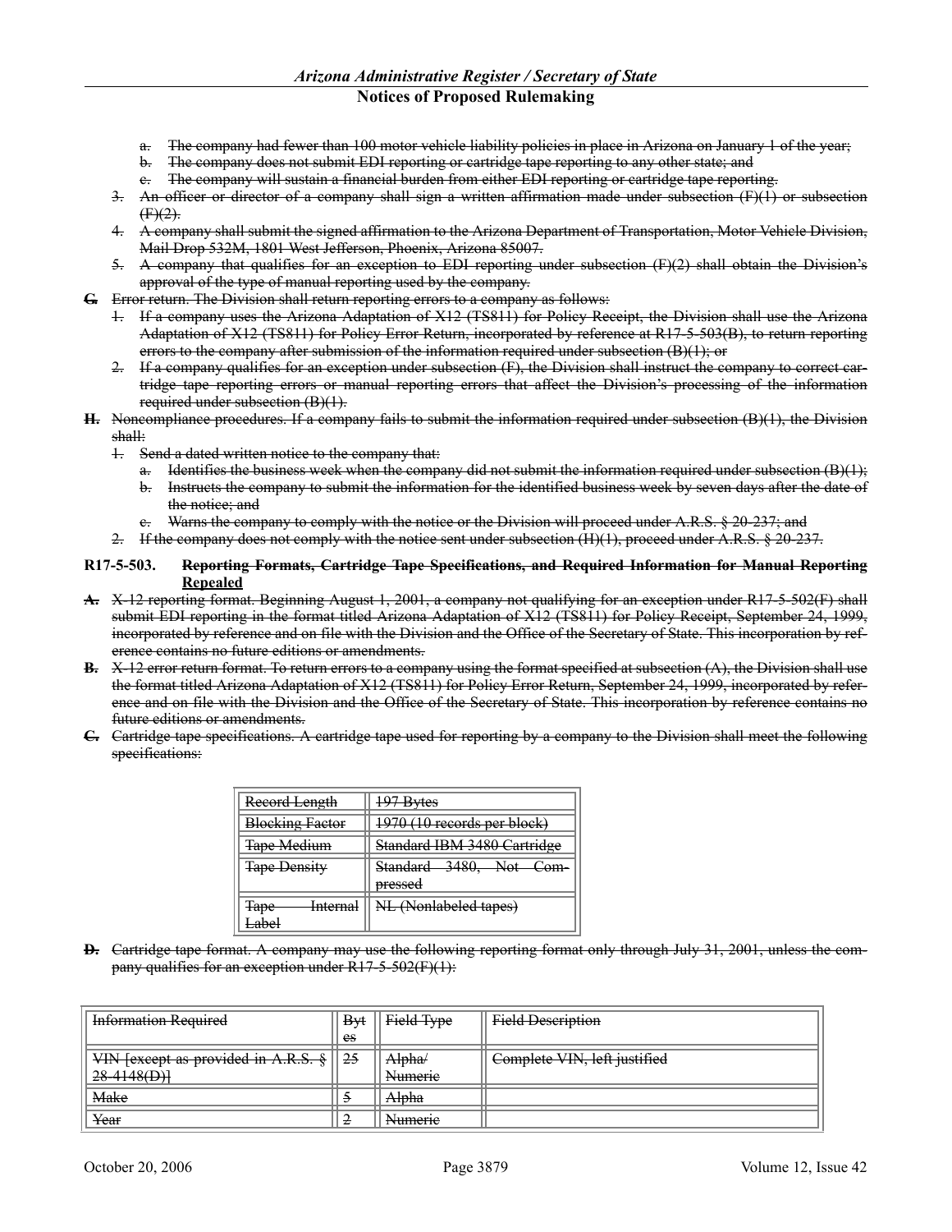a. ~~The company had fewer than 100 motor vehicle liability policies in place in Arizona on January 1 of the year;~~
b. ~~The company does not submit EDI reporting or cartridge tape reporting to any other state; and~~
c. ~~The company will sustain a financial burden from either EDI reporting or cartridge tape reporting.~~

3. ~~An officer or director of a company shall sign a written affirmation made under subsection (F)(1) or subsection (F)(2).~~
4. ~~A company shall submit the signed affirmation to the Arizona Department of Transportation, Motor Vehicle Division, Mail Drop 532M, 1801 West Jefferson, Phoenix, Arizona 85007.~~
5. ~~A company that qualifies for an exception to EDI reporting under subsection (F)(2) shall obtain the Division's approval of the type of manual reporting used by the company.~~

~~G.~~ ~~Error return. The Division shall return reporting errors to a company as follows:~~

1. ~~If a company uses the Arizona Adaptation of X12 (TS811) for Policy Receipt, the Division shall use the Arizona Adaptation of X12 (TS811) for Policy Error Return, incorporated by reference at R17-5-503(B), to return reporting errors to the company after submission of the information required under subsection (B)(1); or~~
2. ~~If a company qualifies for an exception under subsection (F), the Division shall instruct the company to correct cartridge tape reporting errors or manual reporting errors that affect the Division's processing of the information required under subsection (B)(1).~~

~~H.~~ ~~Noncompliance procedures. If a company fails to submit the information required under subsection (B)(1), the Division shall:~~

1. ~~Send a dated written notice to the company that:~~
   a. ~~Identifies the business week when the company did not submit the information required under subsection (B)(1);~~
   b. ~~Instructs the company to submit the information for the identified business week by seven days after the date of the notice; and~~
   c. ~~Warns the company to comply with the notice or the Division will proceed under A.R.S. § 20-237; and~~
2. ~~If the company does not comply with the notice sent under subsection (H)(1), proceed under A.R.S. § 20-237.~~

**R17-5-503. ~~Reporting Formats, Cartridge Tape Specifications, and Required Information for Manual Reporting~~ Repealed**

~~A.~~ ~~X-12 reporting format. Beginning August 1, 2001, a company not qualifying for an exception under R17-5-502(F) shall submit EDI reporting in the format titled Arizona Adaptation of X12 (TS811) for Policy Receipt, September 24, 1999, incorporated by reference and on file with the Division and the Office of the Secretary of State. This incorporation by reference contains no future editions or amendments.~~

~~B.~~ ~~X-12 error return format. To return errors to a company using the format specified at subsection (A), the Division shall use the format titled Arizona Adaptation of X12 (TS811) for Policy Error Return, September 24, 1999, incorporated by reference and on file with the Division and the Office of the Secretary of State. This incorporation by reference contains no future editions or amendments.~~

~~C.~~ ~~Cartridge tape specifications. A cartridge tape used for reporting by a company to the Division shall meet the following specifications:~~

| ~~Record Length~~ | ~~197 Bytes~~ |
|---|---|
| ~~Blocking Factor~~ | ~~1970 (10 records per block)~~ |
| ~~Tape Medium~~ | ~~Standard IBM 3480 Cartridge~~ |
| ~~Tape Density~~ | ~~Standard 3480, Not Compressed~~ |
| ~~Tape Internal Label~~ | ~~NL (Nonlabeled tapes)~~ |

~~D.~~ ~~Cartridge tape format. A company may use the following reporting format only through July 31, 2001, unless the company qualifies for an exception under R17-5-502(F)(1):~~

| ~~Information Required~~ | ~~Bytes~~ | ~~Field Type~~ | ~~Field Description~~ |
|---|---|---|---|
| ~~VIN [except as provided in A.R.S. § 28-4148(D)]~~ | ~~25~~ | ~~Alpha/ Numeric~~ | ~~Complete VIN, left justified~~ |
| ~~Make~~ | ~~5~~ | ~~Alpha~~ | |
| ~~Year~~ | ~~2~~ | ~~Numeric~~ | |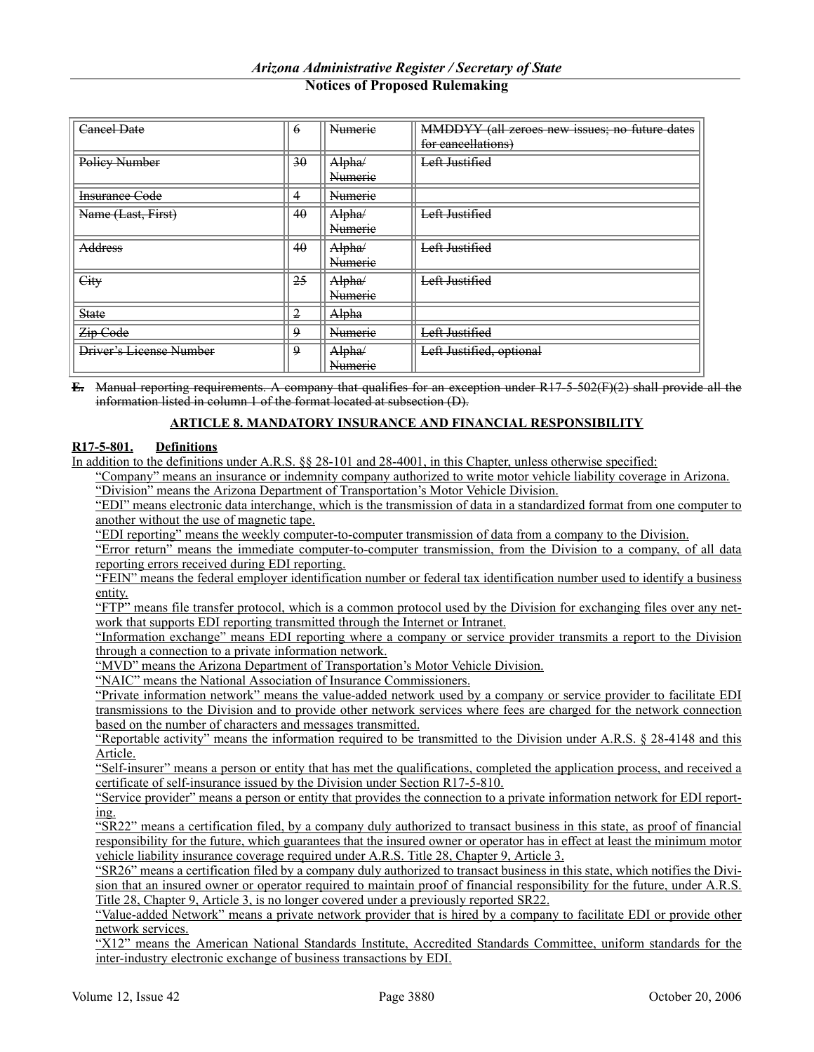| ~~Cancel Date~~ | ~~6~~ | ~~Numeric~~ | ~~MMDDYY (all zeroes new issues; no future dates for cancellations)~~ |
|---|---|---|---|
| ~~Policy Number~~ | ~~30~~ | ~~Alpha/ Numeric~~ | ~~Left Justified~~ |
| ~~Insurance Code~~ | ~~4~~ | ~~Numeric~~ | |
| ~~Name (Last, First)~~ | ~~40~~ | ~~Alpha/ Numeric~~ | ~~Left Justified~~ |
| ~~Address~~ | ~~40~~ | ~~Alpha/ Numeric~~ | ~~Left Justified~~ |
| ~~City~~ | ~~25~~ | ~~Alpha/ Numeric~~ | ~~Left Justified~~ |
| ~~State~~ | ~~2~~ | ~~Alpha~~ | |
| ~~Zip Code~~ | ~~9~~ | ~~Numeric~~ | ~~Left Justified~~ |
| ~~Driver's License Number~~ | ~~9~~ | ~~Alpha/ Numeric~~ | ~~Left Justified, optional~~ |

~~**E.** Manual reporting requirements. A company that qualifies for an exception under R17-5-502(F)(2) shall provide all the information listed in column 1 of the format located at subsection (D).~~

## <u>ARTICLE 8. MANDATORY INSURANCE AND FINANCIAL RESPONSIBILITY</u>

### <u>R17-5-801. Definitions</u>

<u>In addition to the definitions under A.R.S. §§ 28-101 and 28-4001, in this Chapter, unless otherwise specified:</u>

<u>"Company" means an insurance or indemnity company authorized to write motor vehicle liability coverage in Arizona.</u>

<u>"Division" means the Arizona Department of Transportation's Motor Vehicle Division.</u>

<u>"EDI" means electronic data interchange, which is the transmission of data in a standardized format from one computer to another without the use of magnetic tape.</u>

<u>"EDI reporting" means the weekly computer-to-computer transmission of data from a company to the Division.</u>

<u>"Error return" means the immediate computer-to-computer transmission, from the Division to a company, of all data reporting errors received during EDI reporting.</u>

<u>"FEIN" means the federal employer identification number or federal tax identification number used to identify a business entity.</u>

<u>"FTP" means file transfer protocol, which is a common protocol used by the Division for exchanging files over any network that supports EDI reporting transmitted through the Internet or Intranet.</u>

<u>"Information exchange" means EDI reporting where a company or service provider transmits a report to the Division through a connection to a private information network.</u>

<u>"MVD" means the Arizona Department of Transportation's Motor Vehicle Division.</u>

<u>"NAIC" means the National Association of Insurance Commissioners.</u>

<u>"Private information network" means the value-added network used by a company or service provider to facilitate EDI transmissions to the Division and to provide other network services where fees are charged for the network connection based on the number of characters and messages transmitted.</u>

<u>"Reportable activity" means the information required to be transmitted to the Division under A.R.S. § 28-4148 and this Article.</u>

<u>"Self-insurer" means a person or entity that has met the qualifications, completed the application process, and received a certificate of self-insurance issued by the Division under Section R17-5-810.</u>

<u>"Service provider" means a person or entity that provides the connection to a private information network for EDI reporting.</u>

<u>"SR22" means a certification filed, by a company duly authorized to transact business in this state, as proof of financial responsibility for the future, which guarantees that the insured owner or operator has in effect at least the minimum motor vehicle liability insurance coverage required under A.R.S. Title 28, Chapter 9, Article 3.</u>

<u>"SR26" means a certification filed by a company duly authorized to transact business in this state, which notifies the Division that an insured owner or operator required to maintain proof of financial responsibility for the future, under A.R.S. Title 28, Chapter 9, Article 3, is no longer covered under a previously reported SR22.</u>

<u>"Value-added Network" means a private network provider that is hired by a company to facilitate EDI or provide other network services.</u>

<u>"X12" means the American National Standards Institute, Accredited Standards Committee, uniform standards for the inter-industry electronic exchange of business transactions by EDI.</u>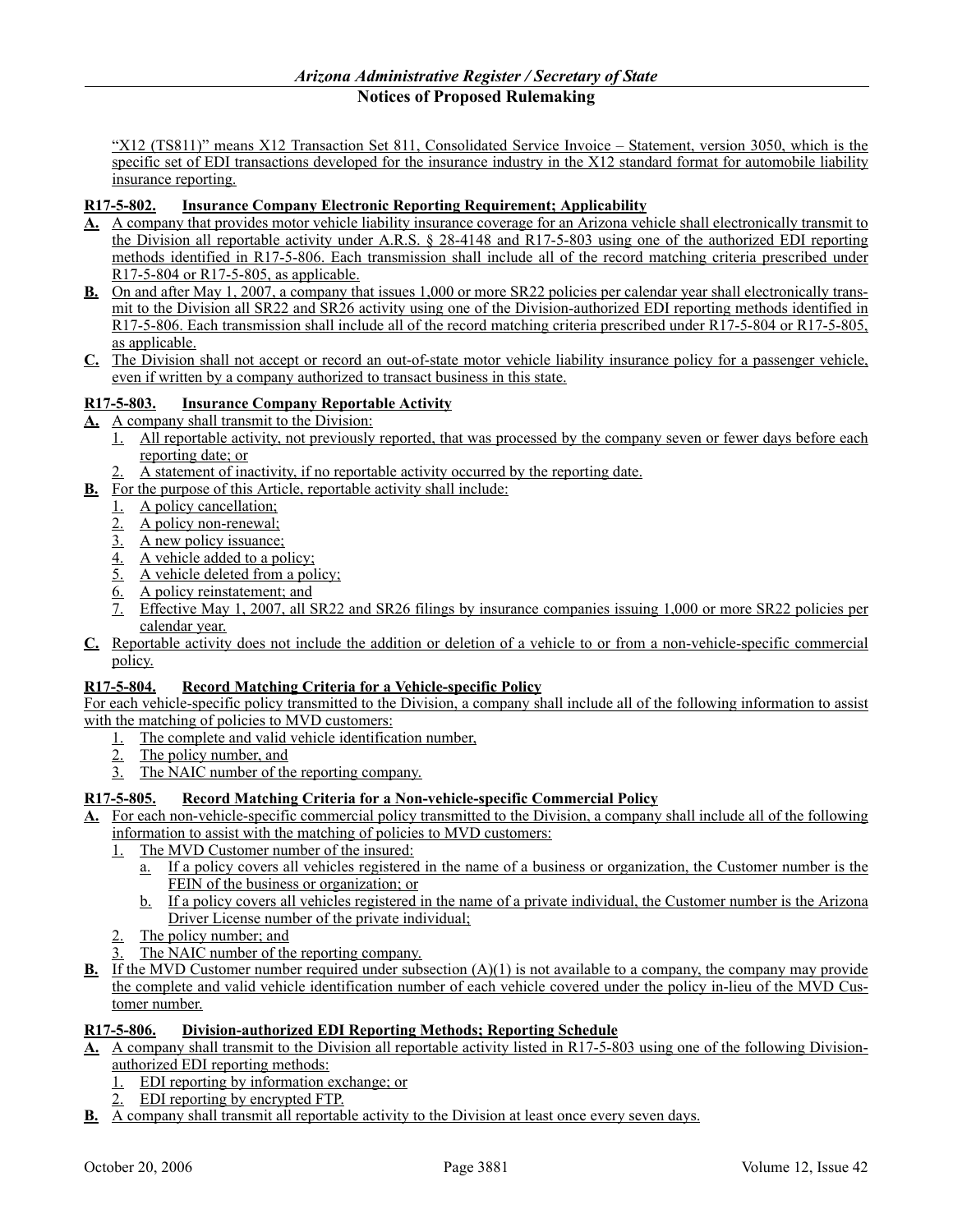"X12 (TS811)" means X12 Transaction Set 811, Consolidated Service Invoice – Statement, version 3050, which is the specific set of EDI transactions developed for the insurance industry in the X12 standard format for automobile liability insurance reporting.

**R17-5-802. Insurance Company Electronic Reporting Requirement; Applicability**

**A.** A company that provides motor vehicle liability insurance coverage for an Arizona vehicle shall electronically transmit to the Division all reportable activity under A.R.S. § 28-4148 and R17-5-803 using one of the authorized EDI reporting methods identified in R17-5-806. Each transmission shall include all of the record matching criteria prescribed under R17-5-804 or R17-5-805, as applicable.

**B.** On and after May 1, 2007, a company that issues 1,000 or more SR22 policies per calendar year shall electronically transmit to the Division all SR22 and SR26 activity using one of the Division-authorized EDI reporting methods identified in R17-5-806. Each transmission shall include all of the record matching criteria prescribed under R17-5-804 or R17-5-805, as applicable.

**C.** The Division shall not accept or record an out-of-state motor vehicle liability insurance policy for a passenger vehicle, even if written by a company authorized to transact business in this state.

**R17-5-803. Insurance Company Reportable Activity**

**A.** A company shall transmit to the Division:
1. All reportable activity, not previously reported, that was processed by the company seven or fewer days before each reporting date; or
2. A statement of inactivity, if no reportable activity occurred by the reporting date.

**B.** For the purpose of this Article, reportable activity shall include:
1. A policy cancellation;
2. A policy non-renewal;
3. A new policy issuance;
4. A vehicle added to a policy;
5. A vehicle deleted from a policy;
6. A policy reinstatement; and
7. Effective May 1, 2007, all SR22 and SR26 filings by insurance companies issuing 1,000 or more SR22 policies per calendar year.

**C.** Reportable activity does not include the addition or deletion of a vehicle to or from a non-vehicle-specific commercial policy.

**R17-5-804. Record Matching Criteria for a Vehicle-specific Policy**

For each vehicle-specific policy transmitted to the Division, a company shall include all of the following information to assist with the matching of policies to MVD customers:
1. The complete and valid vehicle identification number,
2. The policy number, and
3. The NAIC number of the reporting company.

**R17-5-805. Record Matching Criteria for a Non-vehicle-specific Commercial Policy**

**A.** For each non-vehicle-specific commercial policy transmitted to the Division, a company shall include all of the following information to assist with the matching of policies to MVD customers:
1. The MVD Customer number of the insured:
   a. If a policy covers all vehicles registered in the name of a business or organization, the Customer number is the FEIN of the business or organization; or
   b. If a policy covers all vehicles registered in the name of a private individual, the Customer number is the Arizona Driver License number of the private individual;
2. The policy number; and
3. The NAIC number of the reporting company.

**B.** If the MVD Customer number required under subsection (A)(1) is not available to a company, the company may provide the complete and valid vehicle identification number of each vehicle covered under the policy in-lieu of the MVD Customer number.

**R17-5-806. Division-authorized EDI Reporting Methods; Reporting Schedule**

**A.** A company shall transmit to the Division all reportable activity listed in R17-5-803 using one of the following Division-authorized EDI reporting methods:
1. EDI reporting by information exchange; or
2. EDI reporting by encrypted FTP.

**B.** A company shall transmit all reportable activity to the Division at least once every seven days.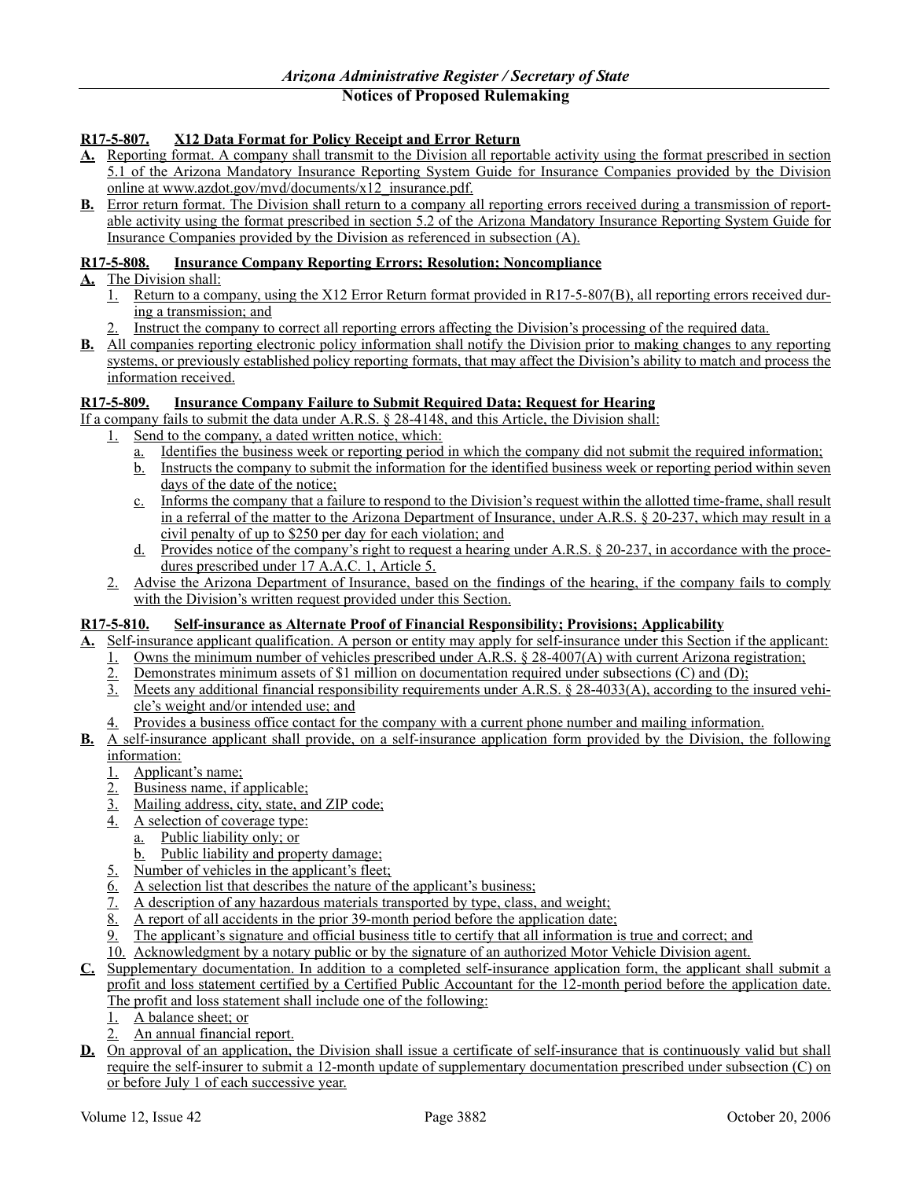**R17-5-807. X12 Data Format for Policy Receipt and Error Return**

**A.** Reporting format. A company shall transmit to the Division all reportable activity using the format prescribed in section 5.1 of the Arizona Mandatory Insurance Reporting System Guide for Insurance Companies provided by the Division online at www.azdot.gov/mvd/documents/x12_insurance.pdf.

**B.** Error return format. The Division shall return to a company all reporting errors received during a transmission of reportable activity using the format prescribed in section 5.2 of the Arizona Mandatory Insurance Reporting System Guide for Insurance Companies provided by the Division as referenced in subsection (A).

**R17-5-808. Insurance Company Reporting Errors; Resolution; Noncompliance**

**A.** The Division shall:

1. Return to a company, using the X12 Error Return format provided in R17-5-807(B), all reporting errors received during a transmission; and
2. Instruct the company to correct all reporting errors affecting the Division's processing of the required data.

**B.** All companies reporting electronic policy information shall notify the Division prior to making changes to any reporting systems, or previously established policy reporting formats, that may affect the Division's ability to match and process the information received.

**R17-5-809. Insurance Company Failure to Submit Required Data; Request for Hearing**

If a company fails to submit the data under A.R.S. § 28-4148, and this Article, the Division shall:

1. Send to the company, a dated written notice, which:
   a. Identifies the business week or reporting period in which the company did not submit the required information;
   b. Instructs the company to submit the information for the identified business week or reporting period within seven days of the date of the notice;
   c. Informs the company that a failure to respond to the Division's request within the allotted time-frame, shall result in a referral of the matter to the Arizona Department of Insurance, under A.R.S. § 20-237, which may result in a civil penalty of up to $250 per day for each violation; and
   d. Provides notice of the company's right to request a hearing under A.R.S. § 20-237, in accordance with the procedures prescribed under 17 A.A.C. 1, Article 5.
2. Advise the Arizona Department of Insurance, based on the findings of the hearing, if the company fails to comply with the Division's written request provided under this Section.

**R17-5-810. Self-insurance as Alternate Proof of Financial Responsibility; Provisions; Applicability**

**A.** Self-insurance applicant qualification. A person or entity may apply for self-insurance under this Section if the applicant:

1. Owns the minimum number of vehicles prescribed under A.R.S. § 28-4007(A) with current Arizona registration;
2. Demonstrates minimum assets of $1 million on documentation required under subsections (C) and (D);
3. Meets any additional financial responsibility requirements under A.R.S. § 28-4033(A), according to the insured vehicle's weight and/or intended use; and
4. Provides a business office contact for the company with a current phone number and mailing information.

**B.** A self-insurance applicant shall provide, on a self-insurance application form provided by the Division, the following information:

1. Applicant's name;
2. Business name, if applicable;
3. Mailing address, city, state, and ZIP code;
4. A selection of coverage type:
   a. Public liability only; or
   b. Public liability and property damage;
5. Number of vehicles in the applicant's fleet;
6. A selection list that describes the nature of the applicant's business;
7. A description of any hazardous materials transported by type, class, and weight;
8. A report of all accidents in the prior 39-month period before the application date;
9. The applicant's signature and official business title to certify that all information is true and correct; and
10. Acknowledgment by a notary public or by the signature of an authorized Motor Vehicle Division agent.

**C.** Supplementary documentation. In addition to a completed self-insurance application form, the applicant shall submit a profit and loss statement certified by a Certified Public Accountant for the 12-month period before the application date. The profit and loss statement shall include one of the following:

1. A balance sheet; or
2. An annual financial report.

**D.** On approval of an application, the Division shall issue a certificate of self-insurance that is continuously valid but shall require the self-insurer to submit a 12-month update of supplementary documentation prescribed under subsection (C) on or before July 1 of each successive year.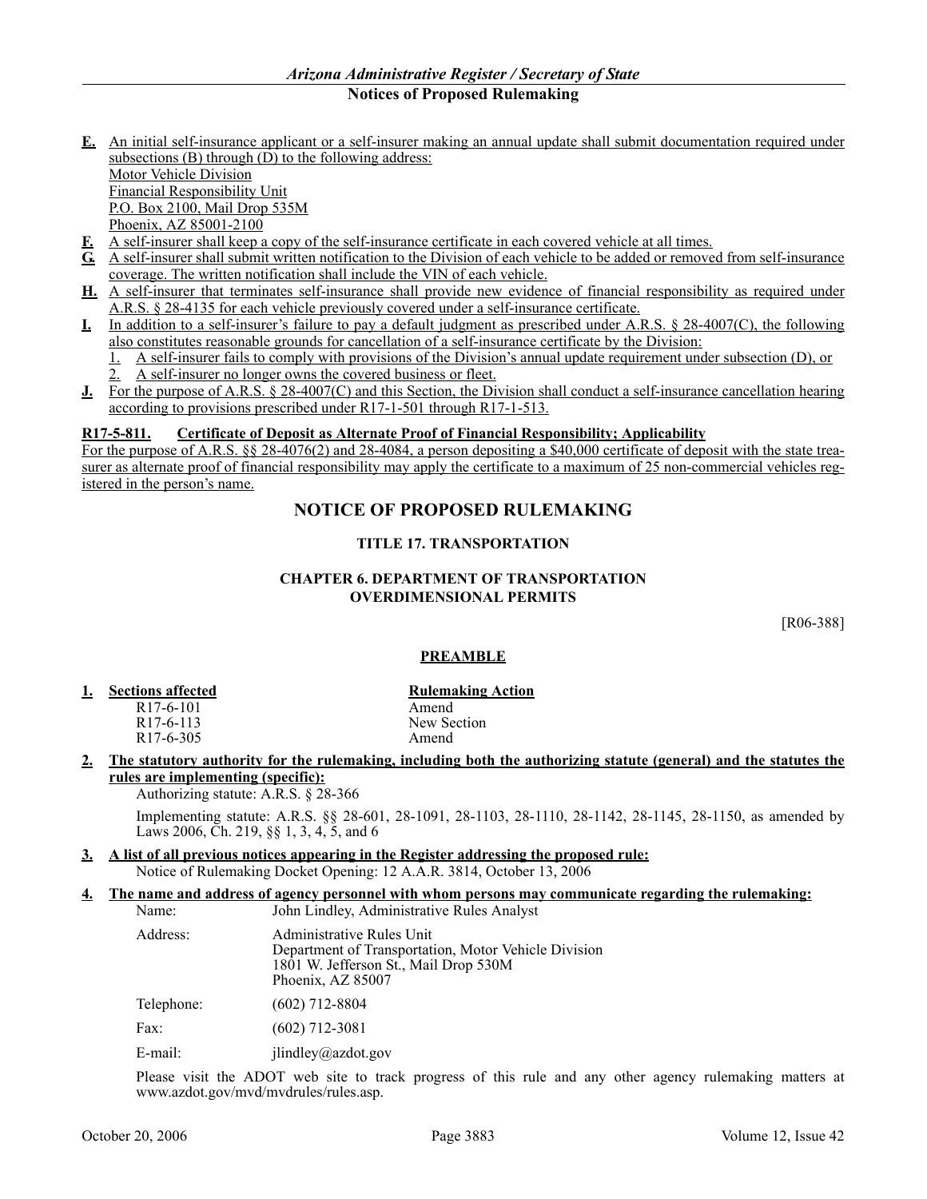**E.** An initial self-insurance applicant or a self-insurer making an annual update shall submit documentation required under subsections (B) through (D) to the following address:
Motor Vehicle Division
Financial Responsibility Unit
P.O. Box 2100, Mail Drop 535M
Phoenix, AZ 85001-2100

**F.** A self-insurer shall keep a copy of the self-insurance certificate in each covered vehicle at all times.

**G.** A self-insurer shall submit written notification to the Division of each vehicle to be added or removed from self-insurance coverage. The written notification shall include the VIN of each vehicle.

**H.** A self-insurer that terminates self-insurance shall provide new evidence of financial responsibility as required under A.R.S. § 28-4135 for each vehicle previously covered under a self-insurance certificate.

**I.** In addition to a self-insurer's failure to pay a default judgment as prescribed under A.R.S. § 28-4007(C), the following also constitutes reasonable grounds for cancellation of a self-insurance certificate by the Division:

1. A self-insurer fails to comply with provisions of the Division's annual update requirement under subsection (D), or
2. A self-insurer no longer owns the covered business or fleet.

**J.** For the purpose of A.R.S. § 28-4007(C) and this Section, the Division shall conduct a self-insurance cancellation hearing according to provisions prescribed under R17-1-501 through R17-1-513.

**R17-5-811. Certificate of Deposit as Alternate Proof of Financial Responsibility; Applicability**

For the purpose of A.R.S. §§ 28-4076(2) and 28-4084, a person depositing a $40,000 certificate of deposit with the state treasurer as alternate proof of financial responsibility may apply the certificate to a maximum of 25 non-commercial vehicles registered in the person's name.

# NOTICE OF PROPOSED RULEMAKING

## TITLE 17. TRANSPORTATION

## CHAPTER 6. DEPARTMENT OF TRANSPORTATION OVERDIMENSIONAL PERMITS

[R06-388]

### PREAMBLE

**1. Sections affected** — **Rulemaking Action**

| Sections affected | Rulemaking Action |
|---|---|
| R17-6-101 | Amend |
| R17-6-113 | New Section |
| R17-6-305 | Amend |

**2. The statutory authority for the rulemaking, including both the authorizing statute (general) and the statutes the rules are implementing (specific):**

Authorizing statute: A.R.S. § 28-366

Implementing statute: A.R.S. §§ 28-601, 28-1091, 28-1103, 28-1110, 28-1142, 28-1145, 28-1150, as amended by Laws 2006, Ch. 219, §§ 1, 3, 4, 5, and 6

**3. A list of all previous notices appearing in the Register addressing the proposed rule:**

Notice of Rulemaking Docket Opening: 12 A.A.R. 3814, October 13, 2006

**4. The name and address of agency personnel with whom persons may communicate regarding the rulemaking:**

Name: John Lindley, Administrative Rules Analyst

Address: Administrative Rules Unit
Department of Transportation, Motor Vehicle Division
1801 W. Jefferson St., Mail Drop 530M
Phoenix, AZ 85007

Telephone: (602) 712-8804

Fax: (602) 712-3081

E-mail: jlindley@azdot.gov

Please visit the ADOT web site to track progress of this rule and any other agency rulemaking matters at www.azdot.gov/mvd/mvdrules/rules.asp.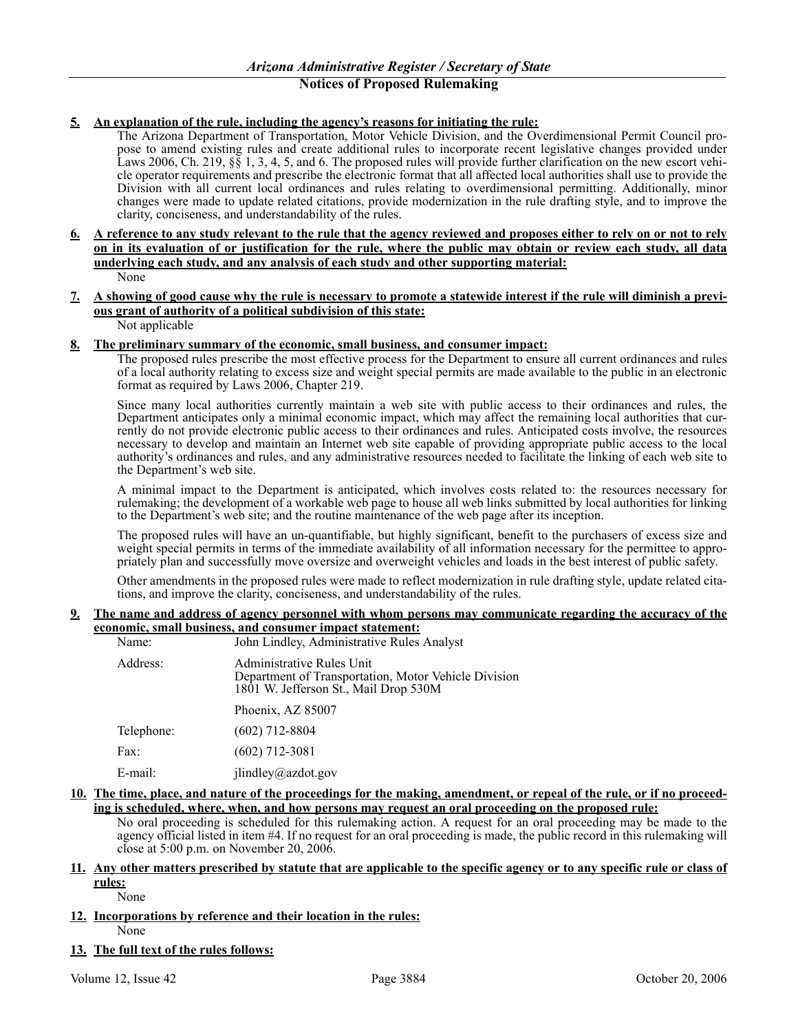**5. An explanation of the rule, including the agency's reasons for initiating the rule:**

The Arizona Department of Transportation, Motor Vehicle Division, and the Overdimensional Permit Council propose to amend existing rules and create additional rules to incorporate recent legislative changes provided under Laws 2006, Ch. 219, §§ 1, 3, 4, 5, and 6. The proposed rules will provide further clarification on the new escort vehicle operator requirements and prescribe the electronic format that all affected local authorities shall use to provide the Division with all current local ordinances and rules relating to overdimensional permitting. Additionally, minor changes were made to update related citations, provide modernization in the rule drafting style, and to improve the clarity, conciseness, and understandability of the rules.

**6. A reference to any study relevant to the rule that the agency reviewed and proposes either to rely on or not to rely on in its evaluation of or justification for the rule, where the public may obtain or review each study, all data underlying each study, and any analysis of each study and other supporting material:**

None

**7. A showing of good cause why the rule is necessary to promote a statewide interest if the rule will diminish a previous grant of authority of a political subdivision of this state:**

Not applicable

**8. The preliminary summary of the economic, small business, and consumer impact:**

The proposed rules prescribe the most effective process for the Department to ensure all current ordinances and rules of a local authority relating to excess size and weight special permits are made available to the public in an electronic format as required by Laws 2006, Chapter 219.

Since many local authorities currently maintain a web site with public access to their ordinances and rules, the Department anticipates only a minimal economic impact, which may affect the remaining local authorities that currently do not provide electronic public access to their ordinances and rules. Anticipated costs involve, the resources necessary to develop and maintain an Internet web site capable of providing appropriate public access to the local authority's ordinances and rules, and any administrative resources needed to facilitate the linking of each web site to the Department's web site.

A minimal impact to the Department is anticipated, which involves costs related to: the resources necessary for rulemaking; the development of a workable web page to house all web links submitted by local authorities for linking to the Department's web site; and the routine maintenance of the web page after its inception.

The proposed rules will have an un-quantifiable, but highly significant, benefit to the purchasers of excess size and weight special permits in terms of the immediate availability of all information necessary for the permittee to appropriately plan and successfully move oversize and overweight vehicles and loads in the best interest of public safety.

Other amendments in the proposed rules were made to reflect modernization in rule drafting style, update related citations, and improve the clarity, conciseness, and understandability of the rules.

**9. The name and address of agency personnel with whom persons may communicate regarding the accuracy of the economic, small business, and consumer impact statement:**

Name: John Lindley, Administrative Rules Analyst

Address: Administrative Rules Unit
Department of Transportation, Motor Vehicle Division
1801 W. Jefferson St., Mail Drop 530M
Phoenix, AZ 85007

Telephone: (602) 712-8804

Fax: (602) 712-3081

E-mail: jlindley@azdot.gov

**10. The time, place, and nature of the proceedings for the making, amendment, or repeal of the rule, or if no proceeding is scheduled, where, when, and how persons may request an oral proceeding on the proposed rule:**

No oral proceeding is scheduled for this rulemaking action. A request for an oral proceeding may be made to the agency official listed in item #4. If no request for an oral proceeding is made, the public record in this rulemaking will close at 5:00 p.m. on November 20, 2006.

**11. Any other matters prescribed by statute that are applicable to the specific agency or to any specific rule or class of rules:**

None

**12. Incorporations by reference and their location in the rules:**

None

**13. The full text of the rules follows:**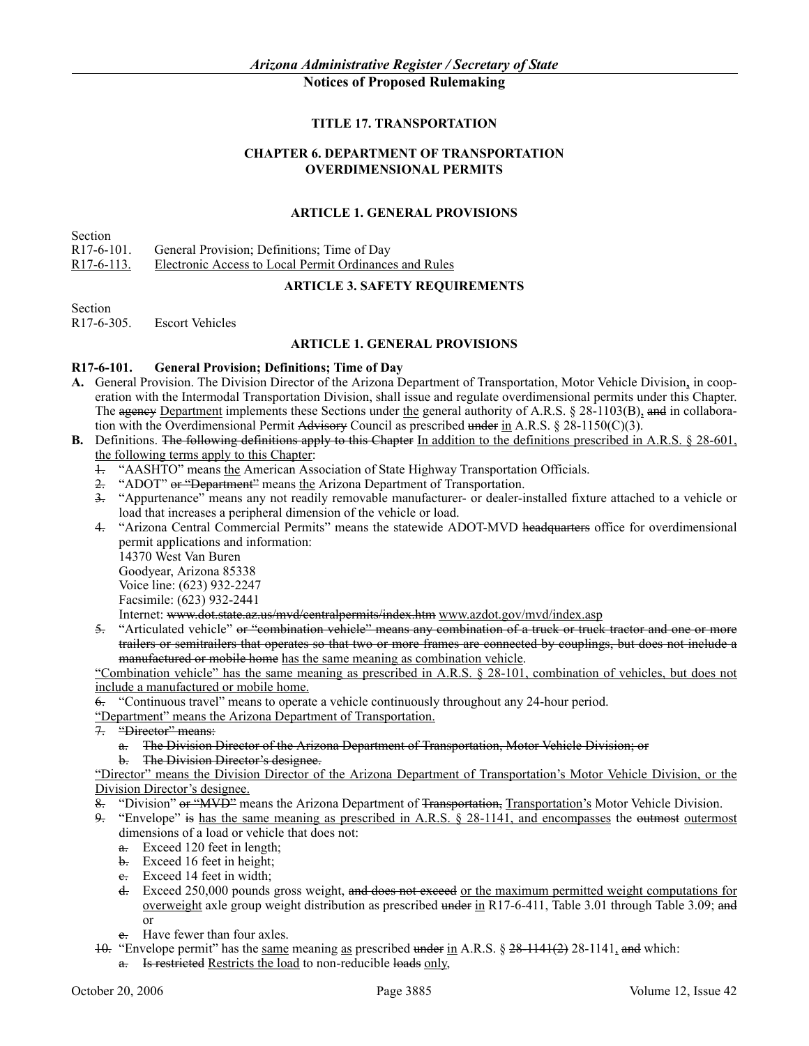### TITLE 17. TRANSPORTATION

### CHAPTER 6. DEPARTMENT OF TRANSPORTATION OVERDIMENSIONAL PERMITS

#### ARTICLE 1. GENERAL PROVISIONS

Section
R17-6-101. General Provision; Definitions; Time of Day
<u>R17-6-113. Electronic Access to Local Permit Ordinances and Rules</u>

#### ARTICLE 3. SAFETY REQUIREMENTS

Section
R17-6-305. Escort Vehicles

#### ARTICLE 1. GENERAL PROVISIONS

**R17-6-101. General Provision; Definitions; Time of Day**

**A.** General Provision. The Division Director of the Arizona Department of Transportation, Motor Vehicle Division<u>,</u> in cooperation with the Intermodal Transportation Division, shall issue and regulate overdimensional permits under this Chapter. The ~~agency~~ <u>Department</u> implements these Sections under <u>the</u> general authority of A.R.S. § 28-1103(B)<u>,</u> ~~and~~ in collaboration with the Overdimensional Permit ~~Advisory~~ Council as prescribed ~~under~~ <u>in</u> A.R.S. § 28-1150(C)(3).

**B.** Definitions. ~~The following definitions apply to this Chapter~~ <u>In addition to the definitions prescribed in A.R.S. § 28-601, the following terms apply to this Chapter</u>:

~~1.~~ "AASHTO" means <u>the</u> American Association of State Highway Transportation Officials.

~~2.~~ "ADOT" ~~or "Department"~~ means <u>the</u> Arizona Department of Transportation.

~~3.~~ "Appurtenance" means any not readily removable manufacturer- or dealer-installed fixture attached to a vehicle or load that increases a peripheral dimension of the vehicle or load.

~~4.~~ "Arizona Central Commercial Permits" means the statewide ADOT-MVD ~~headquarters~~ office for overdimensional permit applications and information:
14370 West Van Buren
Goodyear, Arizona 85338
Voice line: (623) 932-2247
Facsimile: (623) 932-2441
Internet: ~~www.dot.state.az.us/mvd/centralpermits/index.htm~~ <u>www.azdot.gov/mvd/index.asp</u>

~~5.~~ "Articulated vehicle" ~~or "combination vehicle" means any combination of a truck or truck tractor and one or more trailers or semitrailers that operates so that two or more frames are connected by couplings, but does not include a manufactured or mobile home~~ <u>has the same meaning as combination vehicle</u>.

<u>"Combination vehicle" has the same meaning as prescribed in A.R.S. § 28-101, combination of vehicles, but does not include a manufactured or mobile home.</u>

~~6.~~ "Continuous travel" means to operate a vehicle continuously throughout any 24-hour period.

<u>"Department" means the Arizona Department of Transportation.</u>

~~7. "Director" means:~~

~~a. The Division Director of the Arizona Department of Transportation, Motor Vehicle Division; or~~

~~b. The Division Director's designee.~~

<u>"Director" means the Division Director of the Arizona Department of Transportation's Motor Vehicle Division, or the Division Director's designee.</u>

~~8.~~ "Division" ~~or "MVD"~~ means the Arizona Department of ~~Transportation,~~ <u>Transportation's</u> Motor Vehicle Division.

~~9.~~ "Envelope" ~~is~~ <u>has the same meaning as prescribed in A.R.S. § 28-1141, and encompasses</u> the ~~outmost~~ <u>outermost</u> dimensions of a load or vehicle that does not:

~~a.~~ Exceed 120 feet in length;

~~b.~~ Exceed 16 feet in height;

~~c.~~ Exceed 14 feet in width;

~~d.~~ Exceed 250,000 pounds gross weight, ~~and does not exceed~~ <u>or the maximum permitted weight computations for overweight</u> axle group weight distribution as prescribed ~~under~~ <u>in</u> R17-6-411, Table 3.01 through Table 3.09; ~~and~~ <u>or</u>

~~e.~~ Have fewer than four axles.

~~10.~~ "Envelope permit" has the <u>same</u> meaning <u>as</u> prescribed ~~under~~ <u>in</u> A.R.S. § ~~28-1141(2)~~ <u>28-1141</u><u>,</u> ~~and~~ which:

~~a.~~ ~~Is restricted~~ <u>Restricts the load</u> to non-reducible ~~loads~~ <u>only</u>,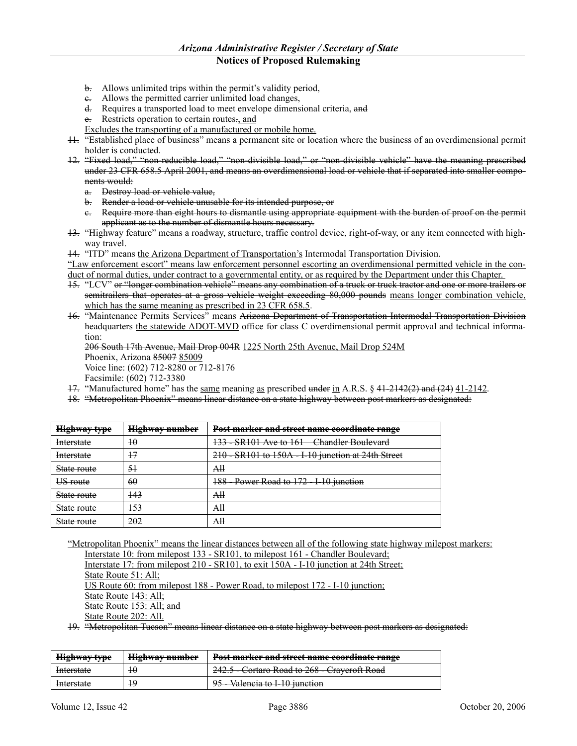b. Allows unlimited trips within the permit's validity period,
c. Allows the permitted carrier unlimited load changes,
d. Requires a transported load to meet envelope dimensional criteria, ~~and~~
e. Restricts operation to certain routes~~.~~, and

Excludes the transporting of a manufactured or mobile home.

11. "Established place of business" means a permanent site or location where the business of an overdimensional permit holder is conducted.

12. ~~"Fixed load," "non-reducible load," "non-divisible load," or "non-divisible vehicle" have the meaning prescribed under 23 CFR 658.5 April 2001, and means an overdimensional load or vehicle that if separated into smaller components would:~~
   a. ~~Destroy load or vehicle value,~~
   b. ~~Render a load or vehicle unusable for its intended purpose, or~~
   c. ~~Require more than eight hours to dismantle using appropriate equipment with the burden of proof on the permit applicant as to the number of dismantle hours necessary.~~

13. "Highway feature" means a roadway, structure, traffic control device, right-of-way, or any item connected with highway travel.

14. "ITD" means the Arizona Department of Transportation's Intermodal Transportation Division.

"Law enforcement escort" means law enforcement personnel escorting an overdimensional permitted vehicle in the conduct of normal duties, under contract to a governmental entity, or as required by the Department under this Chapter.

15. "LCV" ~~or "longer combination vehicle" means any combination of a truck or truck tractor and one or more trailers or semitrailers that operates at a gross vehicle weight exceeding 80,000 pounds~~ means longer combination vehicle, which has the same meaning as prescribed in 23 CFR 658.5.

16. "Maintenance Permits Services" means ~~Arizona Department of Transportation Intermodal Transportation Division headquarters~~ the statewide ADOT-MVD office for class C overdimensional permit approval and technical information:

    ~~206 South 17th Avenue, Mail Drop 004R~~ 1225 North 25th Avenue, Mail Drop 524M
    Phoenix, Arizona ~~85007~~ 85009
    Voice line: (602) 712-8280 or 712-8176
    Facsimile: (602) 712-3380

17. "Manufactured home" has the same meaning as prescribed ~~under~~ in A.R.S. § ~~41-2142(2) and (24)~~ 41-2142.

18. ~~"Metropolitan Phoenix" means linear distance on a state highway between post markers as designated:~~

| ~~Highway type~~ | ~~Highway number~~ | ~~Post marker and street name coordinate range~~ |
|---|---|---|
| ~~Interstate~~ | ~~10~~ | ~~133 - SR101 Ave to 161 – Chandler Boulevard~~ |
| ~~Interstate~~ | ~~17~~ | ~~210 - SR101 to 150A - I-10 junction at 24th Street~~ |
| ~~State route~~ | ~~51~~ | ~~All~~ |
| ~~US route~~ | ~~60~~ | ~~188 - Power Road to 172 - I-10 junction~~ |
| ~~State route~~ | ~~143~~ | ~~All~~ |
| ~~State route~~ | ~~153~~ | ~~All~~ |
| ~~State route~~ | ~~202~~ | ~~All~~ |

"Metropolitan Phoenix" means the linear distances between all of the following state highway milepost markers:
   Interstate 10: from milepost 133 - SR101, to milepost 161 - Chandler Boulevard;
   Interstate 17: from milepost 210 - SR101, to exit 150A - I-10 junction at 24th Street;
   State Route 51: All;
   US Route 60: from milepost 188 - Power Road, to milepost 172 - I-10 junction;
   State Route 143: All;
   State Route 153: All; and
   State Route 202: All.

19. ~~"Metropolitan Tucson" means linear distance on a state highway between post markers as designated:~~

| ~~Highway type~~ | ~~Highway number~~ | ~~Post marker and street name coordinate range~~ |
|---|---|---|
| ~~Interstate~~ | ~~10~~ | ~~242.5 - Cortaro Road to 268 - Craycroft Road~~ |
| ~~Interstate~~ | ~~19~~ | ~~95 - Valencia to I-10 junction~~ |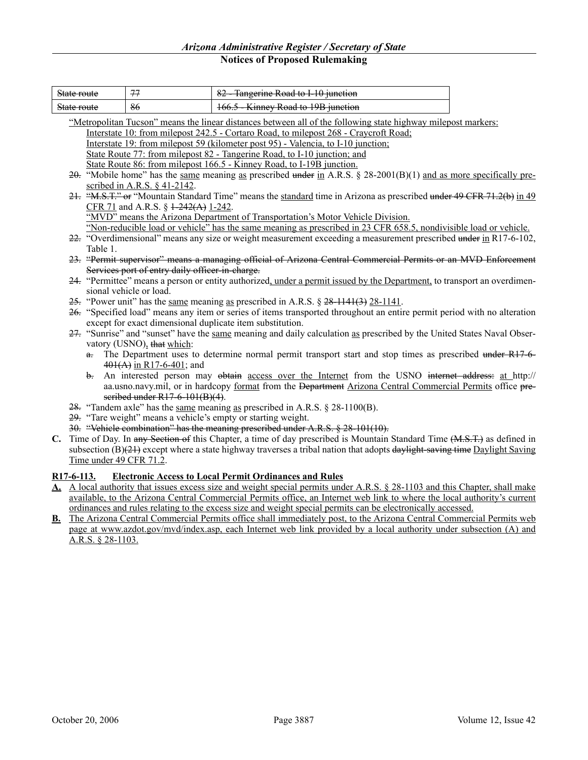| ~~State route~~ | ~~77~~ | ~~82 - Tangerine Road to I-10 junction~~ |
|---|---|---|
| ~~State route~~ | ~~86~~ | ~~166.5 - Kinney Road to 19B junction~~ |

<u>"Metropolitan Tucson" means the linear distances between all of the following state highway milepost markers:</u>
<u>Interstate 10: from milepost 242.5 - Cortaro Road, to milepost 268 - Craycroft Road;</u>
<u>Interstate 19: from milepost 59 (kilometer post 95) - Valencia, to I-10 junction;</u>
<u>State Route 77: from milepost 82 - Tangerine Road, to I-10 junction; and</u>
<u>State Route 86: from milepost 166.5 - Kinney Road, to I-19B junction.</u>

~~20.~~ "Mobile home" has the <u>same</u> meaning <u>as</u> prescribed ~~under~~ <u>in</u> A.R.S. § 28-2001(B)(1) <u>and as more specifically prescribed in A.R.S. § 41-2142</u>.

~~21.~~ ~~"M.S.T." or~~ "Mountain Standard Time" means the <u>standard</u> time in Arizona as prescribed ~~under 49 CFR 71.2(b)~~ <u>in 49 CFR 71</u> and A.R.S. § ~~1-242(A)~~ <u>1-242</u>.

<u>"MVD" means the Arizona Department of Transportation's Motor Vehicle Division.</u>

<u>"Non-reducible load or vehicle" has the same meaning as prescribed in 23 CFR 658.5, nondivisible load or vehicle.</u>

~~22.~~ "Overdimensional" means any size or weight measurement exceeding a measurement prescribed ~~under~~ <u>in</u> R17-6-102, Table 1.

~~23. "Permit supervisor" means a managing official of Arizona Central Commercial Permits or an MVD Enforcement Services port of entry daily officer-in-charge.~~

~~24.~~ "Permittee" means a person or entity authorized<u>, under a permit issued by the Department,</u> to transport an overdimensional vehicle or load.

~~25.~~ "Power unit" has the <u>same</u> meaning <u>as</u> prescribed in A.R.S. § ~~28-1141(3)~~ <u>28-1141</u>.

~~26.~~ "Specified load" means any item or series of items transported throughout an entire permit period with no alteration except for exact dimensional duplicate item substitution.

~~27.~~ "Sunrise" and "sunset" have the <u>same</u> meaning and daily calculation <u>as</u> prescribed by the United States Naval Observatory (USNO)<u>,</u> ~~that~~ <u>which</u>:

- ~~a.~~ The Department uses to determine normal permit transport start and stop times as prescribed ~~under R17-6-401(A)~~ <u>in R17-6-401</u>; and
- ~~b.~~ An interested person may ~~obtain~~ <u>access over the Internet</u> from the USNO ~~internet address:~~ <u>at</u> http://aa.usno.navy.mil, or in hardcopy <u>format</u> from the ~~Department~~ <u>Arizona Central Commercial Permits</u> office ~~prescribed under R17-6-101(B)(4)~~.

~~28.~~ "Tandem axle" has the <u>same</u> meaning <u>as</u> prescribed in A.R.S. § 28-1100(B).

~~29.~~ "Tare weight" means a vehicle's empty or starting weight.

~~30. "Vehicle combination" has the meaning prescribed under A.R.S. § 28-101(10).~~

**C.** Time of Day. In ~~any Section of~~ this Chapter, a time of day prescribed is Mountain Standard Time ~~(M.S.T.)~~ as defined in subsection (B)~~(21)~~ except where a state highway traverses a tribal nation that adopts ~~daylight-saving time~~ <u>Daylight Saving Time under 49 CFR 71.2</u>.

**<u>R17-6-113. Electronic Access to Local Permit Ordinances and Rules</u>**

<u>**A.** A local authority that issues excess size and weight special permits under A.R.S. § 28-1103 and this Chapter, shall make available, to the Arizona Central Commercial Permits office, an Internet web link to where the local authority's current ordinances and rules relating to the excess size and weight special permits can be electronically accessed.</u>

<u>**B.** The Arizona Central Commercial Permits office shall immediately post, to the Arizona Central Commercial Permits web page at www.azdot.gov/mvd/index.asp, each Internet web link provided by a local authority under subsection (A) and A.R.S. § 28-1103.</u>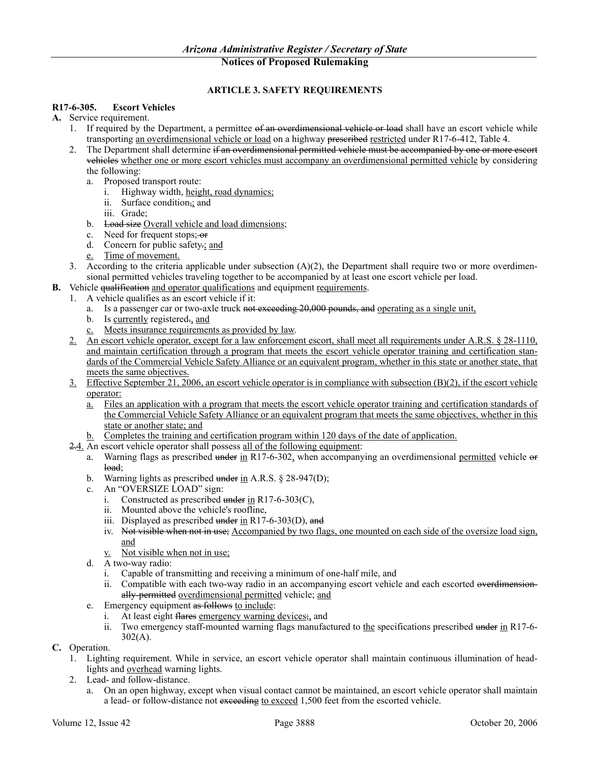### ARTICLE 3. SAFETY REQUIREMENTS

**R17-6-305. Escort Vehicles**

**A.** Service requirement.

1. If required by the Department, a permittee ~~of an overdimensional vehicle or load~~ shall have an escort vehicle while transporting <u>an overdimensional vehicle or load</u> on a highway ~~prescribed~~ <u>restricted</u> under R17-6-412, Table 4.
2. The Department shall determine ~~if an overdimensional permitted vehicle must be accompanied by one or more escort vehicles~~ <u>whether one or more escort vehicles must accompany an overdimensional permitted vehicle</u> by considering the following:
   a. Proposed transport route:
      i. Highway width, <u>height, road dynamics;</u>
      ii. Surface condition~~,~~<u>;</u> and
      iii. Grade;
   b. ~~Load size~~ <u>Overall vehicle and load dimensions;</u>
   c. Need for frequent stops; ~~or~~
   d. Concern for public safety~~.~~<u>; and</u>
   <u>e.</u> <u>Time of movement.</u>
3. According to the criteria applicable under subsection (A)(2), the Department shall require two or more overdimensional permitted vehicles traveling together to be accompanied by at least one escort vehicle per load.

**B.** Vehicle ~~qualification~~ <u>and operator qualifications</u> and equipment <u>requirements</u>.

1. A vehicle qualifies as an escort vehicle if it:
   a. Is a passenger car or two-axle truck ~~not exceeding 20,000 pounds, and~~ <u>operating as a single unit,</u>
   b. Is <u>currently</u> registered~~.~~<u>, and</u>
   <u>c.</u> <u>Meets insurance requirements as provided by law.</u>
<u>2.</u> <u>An escort vehicle operator, except for a law enforcement escort, shall meet all requirements under A.R.S. § 28-1110, and maintain certification through a program that meets the escort vehicle operator training and certification standards of the Commercial Vehicle Safety Alliance or an equivalent program, whether in this state or another state, that meets the same objectives.</u>
<u>3.</u> <u>Effective September 21, 2006, an escort vehicle operator is in compliance with subsection (B)(2), if the escort vehicle operator:</u>
   <u>a.</u> <u>Files an application with a program that meets the escort vehicle operator training and certification standards of the Commercial Vehicle Safety Alliance or an equivalent program that meets the same objectives, whether in this state or another state; and</u>
   <u>b.</u> <u>Completes the training and certification program within 120 days of the date of application.</u>
~~2.~~<u>4.</u> An escort vehicle operator shall possess <u>all of the following equipment</u>:
   a. Warning flags as prescribed ~~under~~ <u>in</u> R17-6-302<u>,</u> when accompanying an overdimensional <u>permitted</u> vehicle ~~or load~~;
   b. Warning lights as prescribed ~~under~~ <u>in</u> A.R.S. § 28-947(D);
   c. An "OVERSIZE LOAD" sign:
      i. Constructed as prescribed ~~under~~ <u>in</u> R17-6-303(C),
      ii. Mounted above the vehicle's roofline,
      iii. Displayed as prescribed ~~under~~ <u>in</u> R17-6-303(D), ~~and~~
      iv. ~~Not visible when not in use;~~ <u>Accompanied by two flags, one mounted on each side of the oversize load sign, and</u>
      <u>v.</u> <u>Not visible when not in use;</u>
   d. A two-way radio:
      i. Capable of transmitting and receiving a minimum of one-half mile, and
      ii. Compatible with each two-way radio in an accompanying escort vehicle and each escorted ~~overdimensionally-permitted~~ <u>overdimensional permitted</u> vehicle; <u>and</u>
   e. Emergency equipment ~~as follows~~ <u>to include</u>:
      i. At least eight ~~flares~~ <u>emergency warning devices</u>~~;~~<u>,</u> and
      ii. Two emergency staff-mounted warning flags manufactured to <u>the</u> specifications prescribed ~~under~~ <u>in</u> R17-6-302(A).

**C.** Operation.

1. Lighting requirement. While in service, an escort vehicle operator shall maintain continuous illumination of headlights and <u>overhead</u> warning lights.
2. Lead- and follow-distance.
   a. On an open highway, except when visual contact cannot be maintained, an escort vehicle operator shall maintain a lead- or follow-distance not ~~exceeding~~ <u>to exceed</u> 1,500 feet from the escorted vehicle.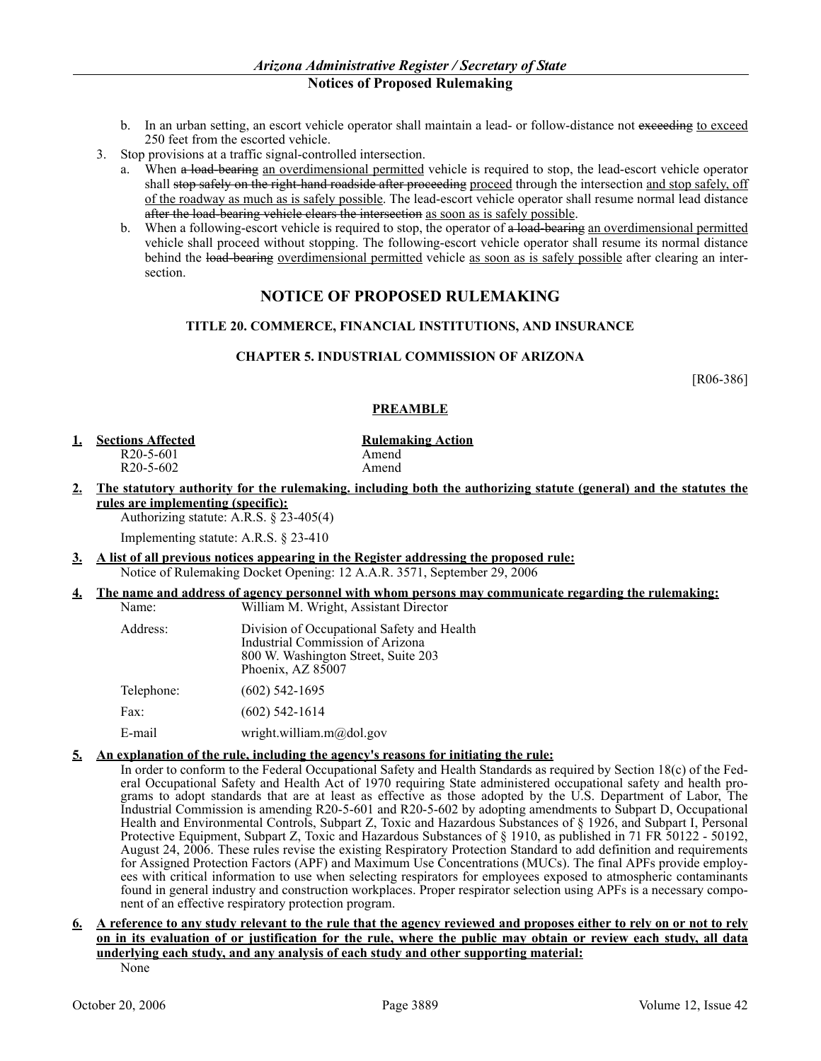b. In an urban setting, an escort vehicle operator shall maintain a lead- or follow-distance not ~~exceeding~~ <u>to exceed</u> 250 feet from the escorted vehicle.

3. Stop provisions at a traffic signal-controlled intersection.

   a. When ~~a load-bearing~~ <u>an overdimensional permitted</u> vehicle is required to stop, the lead-escort vehicle operator shall ~~stop safely on the right-hand roadside after proceeding~~ <u>proceed</u> through the intersection <u>and stop safely, off of the roadway as much as is safely possible</u>. The lead-escort vehicle operator shall resume normal lead distance ~~after the load-bearing vehicle clears the intersection~~ <u>as soon as is safely possible</u>.

   b. When a following-escort vehicle is required to stop, the operator of ~~a load-bearing~~ <u>an overdimensional permitted</u> vehicle shall proceed without stopping. The following-escort vehicle operator shall resume its normal distance behind the ~~load-bearing~~ <u>overdimensional permitted</u> vehicle <u>as soon as is safely possible</u> after clearing an intersection.

## NOTICE OF PROPOSED RULEMAKING

### TITLE 20. COMMERCE, FINANCIAL INSTITUTIONS, AND INSURANCE

### CHAPTER 5. INDUSTRIAL COMMISSION OF ARIZONA

[R06-386]

### PREAMBLE

**1. Sections Affected** / **Rulemaking Action**

| Sections Affected | Rulemaking Action |
| --- | --- |
| R20-5-601 | Amend |
| R20-5-602 | Amend |

**2. The statutory authority for the rulemaking. including both the authorizing statute (general) and the statutes the rules are implementing (specific):**

Authorizing statute: A.R.S. § 23-405(4)

Implementing statute: A.R.S. § 23-410

**3. A list of all previous notices appearing in the Register addressing the proposed rule:**

Notice of Rulemaking Docket Opening: 12 A.A.R. 3571, September 29, 2006

**4. The name and address of agency personnel with whom persons may communicate regarding the rulemaking:**

| | |
| --- | --- |
| Name: | William M. Wright, Assistant Director |
| Address: | Division of Occupational Safety and Health<br>Industrial Commission of Arizona<br>800 W. Washington Street, Suite 203<br>Phoenix, AZ 85007 |
| Telephone: | (602) 542-1695 |
| Fax: | (602) 542-1614 |
| E-mail | wright.william.m@dol.gov |

**5. An explanation of the rule, including the agency's reasons for initiating the rule:**

In order to conform to the Federal Occupational Safety and Health Standards as required by Section 18(c) of the Federal Occupational Safety and Health Act of 1970 requiring State administered occupational safety and health programs to adopt standards that are at least as effective as those adopted by the U.S. Department of Labor, The Industrial Commission is amending R20-5-601 and R20-5-602 by adopting amendments to Subpart D, Occupational Health and Environmental Controls, Subpart Z, Toxic and Hazardous Substances of § 1926, and Subpart I, Personal Protective Equipment, Subpart Z, Toxic and Hazardous Substances of § 1910, as published in 71 FR 50122 - 50192, August 24, 2006. These rules revise the existing Respiratory Protection Standard to add definition and requirements for Assigned Protection Factors (APF) and Maximum Use Concentrations (MUCs). The final APFs provide employees with critical information to use when selecting respirators for employees exposed to atmospheric contaminants found in general industry and construction workplaces. Proper respirator selection using APFs is a necessary component of an effective respiratory protection program.

**6. A reference to any study relevant to the rule that the agency reviewed and proposes either to rely on or not to rely on in its evaluation of or justification for the rule, where the public may obtain or review each study, all data underlying each study, and any analysis of each study and other supporting material:**

None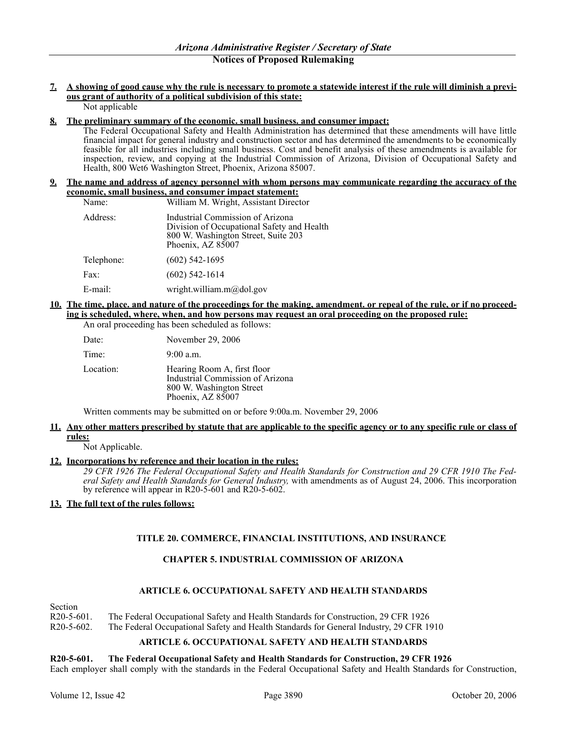**7. A showing of good cause why the rule is necessary to promote a statewide interest if the rule will diminish a previous grant of authority of a political subdivision of this state:**

Not applicable

**8. The preliminary summary of the economic. small business. and consumer impact:**

The Federal Occupational Safety and Health Administration has determined that these amendments will have little financial impact for general industry and construction sector and has determined the amendments to be economically feasible for all industries including small business. Cost and benefit analysis of these amendments is available for inspection, review, and copying at the Industrial Commission of Arizona, Division of Occupational Safety and Health, 800 Wet6 Washington Street, Phoenix, Arizona 85007.

**9. The name and address of agency personnel with whom persons may communicate regarding the accuracy of the economic, small business, and consumer impact statement:**

| | |
|---|---|
| Name: | William M. Wright, Assistant Director |
| Address: | Industrial Commission of Arizona<br>Division of Occupational Safety and Health<br>800 W. Washington Street, Suite 203<br>Phoenix, AZ 85007 |
| Telephone: | (602) 542-1695 |
| Fax: | (602) 542-1614 |
| E-mail: | wright.william.m@dol.gov |

**10. The time, place. and nature of the proceedings for the making, amendment. or repeal of the rule, or if no proceeding is scheduled, where, when, and how persons may request an oral proceeding on the proposed rule:**

An oral proceeding has been scheduled as follows:

| | |
|---|---|
| Date: | November 29, 2006 |
| Time: | 9:00 a.m. |
| Location: | Hearing Room A, first floor<br>Industrial Commission of Arizona<br>800 W. Washington Street<br>Phoenix, AZ 85007 |

Written comments may be submitted on or before 9:00a.m. November 29, 2006

**11. Any other matters prescribed by statute that are applicable to the specific agency or to any specific rule or class of rules:**

Not Applicable.

**12. Incorporations by reference and their location in the rules:**

*29 CFR 1926 The Federal Occupational Safety and Health Standards for Construction and 29 CFR 1910 The Federal Safety and Health Standards for General Industry,* with amendments as of August 24, 2006. This incorporation by reference will appear in R20-5-601 and R20-5-602.

**13. The full text of the rules follows:**

## TITLE 20. COMMERCE, FINANCIAL INSTITUTIONS, AND INSURANCE

## CHAPTER 5. INDUSTRIAL COMMISSION OF ARIZONA

## ARTICLE 6. OCCUPATIONAL SAFETY AND HEALTH STANDARDS

Section
R20-5-601. The Federal Occupational Safety and Health Standards for Construction, 29 CFR 1926
R20-5-602. The Federal Occupational Safety and Health Standards for General Industry, 29 CFR 1910

## ARTICLE 6. OCCUPATIONAL SAFETY AND HEALTH STANDARDS

**R20-5-601. The Federal Occupational Safety and Health Standards for Construction, 29 CFR 1926**

Each employer shall comply with the standards in the Federal Occupational Safety and Health Standards for Construction,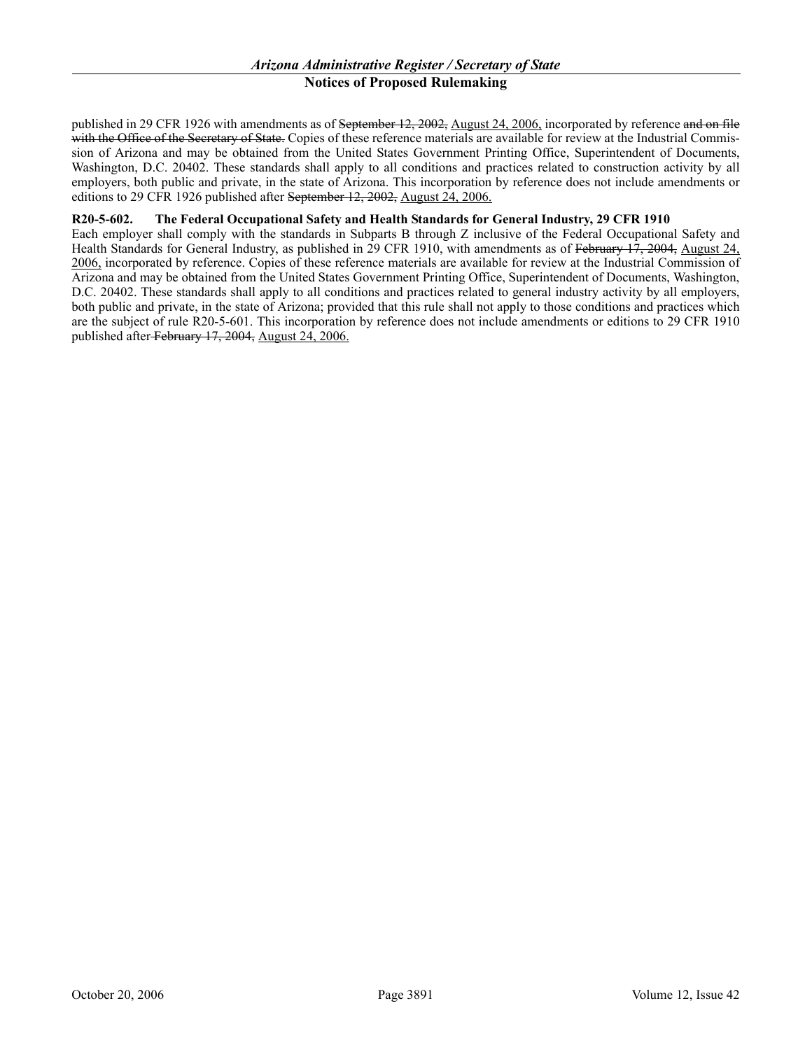published in 29 CFR 1926 with amendments as of ~~September 12, 2002,~~ <u>August 24, 2006,</u> incorporated by reference ~~and on file with the Office of the Secretary of State.~~ Copies of these reference materials are available for review at the Industrial Commission of Arizona and may be obtained from the United States Government Printing Office, Superintendent of Documents, Washington, D.C. 20402. These standards shall apply to all conditions and practices related to construction activity by all employers, both public and private, in the state of Arizona. This incorporation by reference does not include amendments or editions to 29 CFR 1926 published after ~~September 12, 2002,~~ <u>August 24, 2006.</u>

**R20-5-602. The Federal Occupational Safety and Health Standards for General Industry, 29 CFR 1910**

Each employer shall comply with the standards in Subparts B through Z inclusive of the Federal Occupational Safety and Health Standards for General Industry, as published in 29 CFR 1910, with amendments as of ~~February 17, 2004,~~ <u>August 24, 2006,</u> incorporated by reference. Copies of these reference materials are available for review at the Industrial Commission of Arizona and may be obtained from the United States Government Printing Office, Superintendent of Documents, Washington, D.C. 20402. These standards shall apply to all conditions and practices related to general industry activity by all employers, both public and private, in the state of Arizona; provided that this rule shall not apply to those conditions and practices which are the subject of rule R20-5-601. This incorporation by reference does not include amendments or editions to 29 CFR 1910 published after ~~February 17, 2004,~~ <u>August 24, 2006.</u>